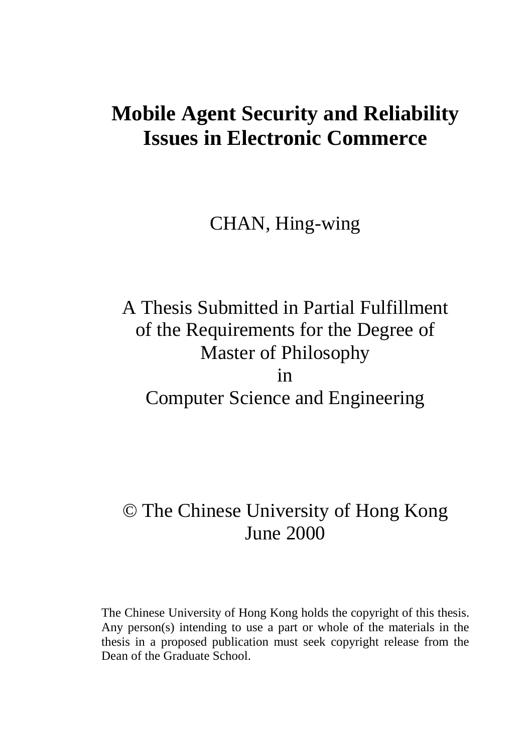# Mobile Agent Security and Reliability Issues in Electronic Commerce

CHAN, Hing-wing

A Thesis Submitted in Partial Fulfillment
of the Requirements for the Degree of
Master of Philosophy
in
Computer Science and Engineering

© The Chinese University of Hong Kong
June 2000

The Chinese University of Hong Kong holds the copyright of this thesis. Any person(s) intending to use a part or whole of the materials in the thesis in a proposed publication must seek copyright release from the Dean of the Graduate School.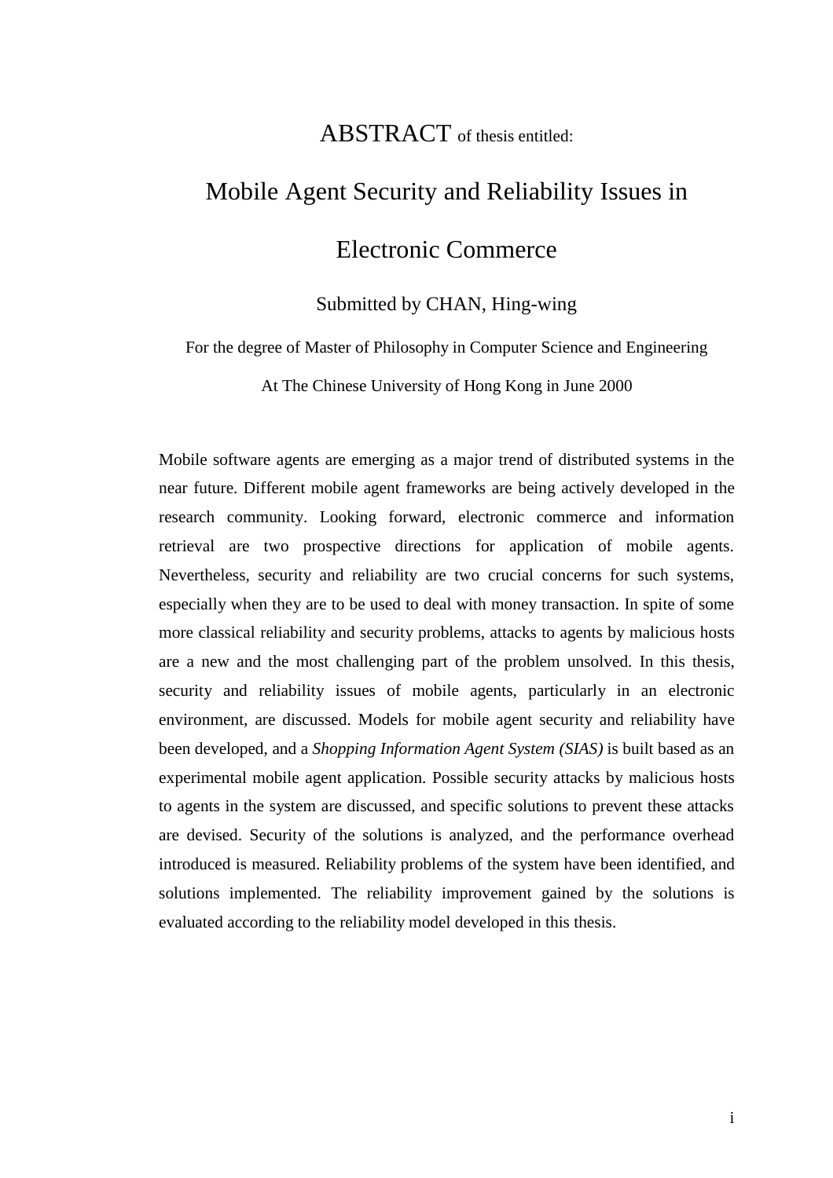ABSTRACT of thesis entitled:

# Mobile Agent Security and Reliability Issues in Electronic Commerce

Submitted by CHAN, Hing-wing

For the degree of Master of Philosophy in Computer Science and Engineering

At The Chinese University of Hong Kong in June 2000

Mobile software agents are emerging as a major trend of distributed systems in the near future. Different mobile agent frameworks are being actively developed in the research community. Looking forward, electronic commerce and information retrieval are two prospective directions for application of mobile agents. Nevertheless, security and reliability are two crucial concerns for such systems, especially when they are to be used to deal with money transaction. In spite of some more classical reliability and security problems, attacks to agents by malicious hosts are a new and the most challenging part of the problem unsolved. In this thesis, security and reliability issues of mobile agents, particularly in an electronic environment, are discussed. Models for mobile agent security and reliability have been developed, and a *Shopping Information Agent System (SIAS)* is built based as an experimental mobile agent application. Possible security attacks by malicious hosts to agents in the system are discussed, and specific solutions to prevent these attacks are devised. Security of the solutions is analyzed, and the performance overhead introduced is measured. Reliability problems of the system have been identified, and solutions implemented. The reliability improvement gained by the solutions is evaluated according to the reliability model developed in this thesis.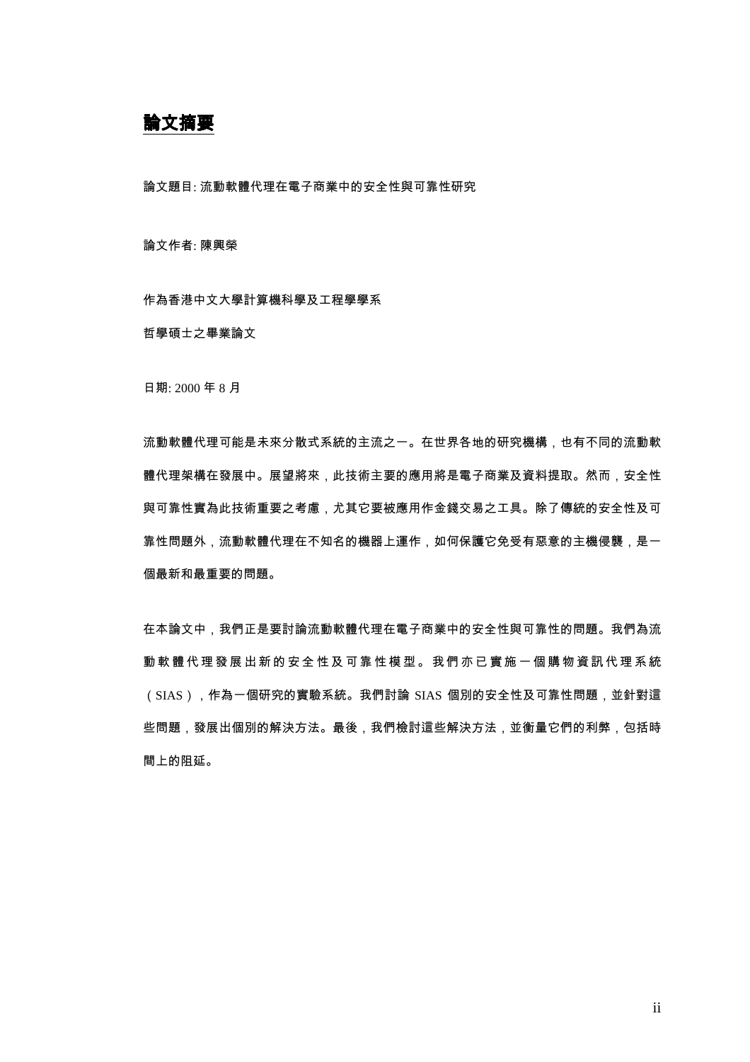# 論文摘要

論文題目: 流動軟體代理在電子商業中的安全性與可靠性研究

論文作者: 陳興榮

作為香港中文大學計算機科學及工程學學系

哲學碩士之畢業論文

日期: 2000 年 8 月

流動軟體代理可能是未來分散式系統的主流之一。在世界各地的研究機構，也有不同的流動軟體代理架構在發展中。展望將來，此技術主要的應用將是電子商業及資料提取。然而，安全性與可靠性實為此技術重要之考慮，尤其它要被應用作金錢交易之工具。除了傳統的安全性及可靠性問題外，流動軟體代理在不知名的機器上運作，如何保護它免受有惡意的主機侵襲，是一個最新和最重要的問題。

在本論文中，我們正是要討論流動軟體代理在電子商業中的安全性與可靠性的問題。我們為流動軟體代理發展出新的安全性及可靠性模型。我們亦已實施一個購物資訊代理系統（SIAS），作為一個研究的實驗系統。我們討論 SIAS 個別的安全性及可靠性問題，並針對這些問題，發展出個別的解決方法。最後，我們檢討這些解決方法，並衡量它們的利弊，包括時間上的阻延。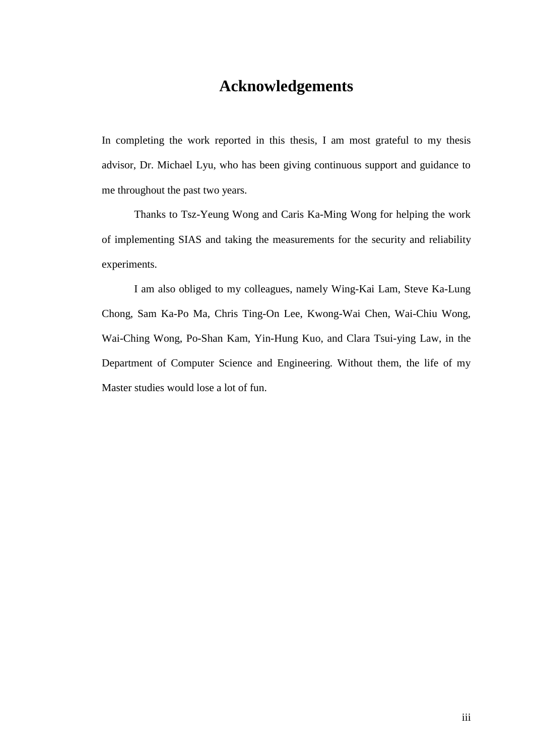# Acknowledgements

In completing the work reported in this thesis, I am most grateful to my thesis advisor, Dr. Michael Lyu, who has been giving continuous support and guidance to me throughout the past two years.

Thanks to Tsz-Yeung Wong and Caris Ka-Ming Wong for helping the work of implementing SIAS and taking the measurements for the security and reliability experiments.

I am also obliged to my colleagues, namely Wing-Kai Lam, Steve Ka-Lung Chong, Sam Ka-Po Ma, Chris Ting-On Lee, Kwong-Wai Chen, Wai-Chiu Wong, Wai-Ching Wong, Po-Shan Kam, Yin-Hung Kuo, and Clara Tsui-ying Law, in the Department of Computer Science and Engineering. Without them, the life of my Master studies would lose a lot of fun.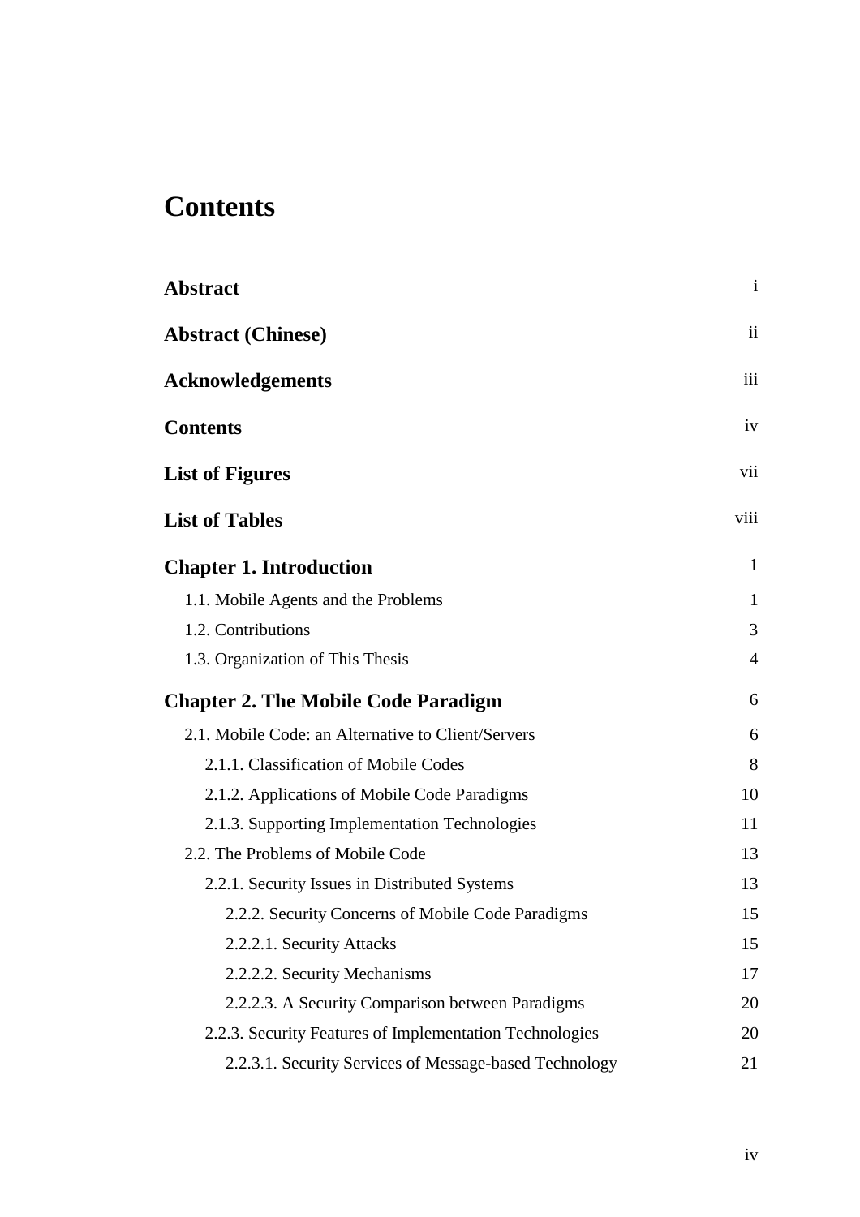# Contents

| | |
|---|---|
| **Abstract** | i |
| **Abstract (Chinese)** | ii |
| **Acknowledgements** | iii |
| **Contents** | iv |
| **List of Figures** | vii |
| **List of Tables** | viii |
| **Chapter 1. Introduction** | 1 |
| 1.1. Mobile Agents and the Problems | 1 |
| 1.2. Contributions | 3 |
| 1.3. Organization of This Thesis | 4 |
| **Chapter 2. The Mobile Code Paradigm** | 6 |
| 2.1. Mobile Code: an Alternative to Client/Servers | 6 |
| 2.1.1. Classification of Mobile Codes | 8 |
| 2.1.2. Applications of Mobile Code Paradigms | 10 |
| 2.1.3. Supporting Implementation Technologies | 11 |
| 2.2. The Problems of Mobile Code | 13 |
| 2.2.1. Security Issues in Distributed Systems | 13 |
| 2.2.2. Security Concerns of Mobile Code Paradigms | 15 |
| 2.2.2.1. Security Attacks | 15 |
| 2.2.2.2. Security Mechanisms | 17 |
| 2.2.2.3. A Security Comparison between Paradigms | 20 |
| 2.2.3. Security Features of Implementation Technologies | 20 |
| 2.2.3.1. Security Services of Message-based Technology | 21 |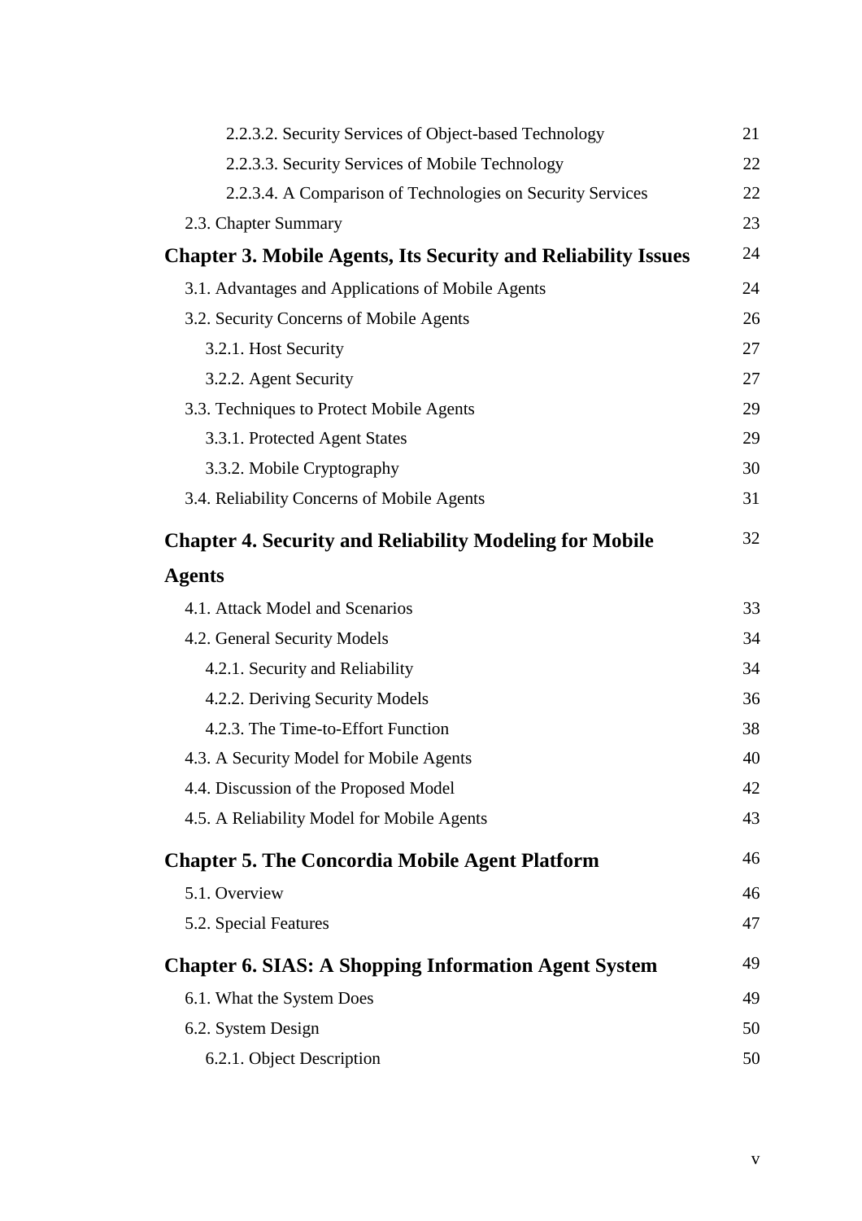2.2.3.2. Security Services of Object-based Technology 21

2.2.3.3. Security Services of Mobile Technology 22

2.2.3.4. A Comparison of Technologies on Security Services 22

2.3. Chapter Summary 23

**Chapter 3. Mobile Agents, Its Security and Reliability Issues** 24

3.1. Advantages and Applications of Mobile Agents 24

3.2. Security Concerns of Mobile Agents 26

3.2.1. Host Security 27

3.2.2. Agent Security 27

3.3. Techniques to Protect Mobile Agents 29

3.3.1. Protected Agent States 29

3.3.2. Mobile Cryptography 30

3.4. Reliability Concerns of Mobile Agents 31

**Chapter 4. Security and Reliability Modeling for Mobile Agents** 32

4.1. Attack Model and Scenarios 33

4.2. General Security Models 34

4.2.1. Security and Reliability 34

4.2.2. Deriving Security Models 36

4.2.3. The Time-to-Effort Function 38

4.3. A Security Model for Mobile Agents 40

4.4. Discussion of the Proposed Model 42

4.5. A Reliability Model for Mobile Agents 43

**Chapter 5. The Concordia Mobile Agent Platform** 46

5.1. Overview 46

5.2. Special Features 47

**Chapter 6. SIAS: A Shopping Information Agent System** 49

6.1. What the System Does 49

6.2. System Design 50

6.2.1. Object Description 50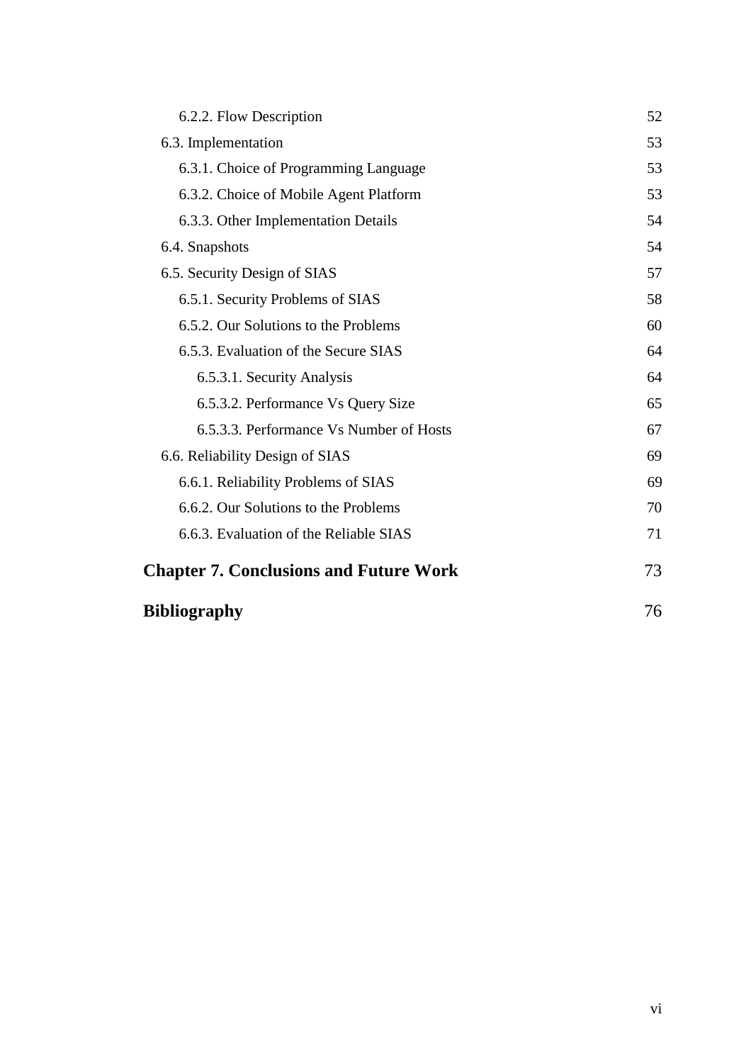6.2.2. Flow Description 52

6.3. Implementation 53

6.3.1. Choice of Programming Language 53

6.3.2. Choice of Mobile Agent Platform 53

6.3.3. Other Implementation Details 54

6.4. Snapshots 54

6.5. Security Design of SIAS 57

6.5.1. Security Problems of SIAS 58

6.5.2. Our Solutions to the Problems 60

6.5.3. Evaluation of the Secure SIAS 64

6.5.3.1. Security Analysis 64

6.5.3.2. Performance Vs Query Size 65

6.5.3.3. Performance Vs Number of Hosts 67

6.6. Reliability Design of SIAS 69

6.6.1. Reliability Problems of SIAS 69

6.6.2. Our Solutions to the Problems 70

6.6.3. Evaluation of the Reliable SIAS 71

**Chapter 7. Conclusions and Future Work** 73

**Bibliography** 76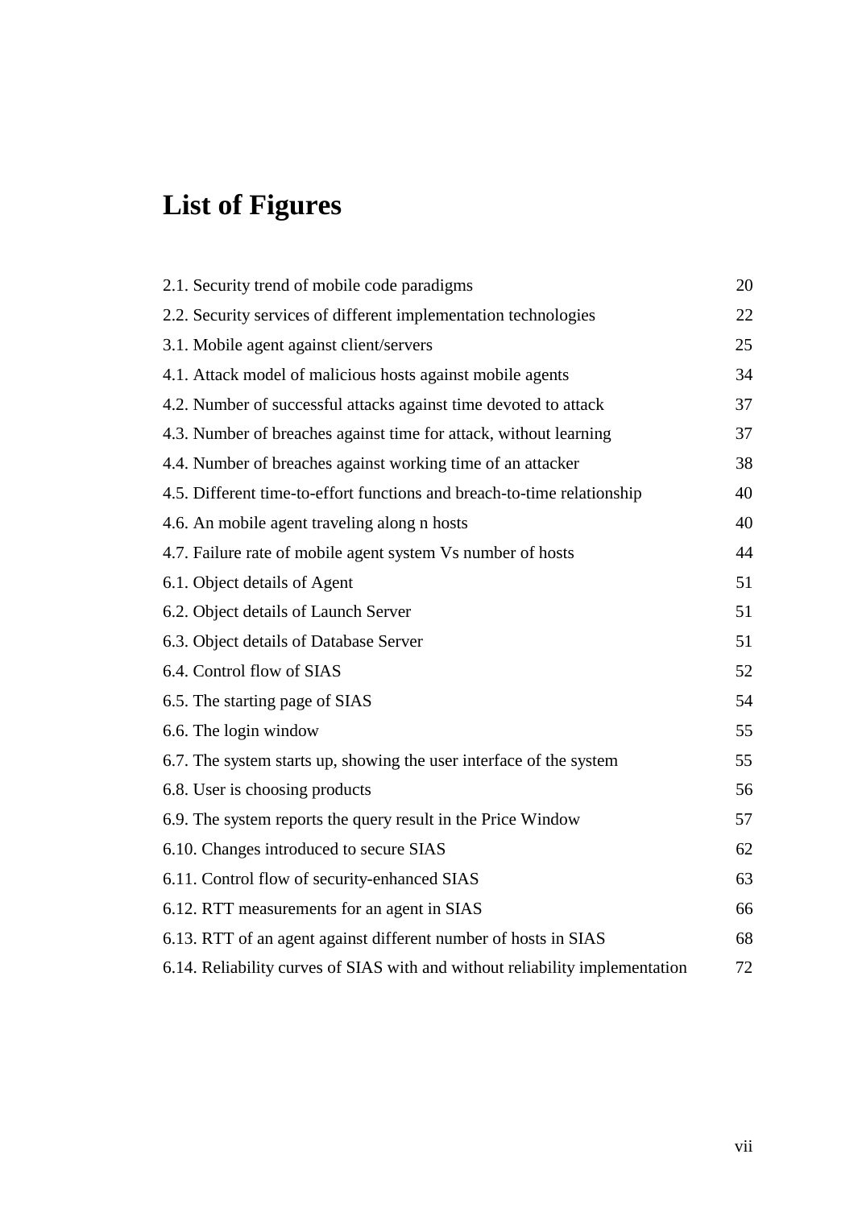# List of Figures

| | |
|---|---|
| 2.1. Security trend of mobile code paradigms | 20 |
| 2.2. Security services of different implementation technologies | 22 |
| 3.1. Mobile agent against client/servers | 25 |
| 4.1. Attack model of malicious hosts against mobile agents | 34 |
| 4.2. Number of successful attacks against time devoted to attack | 37 |
| 4.3. Number of breaches against time for attack, without learning | 37 |
| 4.4. Number of breaches against working time of an attacker | 38 |
| 4.5. Different time-to-effort functions and breach-to-time relationship | 40 |
| 4.6. An mobile agent traveling along n hosts | 40 |
| 4.7. Failure rate of mobile agent system Vs number of hosts | 44 |
| 6.1. Object details of Agent | 51 |
| 6.2. Object details of Launch Server | 51 |
| 6.3. Object details of Database Server | 51 |
| 6.4. Control flow of SIAS | 52 |
| 6.5. The starting page of SIAS | 54 |
| 6.6. The login window | 55 |
| 6.7. The system starts up, showing the user interface of the system | 55 |
| 6.8. User is choosing products | 56 |
| 6.9. The system reports the query result in the Price Window | 57 |
| 6.10. Changes introduced to secure SIAS | 62 |
| 6.11. Control flow of security-enhanced SIAS | 63 |
| 6.12. RTT measurements for an agent in SIAS | 66 |
| 6.13. RTT of an agent against different number of hosts in SIAS | 68 |
| 6.14. Reliability curves of SIAS with and without reliability implementation | 72 |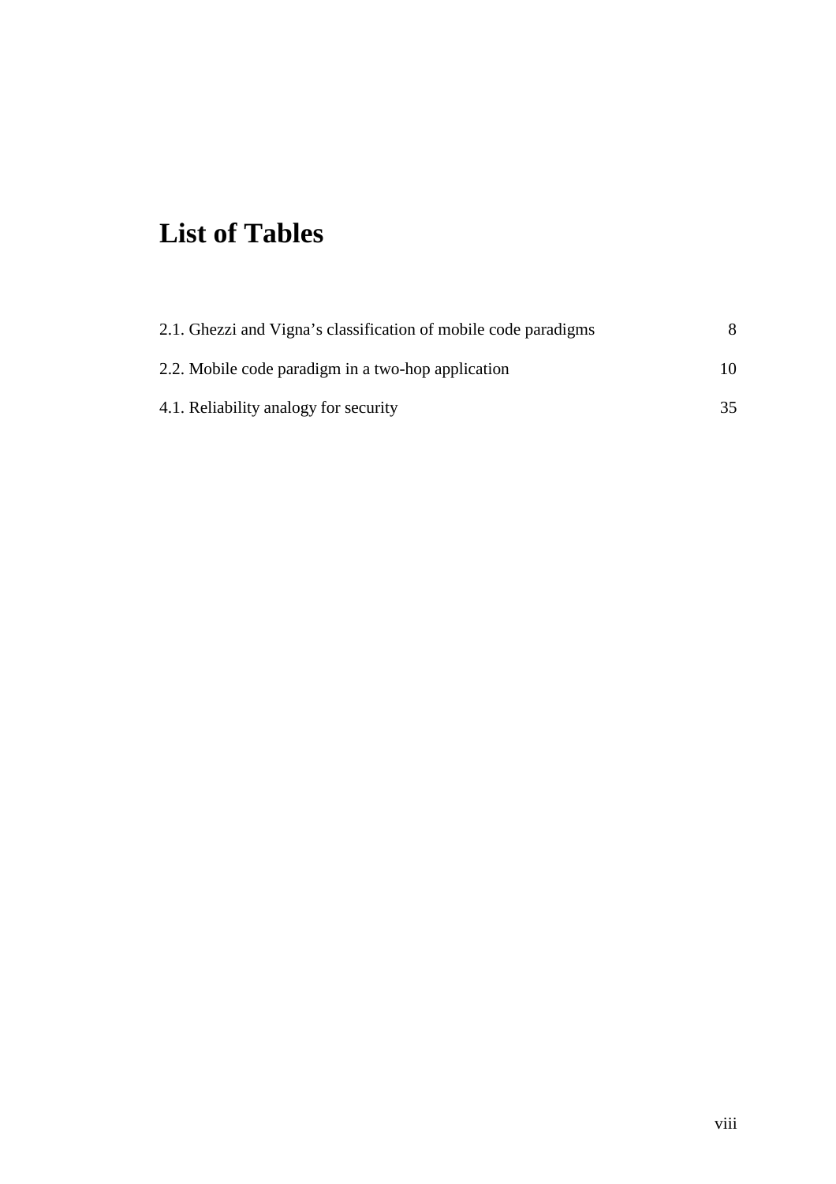# List of Tables

2.1. Ghezzi and Vigna's classification of mobile code paradigms 8

2.2. Mobile code paradigm in a two-hop application 10

4.1. Reliability analogy for security 35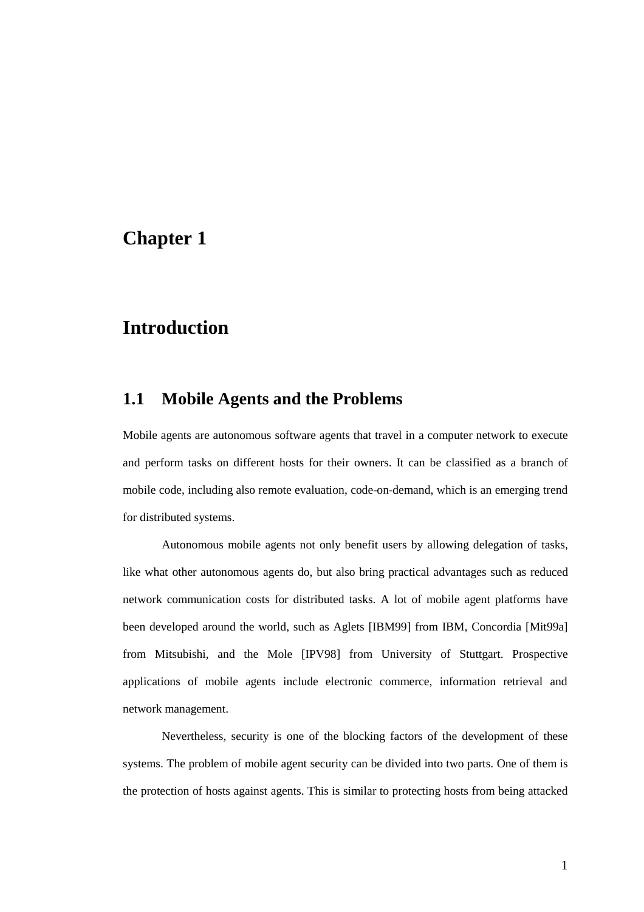# Chapter 1

# Introduction

## 1.1 Mobile Agents and the Problems

Mobile agents are autonomous software agents that travel in a computer network to execute and perform tasks on different hosts for their owners. It can be classified as a branch of mobile code, including also remote evaluation, code-on-demand, which is an emerging trend for distributed systems.

Autonomous mobile agents not only benefit users by allowing delegation of tasks, like what other autonomous agents do, but also bring practical advantages such as reduced network communication costs for distributed tasks. A lot of mobile agent platforms have been developed around the world, such as Aglets [IBM99] from IBM, Concordia [Mit99a] from Mitsubishi, and the Mole [IPV98] from University of Stuttgart. Prospective applications of mobile agents include electronic commerce, information retrieval and network management.

Nevertheless, security is one of the blocking factors of the development of these systems. The problem of mobile agent security can be divided into two parts. One of them is the protection of hosts against agents. This is similar to protecting hosts from being attacked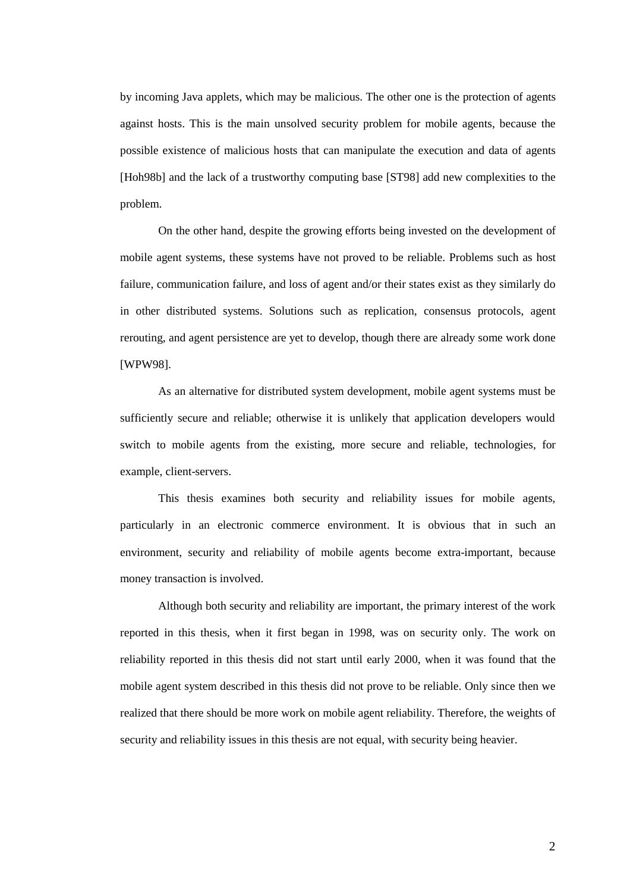by incoming Java applets, which may be malicious. The other one is the protection of agents against hosts. This is the main unsolved security problem for mobile agents, because the possible existence of malicious hosts that can manipulate the execution and data of agents [Hoh98b] and the lack of a trustworthy computing base [ST98] add new complexities to the problem.

On the other hand, despite the growing efforts being invested on the development of mobile agent systems, these systems have not proved to be reliable. Problems such as host failure, communication failure, and loss of agent and/or their states exist as they similarly do in other distributed systems. Solutions such as replication, consensus protocols, agent rerouting, and agent persistence are yet to develop, though there are already some work done [WPW98].

As an alternative for distributed system development, mobile agent systems must be sufficiently secure and reliable; otherwise it is unlikely that application developers would switch to mobile agents from the existing, more secure and reliable, technologies, for example, client-servers.

This thesis examines both security and reliability issues for mobile agents, particularly in an electronic commerce environment. It is obvious that in such an environment, security and reliability of mobile agents become extra-important, because money transaction is involved.

Although both security and reliability are important, the primary interest of the work reported in this thesis, when it first began in 1998, was on security only. The work on reliability reported in this thesis did not start until early 2000, when it was found that the mobile agent system described in this thesis did not prove to be reliable. Only since then we realized that there should be more work on mobile agent reliability. Therefore, the weights of security and reliability issues in this thesis are not equal, with security being heavier.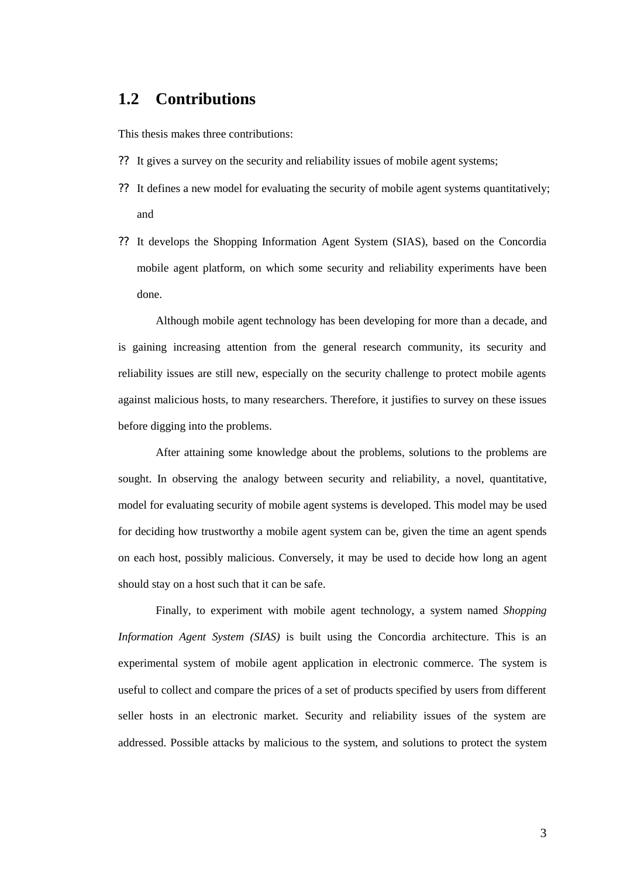## 1.2 Contributions

This thesis makes three contributions:

- It gives a survey on the security and reliability issues of mobile agent systems;
- It defines a new model for evaluating the security of mobile agent systems quantitatively; and
- It develops the Shopping Information Agent System (SIAS), based on the Concordia mobile agent platform, on which some security and reliability experiments have been done.

Although mobile agent technology has been developing for more than a decade, and is gaining increasing attention from the general research community, its security and reliability issues are still new, especially on the security challenge to protect mobile agents against malicious hosts, to many researchers. Therefore, it justifies to survey on these issues before digging into the problems.

After attaining some knowledge about the problems, solutions to the problems are sought. In observing the analogy between security and reliability, a novel, quantitative, model for evaluating security of mobile agent systems is developed. This model may be used for deciding how trustworthy a mobile agent system can be, given the time an agent spends on each host, possibly malicious. Conversely, it may be used to decide how long an agent should stay on a host such that it can be safe.

Finally, to experiment with mobile agent technology, a system named *Shopping Information Agent System (SIAS)* is built using the Concordia architecture. This is an experimental system of mobile agent application in electronic commerce. The system is useful to collect and compare the prices of a set of products specified by users from different seller hosts in an electronic market. Security and reliability issues of the system are addressed. Possible attacks by malicious to the system, and solutions to protect the system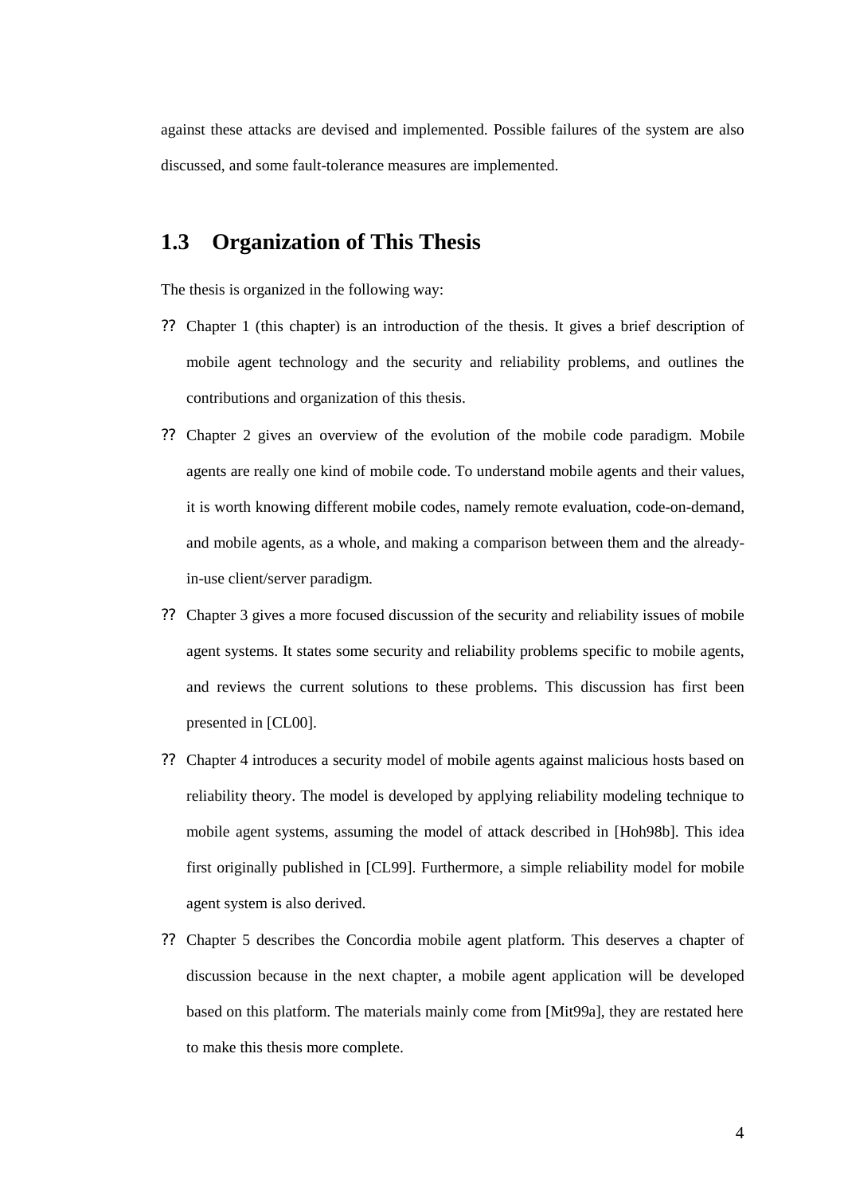against these attacks are devised and implemented. Possible failures of the system are also discussed, and some fault-tolerance measures are implemented.

## 1.3 Organization of This Thesis

The thesis is organized in the following way:

- Chapter 1 (this chapter) is an introduction of the thesis. It gives a brief description of mobile agent technology and the security and reliability problems, and outlines the contributions and organization of this thesis.
- Chapter 2 gives an overview of the evolution of the mobile code paradigm. Mobile agents are really one kind of mobile code. To understand mobile agents and their values, it is worth knowing different mobile codes, namely remote evaluation, code-on-demand, and mobile agents, as a whole, and making a comparison between them and the already-in-use client/server paradigm.
- Chapter 3 gives a more focused discussion of the security and reliability issues of mobile agent systems. It states some security and reliability problems specific to mobile agents, and reviews the current solutions to these problems. This discussion has first been presented in [CL00].
- Chapter 4 introduces a security model of mobile agents against malicious hosts based on reliability theory. The model is developed by applying reliability modeling technique to mobile agent systems, assuming the model of attack described in [Hoh98b]. This idea first originally published in [CL99]. Furthermore, a simple reliability model for mobile agent system is also derived.
- Chapter 5 describes the Concordia mobile agent platform. This deserves a chapter of discussion because in the next chapter, a mobile agent application will be developed based on this platform. The materials mainly come from [Mit99a], they are restated here to make this thesis more complete.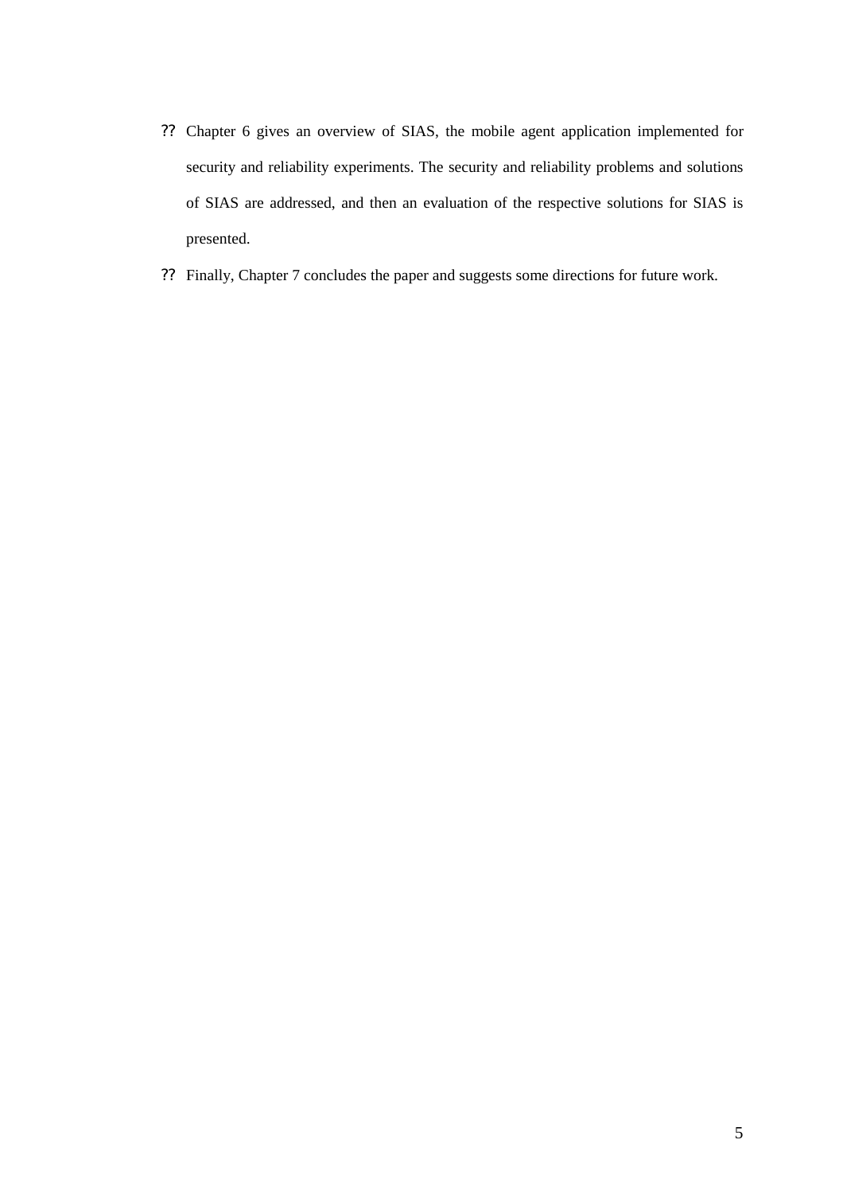- Chapter 6 gives an overview of SIAS, the mobile agent application implemented for security and reliability experiments. The security and reliability problems and solutions of SIAS are addressed, and then an evaluation of the respective solutions for SIAS is presented.
- Finally, Chapter 7 concludes the paper and suggests some directions for future work.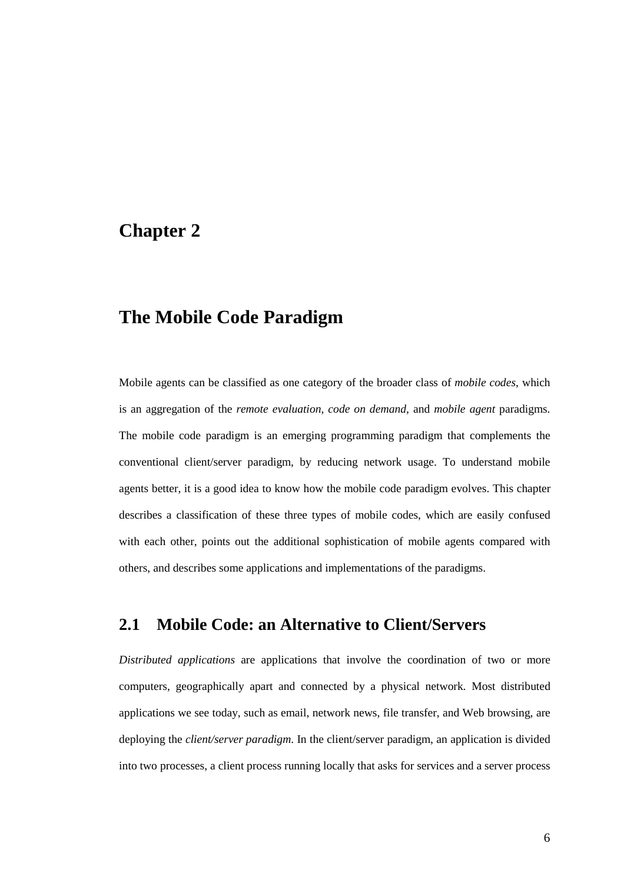# Chapter 2

# The Mobile Code Paradigm

Mobile agents can be classified as one category of the broader class of *mobile codes*, which is an aggregation of the *remote evaluation*, *code on demand*, and *mobile agent* paradigms. The mobile code paradigm is an emerging programming paradigm that complements the conventional client/server paradigm, by reducing network usage. To understand mobile agents better, it is a good idea to know how the mobile code paradigm evolves. This chapter describes a classification of these three types of mobile codes, which are easily confused with each other, points out the additional sophistication of mobile agents compared with others, and describes some applications and implementations of the paradigms.

## 2.1 Mobile Code: an Alternative to Client/Servers

*Distributed applications* are applications that involve the coordination of two or more computers, geographically apart and connected by a physical network. Most distributed applications we see today, such as email, network news, file transfer, and Web browsing, are deploying the *client/server paradigm*. In the client/server paradigm, an application is divided into two processes, a client process running locally that asks for services and a server process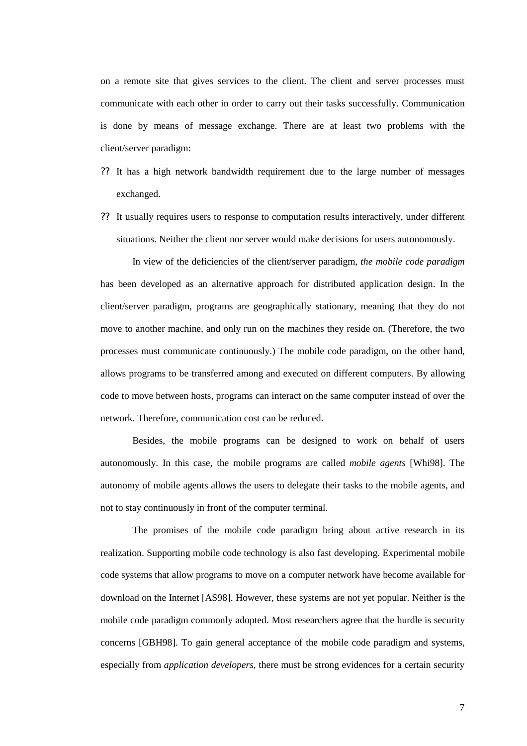on a remote site that gives services to the client. The client and server processes must communicate with each other in order to carry out their tasks successfully. Communication is done by means of message exchange. There are at least two problems with the client/server paradigm:

- It has a high network bandwidth requirement due to the large number of messages exchanged.
- It usually requires users to response to computation results interactively, under different situations. Neither the client nor server would make decisions for users autonomously.

In view of the deficiencies of the client/server paradigm, *the mobile code paradigm* has been developed as an alternative approach for distributed application design. In the client/server paradigm, programs are geographically stationary, meaning that they do not move to another machine, and only run on the machines they reside on. (Therefore, the two processes must communicate continuously.) The mobile code paradigm, on the other hand, allows programs to be transferred among and executed on different computers. By allowing code to move between hosts, programs can interact on the same computer instead of over the network. Therefore, communication cost can be reduced.

Besides, the mobile programs can be designed to work on behalf of users autonomously. In this case, the mobile programs are called *mobile agents* [Whi98]. The autonomy of mobile agents allows the users to delegate their tasks to the mobile agents, and not to stay continuously in front of the computer terminal.

The promises of the mobile code paradigm bring about active research in its realization. Supporting mobile code technology is also fast developing. Experimental mobile code systems that allow programs to move on a computer network have become available for download on the Internet [AS98]. However, these systems are not yet popular. Neither is the mobile code paradigm commonly adopted. Most researchers agree that the hurdle is security concerns [GBH98]. To gain general acceptance of the mobile code paradigm and systems, especially from *application developers*, there must be strong evidences for a certain security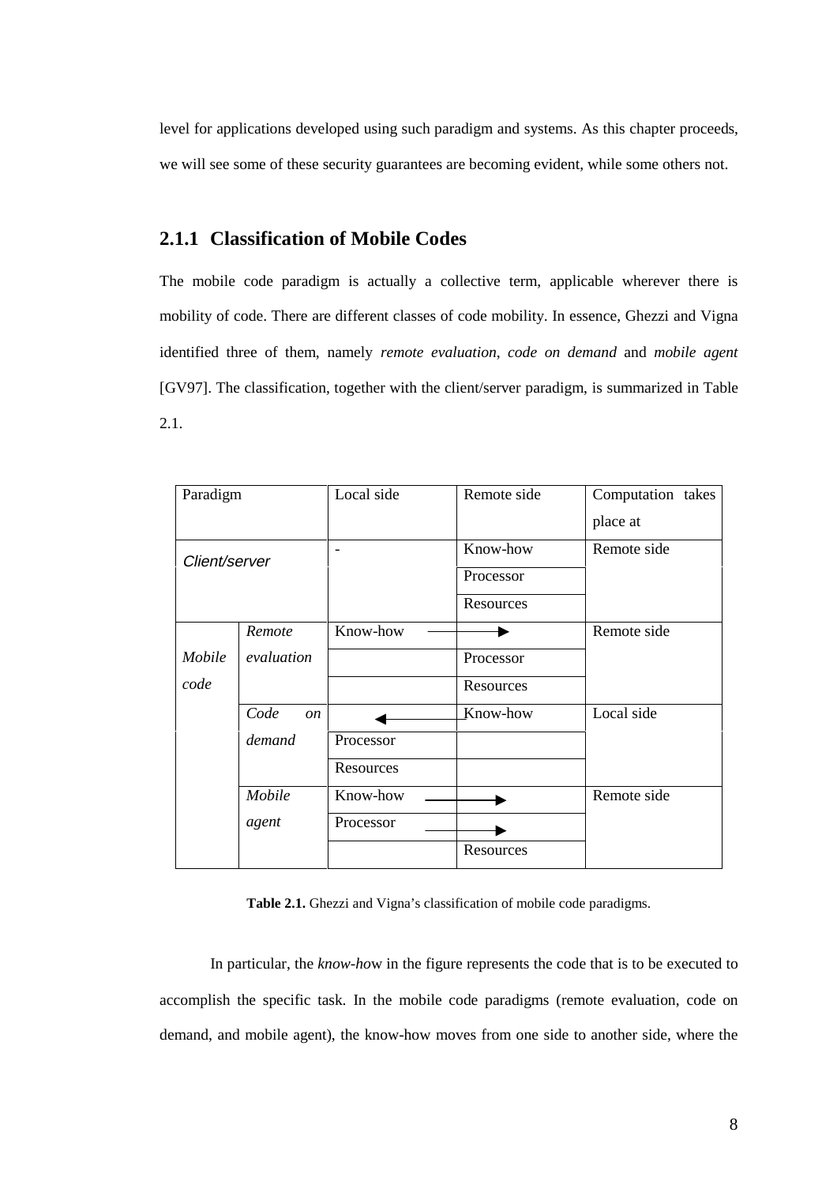level for applications developed using such paradigm and systems. As this chapter proceeds, we will see some of these security guarantees are becoming evident, while some others not.

### 2.1.1 Classification of Mobile Codes

The mobile code paradigm is actually a collective term, applicable wherever there is mobility of code. There are different classes of code mobility. In essence, Ghezzi and Vigna identified three of them, namely *remote evaluation*, *code on demand* and *mobile agent* [GV97]. The classification, together with the client/server paradigm, is summarized in Table 2.1.

| Paradigm | | Local side | Remote side | Computation takes place at |
|---|---|---|---|---|
| *Client/server* | | - | Know-how | Remote side |
| | | | Processor | |
| | | | Resources | |
| *Mobile code* | *Remote evaluation* | Know-how → | | Remote side |
| | | | Processor | |
| | | | Resources | |
| | *Code on demand* | ← | Know-how | Local side |
| | | Processor | | |
| | | Resources | | |
| | *Mobile agent* | Know-how → | | Remote side |
| | | Processor → | | |
| | | | Resources | |

**Table 2.1.** Ghezzi and Vigna's classification of mobile code paradigms.

In particular, the *know-how* in the figure represents the code that is to be executed to accomplish the specific task. In the mobile code paradigms (remote evaluation, code on demand, and mobile agent), the know-how moves from one side to another side, where the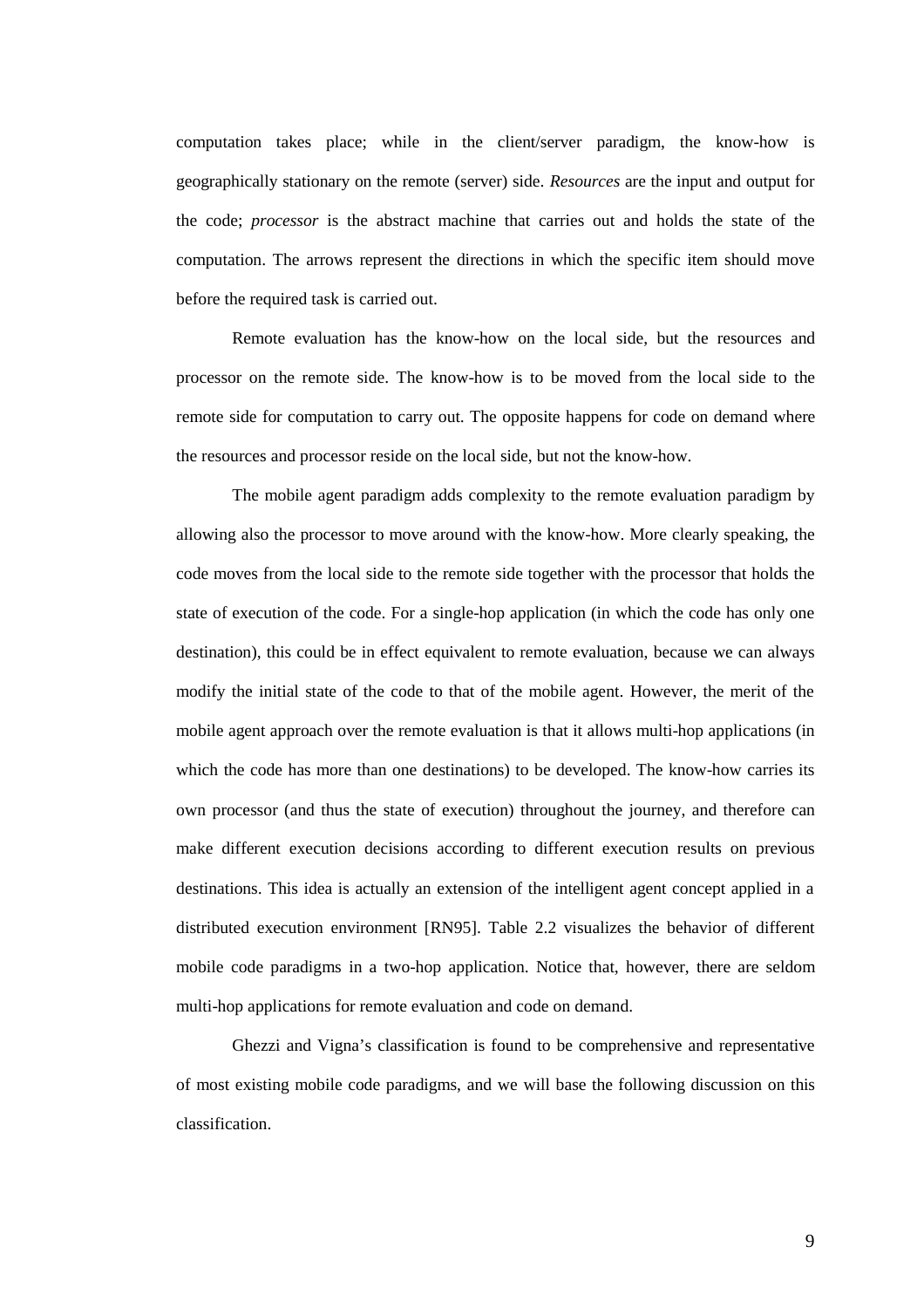computation takes place; while in the client/server paradigm, the know-how is geographically stationary on the remote (server) side. *Resources* are the input and output for the code; *processor* is the abstract machine that carries out and holds the state of the computation. The arrows represent the directions in which the specific item should move before the required task is carried out.

Remote evaluation has the know-how on the local side, but the resources and processor on the remote side. The know-how is to be moved from the local side to the remote side for computation to carry out. The opposite happens for code on demand where the resources and processor reside on the local side, but not the know-how.

The mobile agent paradigm adds complexity to the remote evaluation paradigm by allowing also the processor to move around with the know-how. More clearly speaking, the code moves from the local side to the remote side together with the processor that holds the state of execution of the code. For a single-hop application (in which the code has only one destination), this could be in effect equivalent to remote evaluation, because we can always modify the initial state of the code to that of the mobile agent. However, the merit of the mobile agent approach over the remote evaluation is that it allows multi-hop applications (in which the code has more than one destinations) to be developed. The know-how carries its own processor (and thus the state of execution) throughout the journey, and therefore can make different execution decisions according to different execution results on previous destinations. This idea is actually an extension of the intelligent agent concept applied in a distributed execution environment [RN95]. Table 2.2 visualizes the behavior of different mobile code paradigms in a two-hop application. Notice that, however, there are seldom multi-hop applications for remote evaluation and code on demand.

Ghezzi and Vigna's classification is found to be comprehensive and representative of most existing mobile code paradigms, and we will base the following discussion on this classification.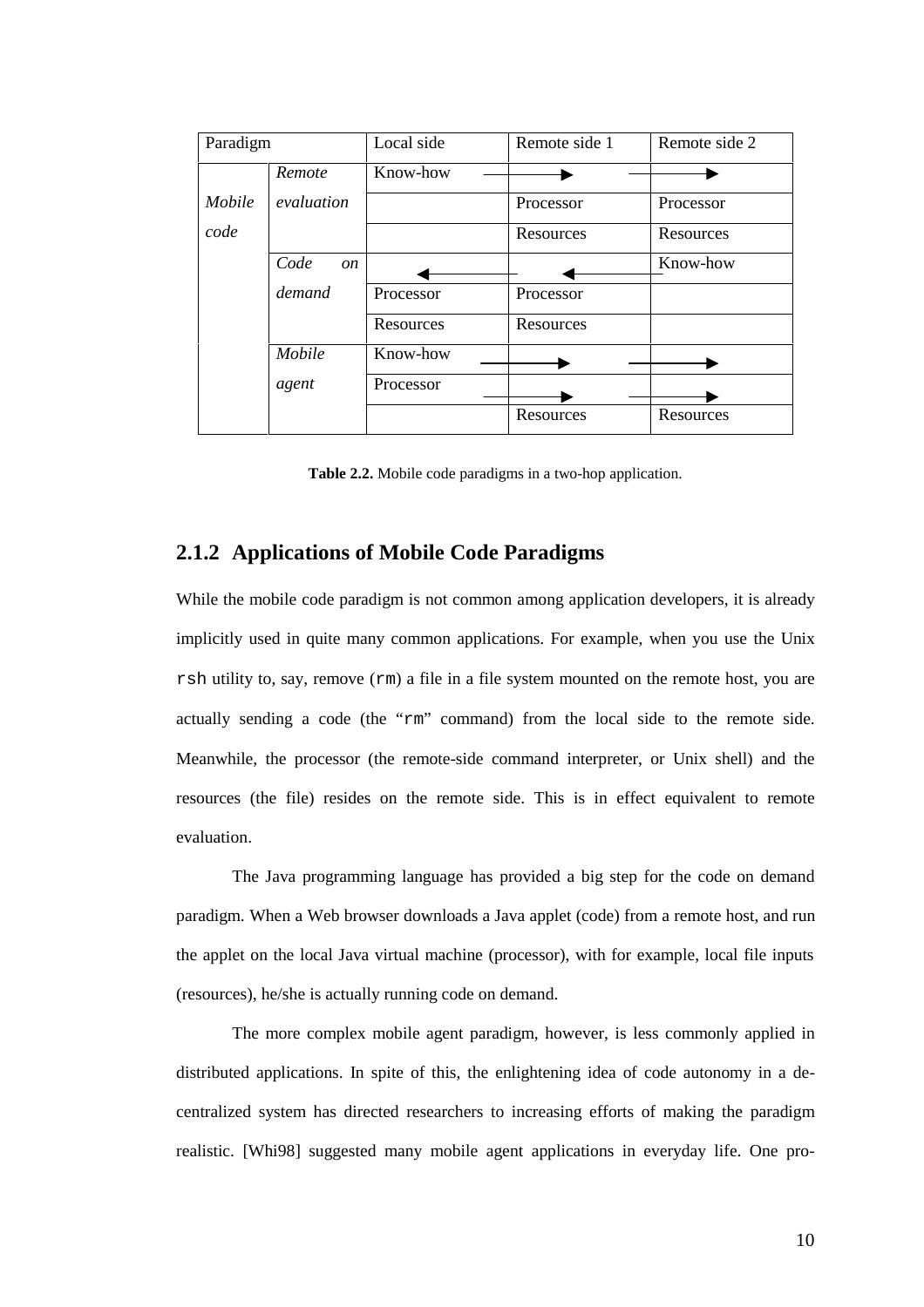| Paradigm | | Local side | Remote side 1 | Remote side 2 |
|---|---|---|---|---|
| *Mobile code* | *Remote evaluation* | Know-how | → | → |
| | | | Processor | Processor |
| | | | Resources | Resources |
| | *Code on demand* | ← | ← | Know-how |
| | | Processor | Processor | |
| | | Resources | Resources | |
| | *Mobile agent* | Know-how | → | → |
| | | Processor | → | → |
| | | | Resources | Resources |

**Table 2.2.** Mobile code paradigms in a two-hop application.

### 2.1.2 Applications of Mobile Code Paradigms

While the mobile code paradigm is not common among application developers, it is already implicitly used in quite many common applications. For example, when you use the Unix `rsh` utility to, say, remove (`rm`) a file in a file system mounted on the remote host, you are actually sending a code (the "`rm`" command) from the local side to the remote side. Meanwhile, the processor (the remote-side command interpreter, or Unix shell) and the resources (the file) resides on the remote side. This is in effect equivalent to remote evaluation.

The Java programming language has provided a big step for the code on demand paradigm. When a Web browser downloads a Java applet (code) from a remote host, and run the applet on the local Java virtual machine (processor), with for example, local file inputs (resources), he/she is actually running code on demand.

The more complex mobile agent paradigm, however, is less commonly applied in distributed applications. In spite of this, the enlightening idea of code autonomy in a de-centralized system has directed researchers to increasing efforts of making the paradigm realistic. [Whi98] suggested many mobile agent applications in everyday life. One pro-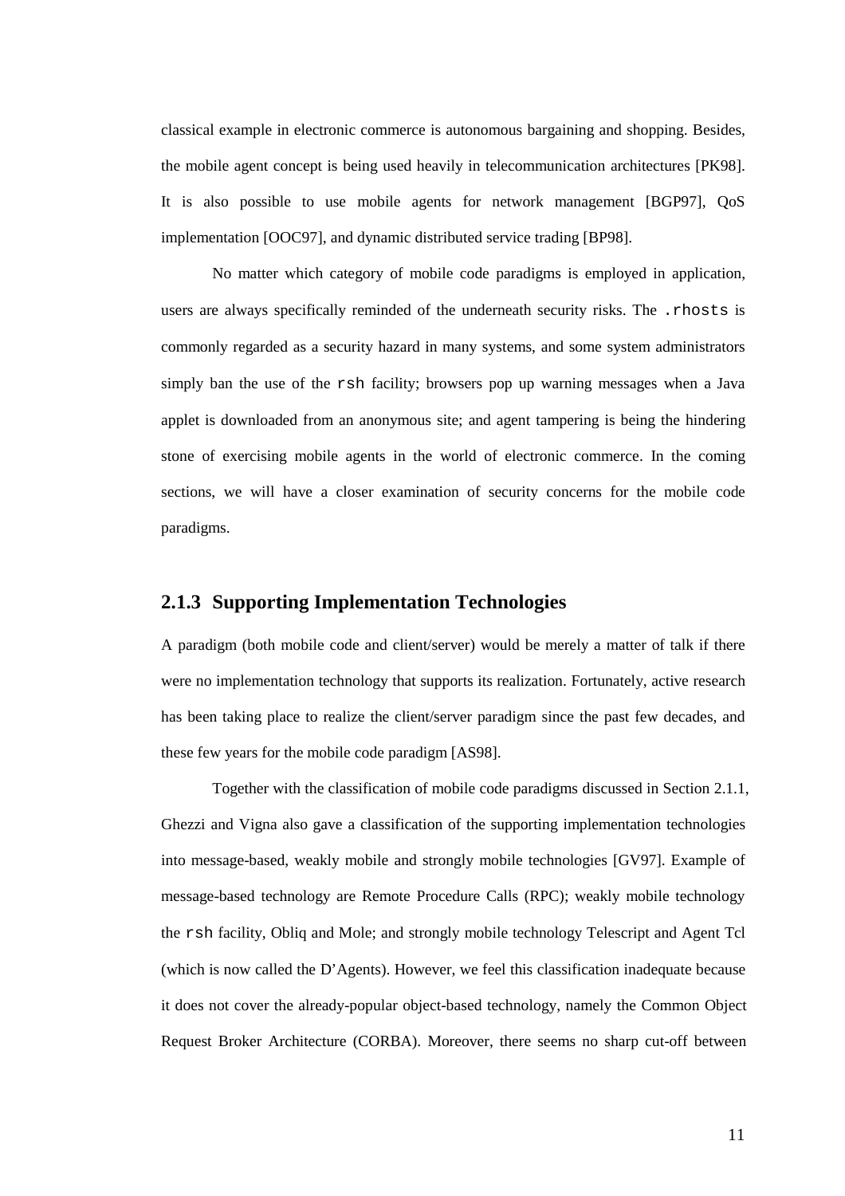classical example in electronic commerce is autonomous bargaining and shopping. Besides, the mobile agent concept is being used heavily in telecommunication architectures [PK98]. It is also possible to use mobile agents for network management [BGP97], QoS implementation [OOC97], and dynamic distributed service trading [BP98].

No matter which category of mobile code paradigms is employed in application, users are always specifically reminded of the underneath security risks. The `.rhosts` is commonly regarded as a security hazard in many systems, and some system administrators simply ban the use of the `rsh` facility; browsers pop up warning messages when a Java applet is downloaded from an anonymous site; and agent tampering is being the hindering stone of exercising mobile agents in the world of electronic commerce. In the coming sections, we will have a closer examination of security concerns for the mobile code paradigms.

### 2.1.3 Supporting Implementation Technologies

A paradigm (both mobile code and client/server) would be merely a matter of talk if there were no implementation technology that supports its realization. Fortunately, active research has been taking place to realize the client/server paradigm since the past few decades, and these few years for the mobile code paradigm [AS98].

Together with the classification of mobile code paradigms discussed in Section 2.1.1, Ghezzi and Vigna also gave a classification of the supporting implementation technologies into message-based, weakly mobile and strongly mobile technologies [GV97]. Example of message-based technology are Remote Procedure Calls (RPC); weakly mobile technology the `rsh` facility, Obliq and Mole; and strongly mobile technology Telescript and Agent Tcl (which is now called the D'Agents). However, we feel this classification inadequate because it does not cover the already-popular object-based technology, namely the Common Object Request Broker Architecture (CORBA). Moreover, there seems no sharp cut-off between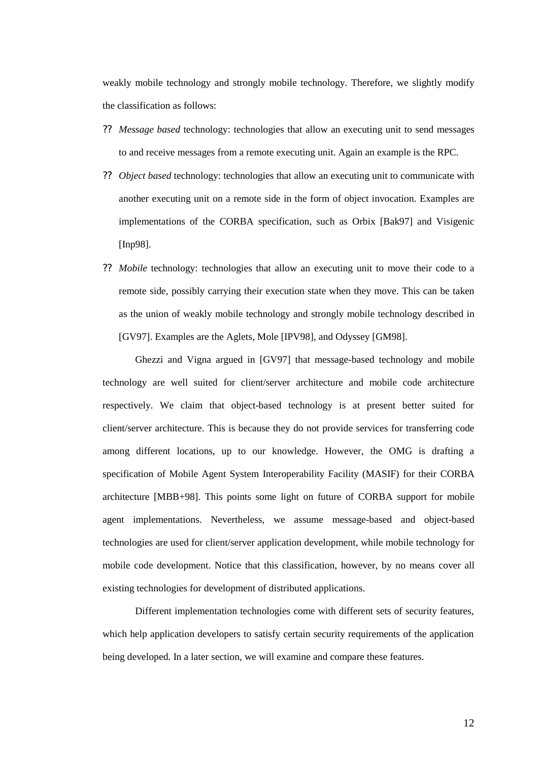weakly mobile technology and strongly mobile technology. Therefore, we slightly modify the classification as follows:

- *Message based* technology: technologies that allow an executing unit to send messages to and receive messages from a remote executing unit. Again an example is the RPC.
- *Object based* technology: technologies that allow an executing unit to communicate with another executing unit on a remote side in the form of object invocation. Examples are implementations of the CORBA specification, such as Orbix [Bak97] and Visigenic [Inp98].
- *Mobile* technology: technologies that allow an executing unit to move their code to a remote side, possibly carrying their execution state when they move. This can be taken as the union of weakly mobile technology and strongly mobile technology described in [GV97]. Examples are the Aglets, Mole [IPV98], and Odyssey [GM98].

Ghezzi and Vigna argued in [GV97] that message-based technology and mobile technology are well suited for client/server architecture and mobile code architecture respectively. We claim that object-based technology is at present better suited for client/server architecture. This is because they do not provide services for transferring code among different locations, up to our knowledge. However, the OMG is drafting a specification of Mobile Agent System Interoperability Facility (MASIF) for their CORBA architecture [MBB+98]. This points some light on future of CORBA support for mobile agent implementations. Nevertheless, we assume message-based and object-based technologies are used for client/server application development, while mobile technology for mobile code development. Notice that this classification, however, by no means cover all existing technologies for development of distributed applications.

Different implementation technologies come with different sets of security features, which help application developers to satisfy certain security requirements of the application being developed. In a later section, we will examine and compare these features.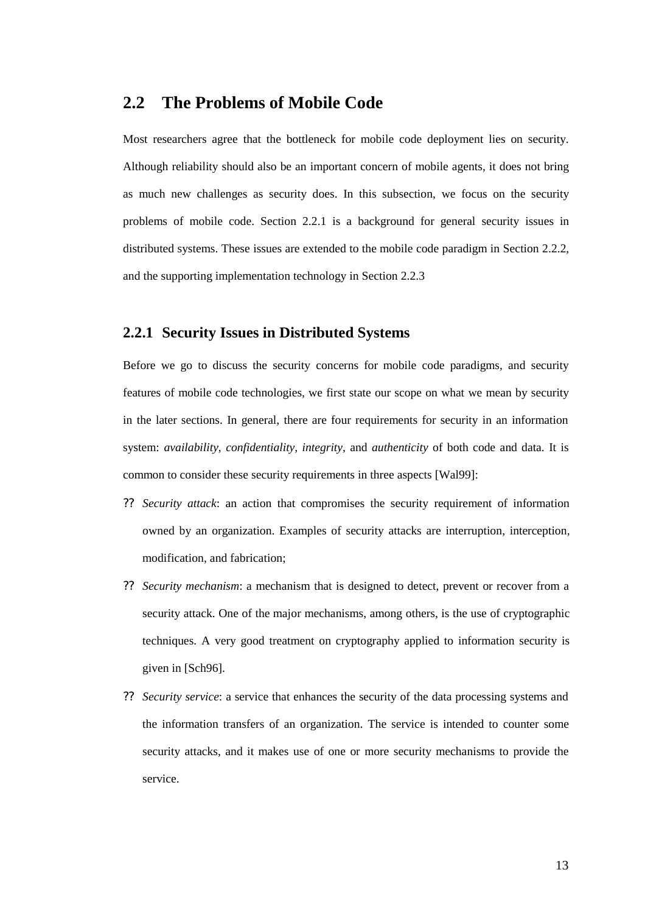## 2.2 The Problems of Mobile Code

Most researchers agree that the bottleneck for mobile code deployment lies on security. Although reliability should also be an important concern of mobile agents, it does not bring as much new challenges as security does. In this subsection, we focus on the security problems of mobile code. Section 2.2.1 is a background for general security issues in distributed systems. These issues are extended to the mobile code paradigm in Section 2.2.2, and the supporting implementation technology in Section 2.2.3

### 2.2.1 Security Issues in Distributed Systems

Before we go to discuss the security concerns for mobile code paradigms, and security features of mobile code technologies, we first state our scope on what we mean by security in the later sections. In general, there are four requirements for security in an information system: *availability*, *confidentiality*, *integrity*, and *authenticity* of both code and data. It is common to consider these security requirements in three aspects [Wal99]:

- *Security attack*: an action that compromises the security requirement of information owned by an organization. Examples of security attacks are interruption, interception, modification, and fabrication;
- *Security mechanism*: a mechanism that is designed to detect, prevent or recover from a security attack. One of the major mechanisms, among others, is the use of cryptographic techniques. A very good treatment on cryptography applied to information security is given in [Sch96].
- *Security service*: a service that enhances the security of the data processing systems and the information transfers of an organization. The service is intended to counter some security attacks, and it makes use of one or more security mechanisms to provide the service.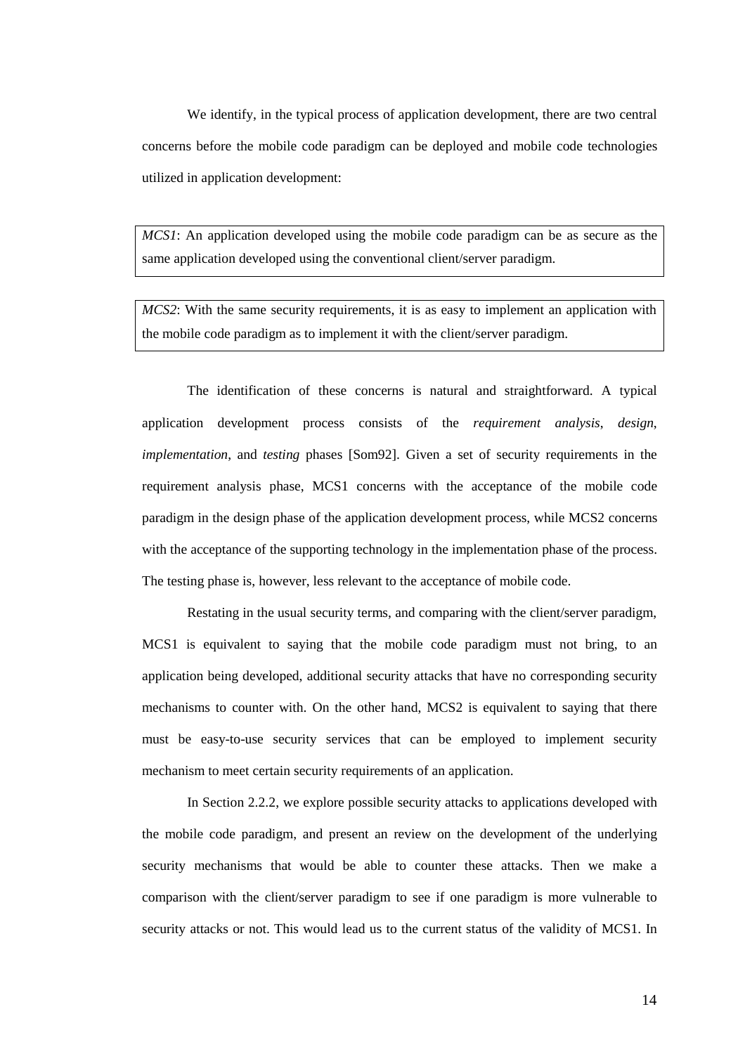We identify, in the typical process of application development, there are two central concerns before the mobile code paradigm can be deployed and mobile code technologies utilized in application development:

> *MCS1*: An application developed using the mobile code paradigm can be as secure as the same application developed using the conventional client/server paradigm.

> *MCS2*: With the same security requirements, it is as easy to implement an application with the mobile code paradigm as to implement it with the client/server paradigm.

The identification of these concerns is natural and straightforward. A typical application development process consists of the *requirement analysis*, *design*, *implementation*, and *testing* phases [Som92]. Given a set of security requirements in the requirement analysis phase, MCS1 concerns with the acceptance of the mobile code paradigm in the design phase of the application development process, while MCS2 concerns with the acceptance of the supporting technology in the implementation phase of the process. The testing phase is, however, less relevant to the acceptance of mobile code.

Restating in the usual security terms, and comparing with the client/server paradigm, MCS1 is equivalent to saying that the mobile code paradigm must not bring, to an application being developed, additional security attacks that have no corresponding security mechanisms to counter with. On the other hand, MCS2 is equivalent to saying that there must be easy-to-use security services that can be employed to implement security mechanism to meet certain security requirements of an application.

In Section 2.2.2, we explore possible security attacks to applications developed with the mobile code paradigm, and present an review on the development of the underlying security mechanisms that would be able to counter these attacks. Then we make a comparison with the client/server paradigm to see if one paradigm is more vulnerable to security attacks or not. This would lead us to the current status of the validity of MCS1. In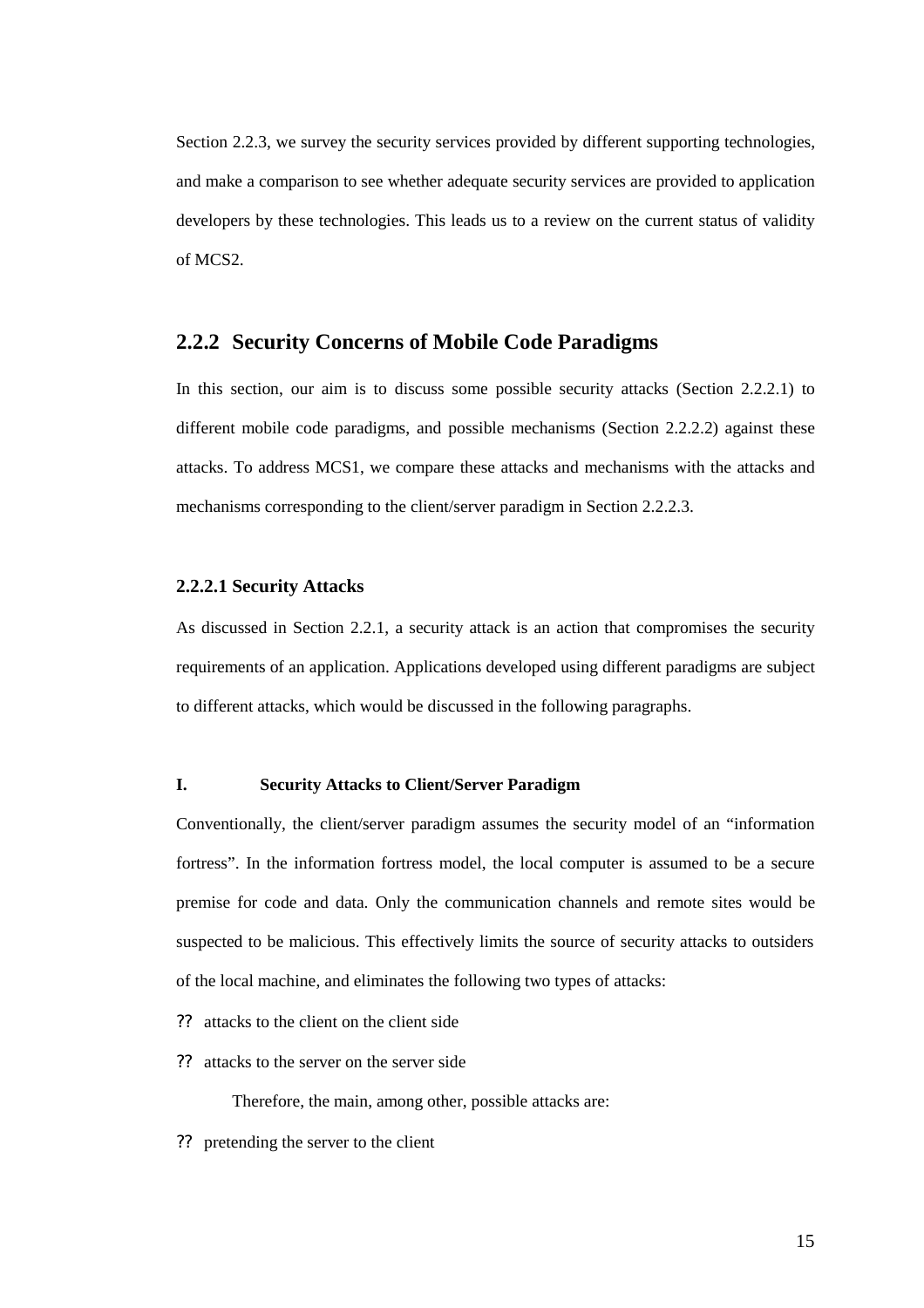Section 2.2.3, we survey the security services provided by different supporting technologies, and make a comparison to see whether adequate security services are provided to application developers by these technologies. This leads us to a review on the current status of validity of MCS2.

### 2.2.2 Security Concerns of Mobile Code Paradigms

In this section, our aim is to discuss some possible security attacks (Section 2.2.2.1) to different mobile code paradigms, and possible mechanisms (Section 2.2.2.2) against these attacks. To address MCS1, we compare these attacks and mechanisms with the attacks and mechanisms corresponding to the client/server paradigm in Section 2.2.2.3.

#### 2.2.2.1 Security Attacks

As discussed in Section 2.2.1, a security attack is an action that compromises the security requirements of an application. Applications developed using different paradigms are subject to different attacks, which would be discussed in the following paragraphs.

**I. Security Attacks to Client/Server Paradigm**

Conventionally, the client/server paradigm assumes the security model of an "information fortress". In the information fortress model, the local computer is assumed to be a secure premise for code and data. Only the communication channels and remote sites would be suspected to be malicious. This effectively limits the source of security attacks to outsiders of the local machine, and eliminates the following two types of attacks:

- attacks to the client on the client side
- attacks to the server on the server side

Therefore, the main, among other, possible attacks are:

- pretending the server to the client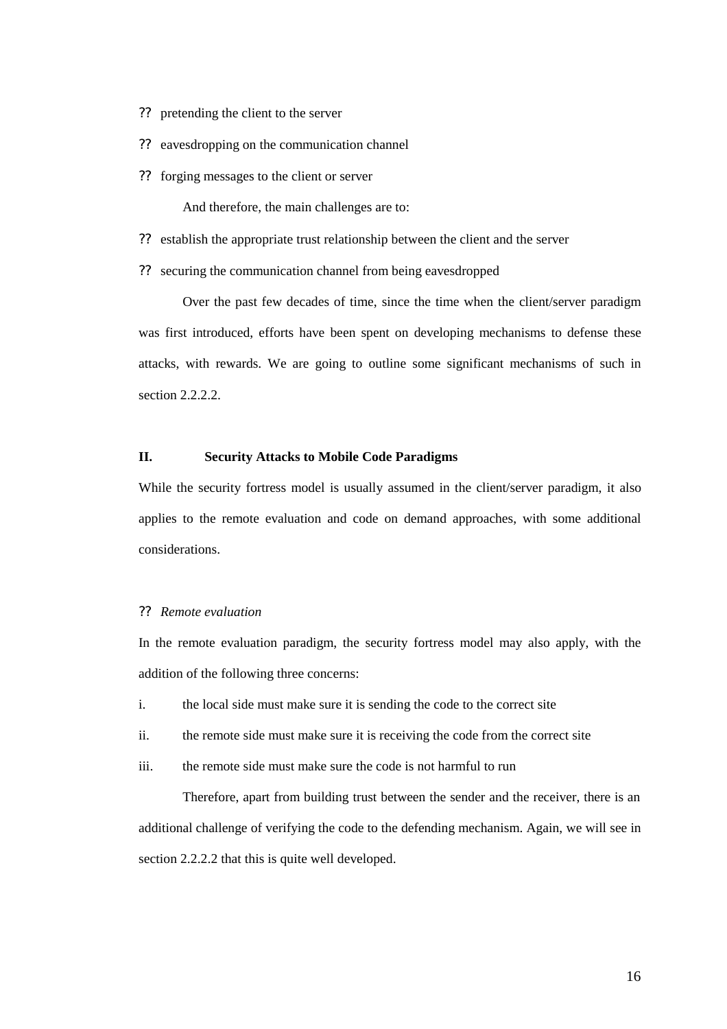?? pretending the client to the server

?? eavesdropping on the communication channel

?? forging messages to the client or server

And therefore, the main challenges are to:

?? establish the appropriate trust relationship between the client and the server

?? securing the communication channel from being eavesdropped

Over the past few decades of time, since the time when the client/server paradigm was first introduced, efforts have been spent on developing mechanisms to defense these attacks, with rewards. We are going to outline some significant mechanisms of such in section 2.2.2.2.

### II. Security Attacks to Mobile Code Paradigms

While the security fortress model is usually assumed in the client/server paradigm, it also applies to the remote evaluation and code on demand approaches, with some additional considerations.

?? *Remote evaluation*

In the remote evaluation paradigm, the security fortress model may also apply, with the addition of the following three concerns:

i. the local side must make sure it is sending the code to the correct site

ii. the remote side must make sure it is receiving the code from the correct site

iii. the remote side must make sure the code is not harmful to run

Therefore, apart from building trust between the sender and the receiver, there is an additional challenge of verifying the code to the defending mechanism. Again, we will see in section 2.2.2.2 that this is quite well developed.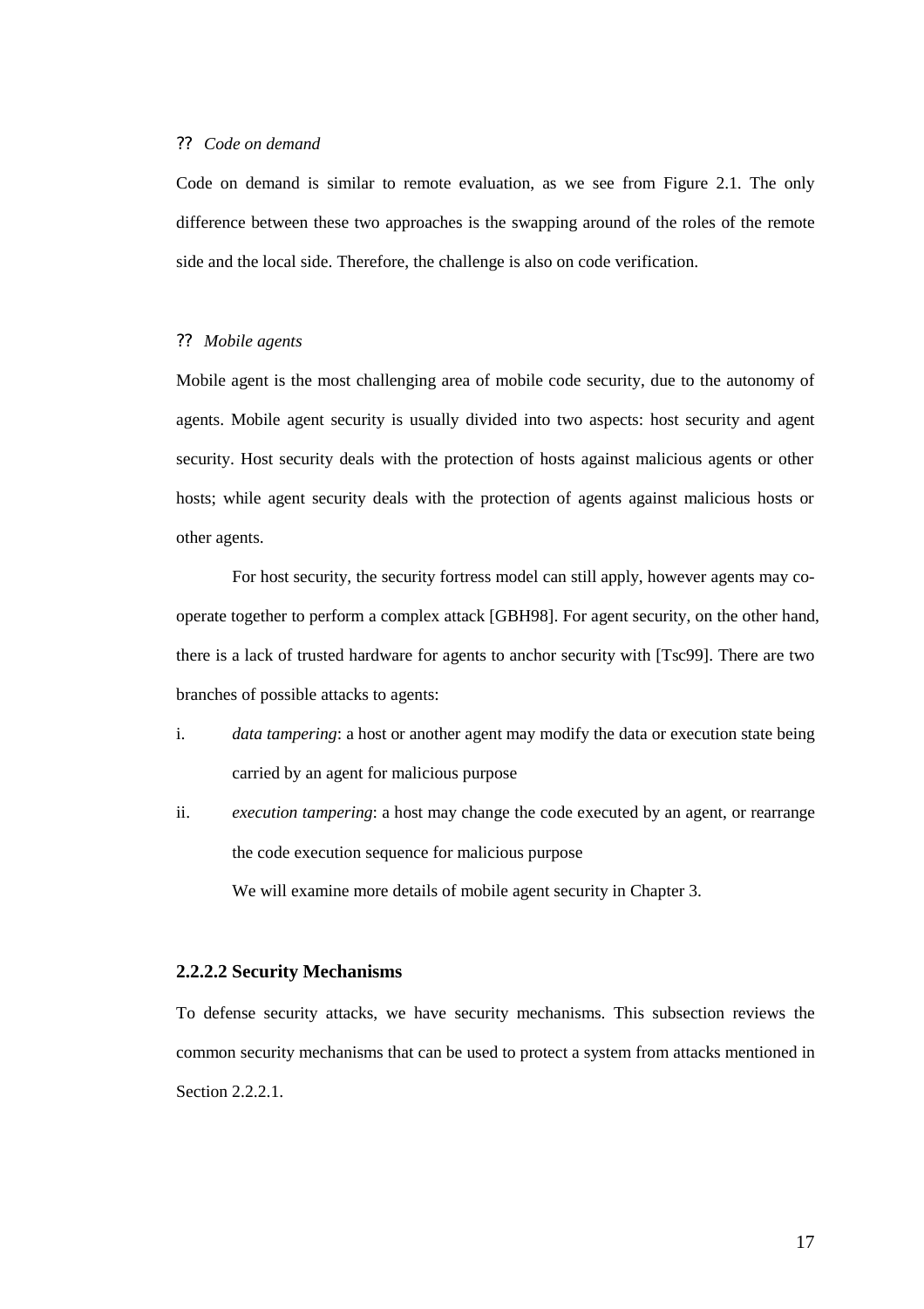?? *Code on demand*

Code on demand is similar to remote evaluation, as we see from Figure 2.1. The only difference between these two approaches is the swapping around of the roles of the remote side and the local side. Therefore, the challenge is also on code verification.

?? *Mobile agents*

Mobile agent is the most challenging area of mobile code security, due to the autonomy of agents. Mobile agent security is usually divided into two aspects: host security and agent security. Host security deals with the protection of hosts against malicious agents or other hosts; while agent security deals with the protection of agents against malicious hosts or other agents.

For host security, the security fortress model can still apply, however agents may co-operate together to perform a complex attack [GBH98]. For agent security, on the other hand, there is a lack of trusted hardware for agents to anchor security with [Tsc99]. There are two branches of possible attacks to agents:

i. *data tampering*: a host or another agent may modify the data or execution state being carried by an agent for malicious purpose

ii. *execution tampering*: a host may change the code executed by an agent, or rearrange the code execution sequence for malicious purpose

We will examine more details of mobile agent security in Chapter 3.

#### 2.2.2.2 Security Mechanisms

To defense security attacks, we have security mechanisms. This subsection reviews the common security mechanisms that can be used to protect a system from attacks mentioned in Section 2.2.2.1.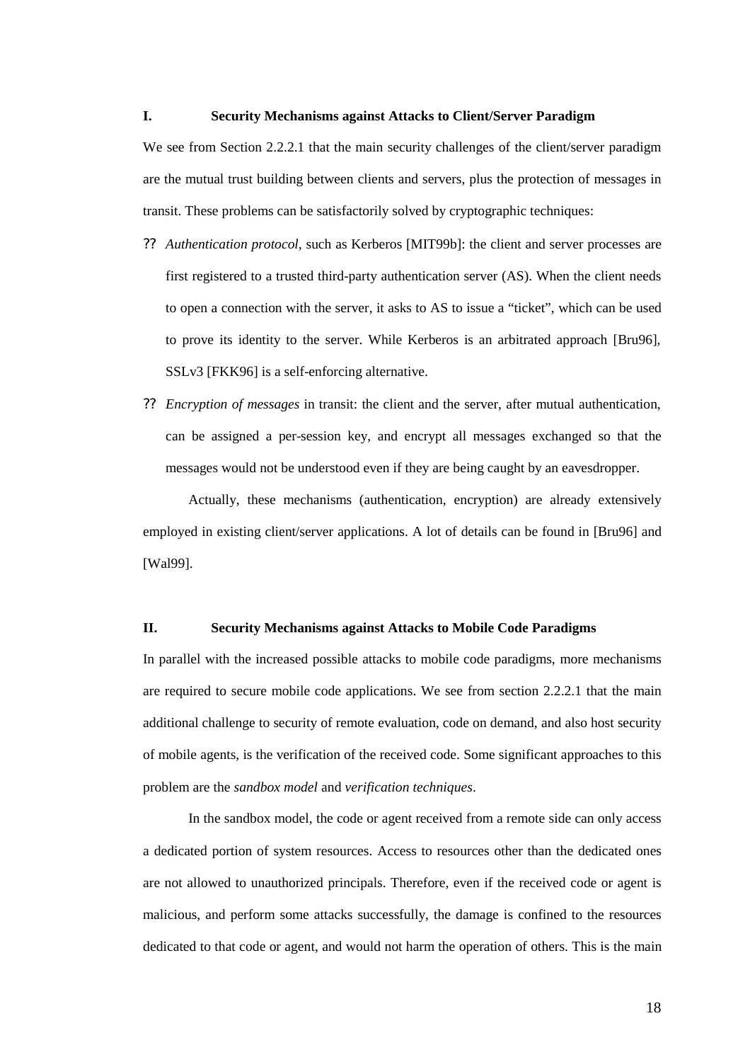### I. Security Mechanisms against Attacks to Client/Server Paradigm

We see from Section 2.2.2.1 that the main security challenges of the client/server paradigm are the mutual trust building between clients and servers, plus the protection of messages in transit. These problems can be satisfactorily solved by cryptographic techniques:

- *Authentication protocol*, such as Kerberos [MIT99b]: the client and server processes are first registered to a trusted third-party authentication server (AS). When the client needs to open a connection with the server, it asks to AS to issue a "ticket", which can be used to prove its identity to the server. While Kerberos is an arbitrated approach [Bru96], SSLv3 [FKK96] is a self-enforcing alternative.
- *Encryption of messages* in transit: the client and the server, after mutual authentication, can be assigned a per-session key, and encrypt all messages exchanged so that the messages would not be understood even if they are being caught by an eavesdropper.

Actually, these mechanisms (authentication, encryption) are already extensively employed in existing client/server applications. A lot of details can be found in [Bru96] and [Wal99].

### II. Security Mechanisms against Attacks to Mobile Code Paradigms

In parallel with the increased possible attacks to mobile code paradigms, more mechanisms are required to secure mobile code applications. We see from section 2.2.2.1 that the main additional challenge to security of remote evaluation, code on demand, and also host security of mobile agents, is the verification of the received code. Some significant approaches to this problem are the *sandbox model* and *verification techniques*.

In the sandbox model, the code or agent received from a remote side can only access a dedicated portion of system resources. Access to resources other than the dedicated ones are not allowed to unauthorized principals. Therefore, even if the received code or agent is malicious, and perform some attacks successfully, the damage is confined to the resources dedicated to that code or agent, and would not harm the operation of others. This is the main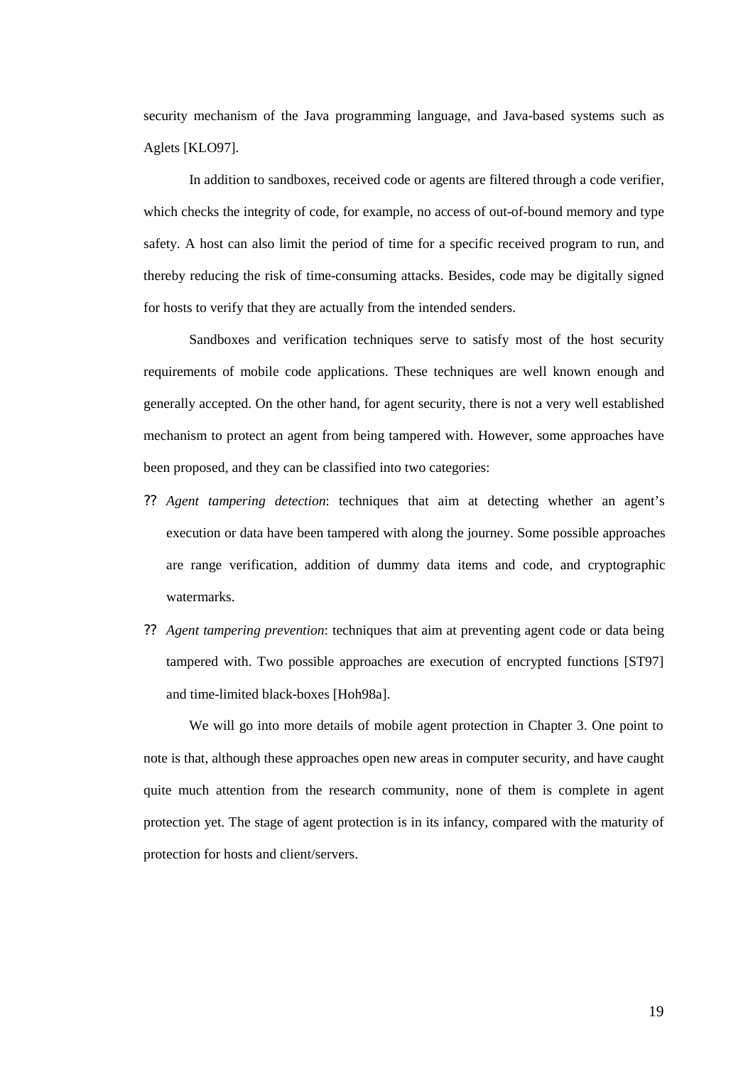security mechanism of the Java programming language, and Java-based systems such as Aglets [KLO97].

In addition to sandboxes, received code or agents are filtered through a code verifier, which checks the integrity of code, for example, no access of out-of-bound memory and type safety. A host can also limit the period of time for a specific received program to run, and thereby reducing the risk of time-consuming attacks. Besides, code may be digitally signed for hosts to verify that they are actually from the intended senders.

Sandboxes and verification techniques serve to satisfy most of the host security requirements of mobile code applications. These techniques are well known enough and generally accepted. On the other hand, for agent security, there is not a very well established mechanism to protect an agent from being tampered with. However, some approaches have been proposed, and they can be classified into two categories:

- *Agent tampering detection*: techniques that aim at detecting whether an agent's execution or data have been tampered with along the journey. Some possible approaches are range verification, addition of dummy data items and code, and cryptographic watermarks.
- *Agent tampering prevention*: techniques that aim at preventing agent code or data being tampered with. Two possible approaches are execution of encrypted functions [ST97] and time-limited black-boxes [Hoh98a].

We will go into more details of mobile agent protection in Chapter 3. One point to note is that, although these approaches open new areas in computer security, and have caught quite much attention from the research community, none of them is complete in agent protection yet. The stage of agent protection is in its infancy, compared with the maturity of protection for hosts and client/servers.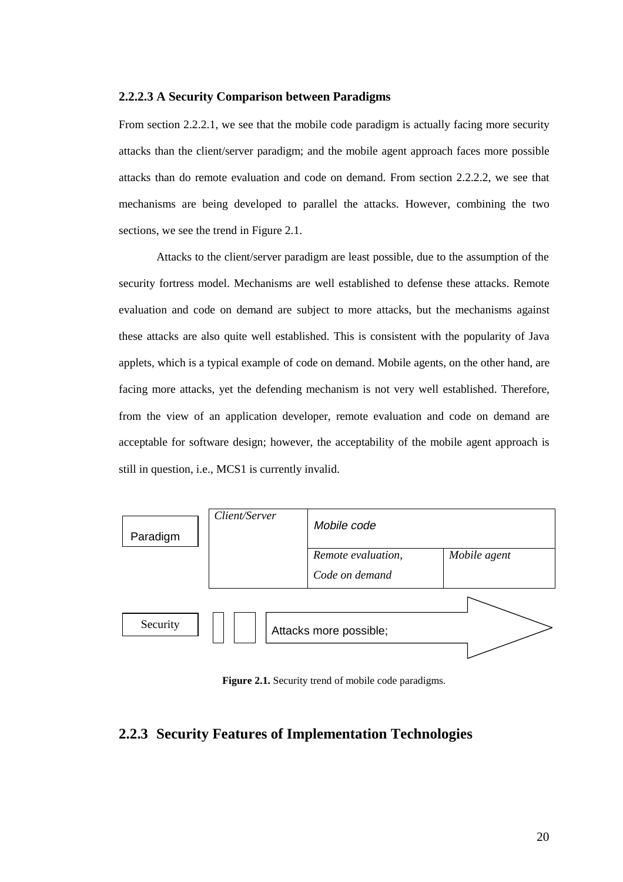### 2.2.2.3 A Security Comparison between Paradigms

From section 2.2.2.1, we see that the mobile code paradigm is actually facing more security attacks than the client/server paradigm; and the mobile agent approach faces more possible attacks than do remote evaluation and code on demand. From section 2.2.2.2, we see that mechanisms are being developed to parallel the attacks. However, combining the two sections, we see the trend in Figure 2.1.

Attacks to the client/server paradigm are least possible, due to the assumption of the security fortress model. Mechanisms are well established to defense these attacks. Remote evaluation and code on demand are subject to more attacks, but the mechanisms against these attacks are also quite well established. This is consistent with the popularity of Java applets, which is a typical example of code on demand. Mobile agents, on the other hand, are facing more attacks, yet the defending mechanism is not very well established. Therefore, from the view of an application developer, remote evaluation and code on demand are acceptable for software design; however, the acceptability of the mobile agent approach is still in question, i.e., MCS1 is currently invalid.

| Paradigm | *Client/Server* | *Mobile code* | |
| --- | --- | --- | --- |
| | | *Remote evaluation, Code on demand* | *Mobile agent* |
| Security | Attacks more possible; | | |

**Figure 2.1.** Security trend of mobile code paradigms.

## 2.2.3 Security Features of Implementation Technologies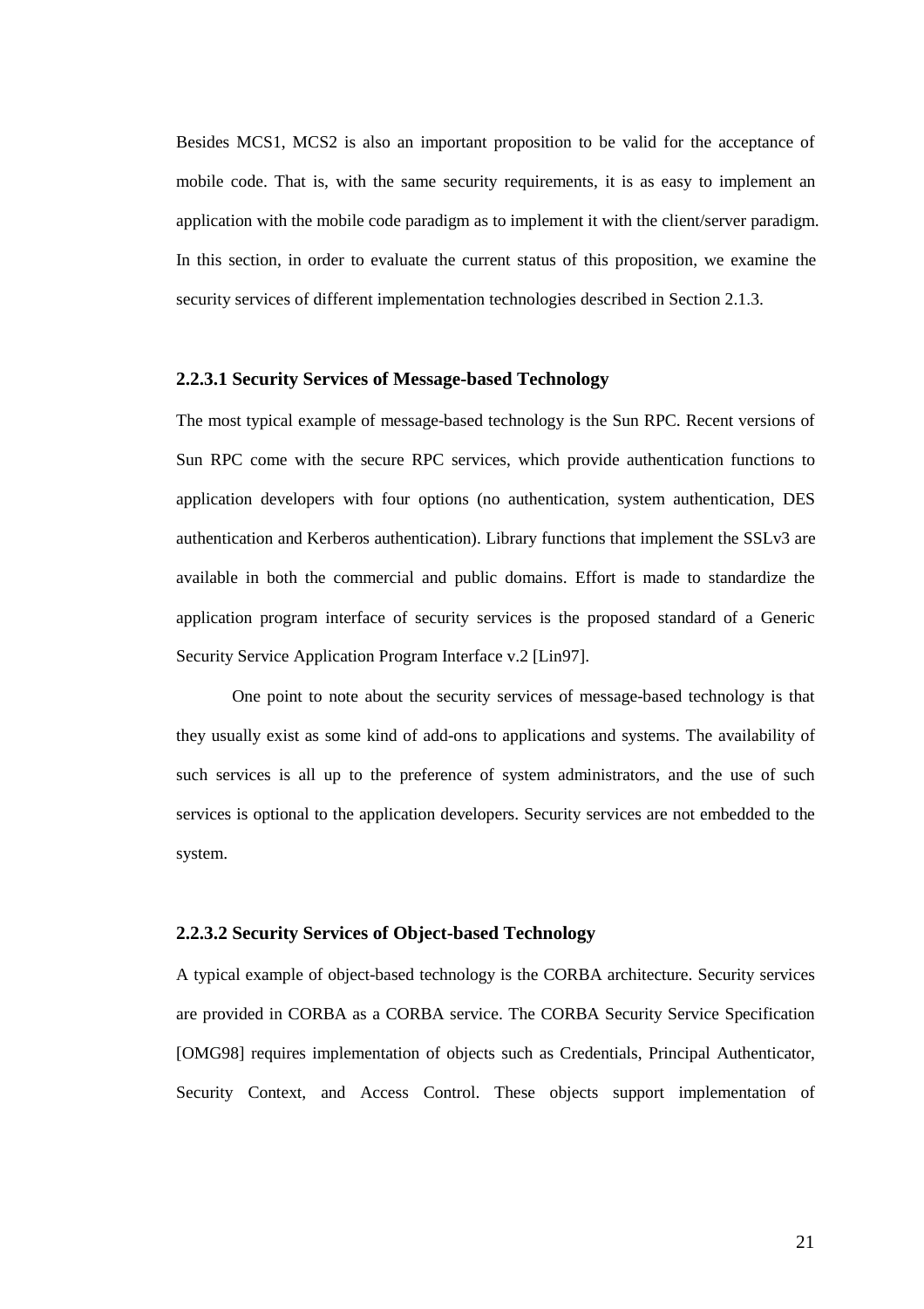Besides MCS1, MCS2 is also an important proposition to be valid for the acceptance of mobile code. That is, with the same security requirements, it is as easy to implement an application with the mobile code paradigm as to implement it with the client/server paradigm. In this section, in order to evaluate the current status of this proposition, we examine the security services of different implementation technologies described in Section 2.1.3.

### 2.2.3.1 Security Services of Message-based Technology

The most typical example of message-based technology is the Sun RPC. Recent versions of Sun RPC come with the secure RPC services, which provide authentication functions to application developers with four options (no authentication, system authentication, DES authentication and Kerberos authentication). Library functions that implement the SSLv3 are available in both the commercial and public domains. Effort is made to standardize the application program interface of security services is the proposed standard of a Generic Security Service Application Program Interface v.2 [Lin97].

One point to note about the security services of message-based technology is that they usually exist as some kind of add-ons to applications and systems. The availability of such services is all up to the preference of system administrators, and the use of such services is optional to the application developers. Security services are not embedded to the system.

### 2.2.3.2 Security Services of Object-based Technology

A typical example of object-based technology is the CORBA architecture. Security services are provided in CORBA as a CORBA service. The CORBA Security Service Specification [OMG98] requires implementation of objects such as Credentials, Principal Authenticator, Security Context, and Access Control. These objects support implementation of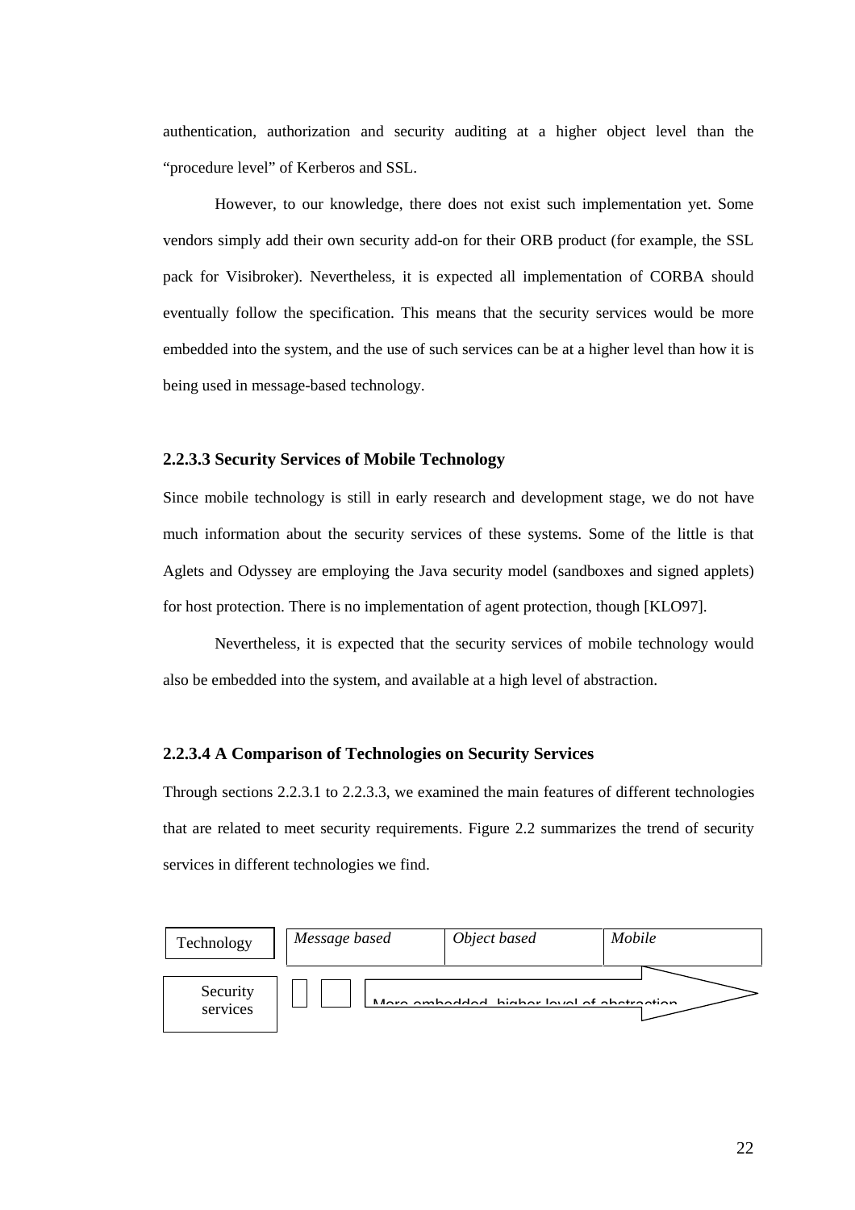authentication, authorization and security auditing at a higher object level than the "procedure level" of Kerberos and SSL.

However, to our knowledge, there does not exist such implementation yet. Some vendors simply add their own security add-on for their ORB product (for example, the SSL pack for Visibroker). Nevertheless, it is expected all implementation of CORBA should eventually follow the specification. This means that the security services would be more embedded into the system, and the use of such services can be at a higher level than how it is being used in message-based technology.

### 2.2.3.3 Security Services of Mobile Technology

Since mobile technology is still in early research and development stage, we do not have much information about the security services of these systems. Some of the little is that Aglets and Odyssey are employing the Java security model (sandboxes and signed applets) for host protection. There is no implementation of agent protection, though [KLO97].

Nevertheless, it is expected that the security services of mobile technology would also be embedded into the system, and available at a high level of abstraction.

### 2.2.3.4 A Comparison of Technologies on Security Services

Through sections 2.2.3.1 to 2.2.3.3, we examined the main features of different technologies that are related to meet security requirements. Figure 2.2 summarizes the trend of security services in different technologies we find.

| Technology | *Message based* | *Object based* | *Mobile* |
| --- | --- | --- | --- |
| Security services | More embedded, higher level of abstraction → | | |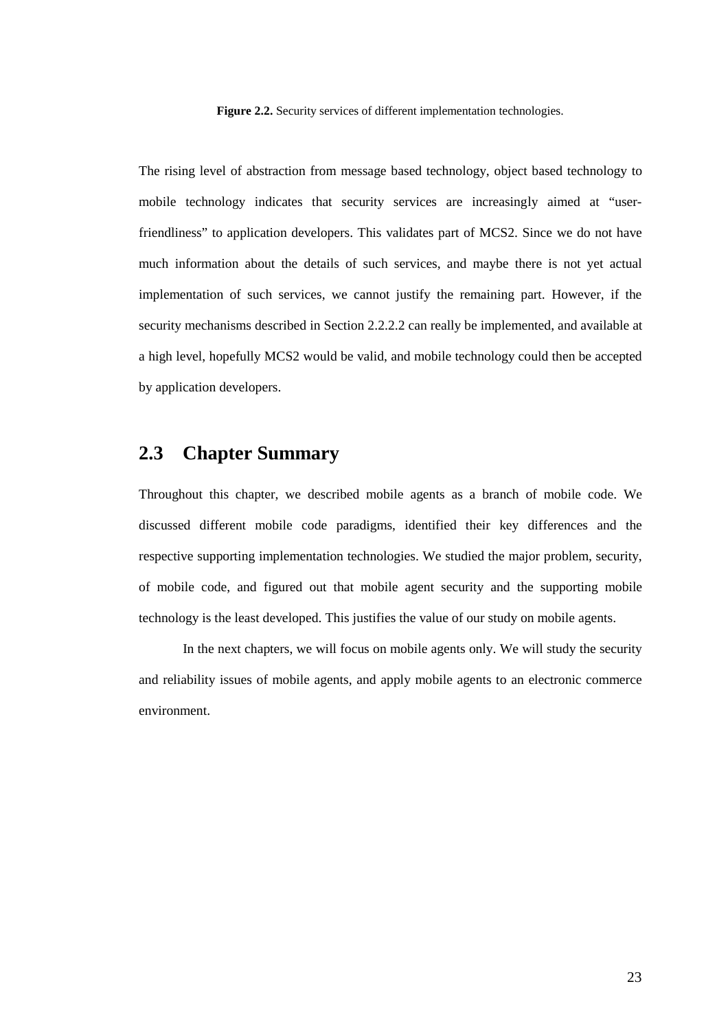**Figure 2.2.** Security services of different implementation technologies.

The rising level of abstraction from message based technology, object based technology to mobile technology indicates that security services are increasingly aimed at "user-friendliness" to application developers. This validates part of MCS2. Since we do not have much information about the details of such services, and maybe there is not yet actual implementation of such services, we cannot justify the remaining part. However, if the security mechanisms described in Section 2.2.2.2 can really be implemented, and available at a high level, hopefully MCS2 would be valid, and mobile technology could then be accepted by application developers.

## 2.3 Chapter Summary

Throughout this chapter, we described mobile agents as a branch of mobile code. We discussed different mobile code paradigms, identified their key differences and the respective supporting implementation technologies. We studied the major problem, security, of mobile code, and figured out that mobile agent security and the supporting mobile technology is the least developed. This justifies the value of our study on mobile agents.

In the next chapters, we will focus on mobile agents only. We will study the security and reliability issues of mobile agents, and apply mobile agents to an electronic commerce environment.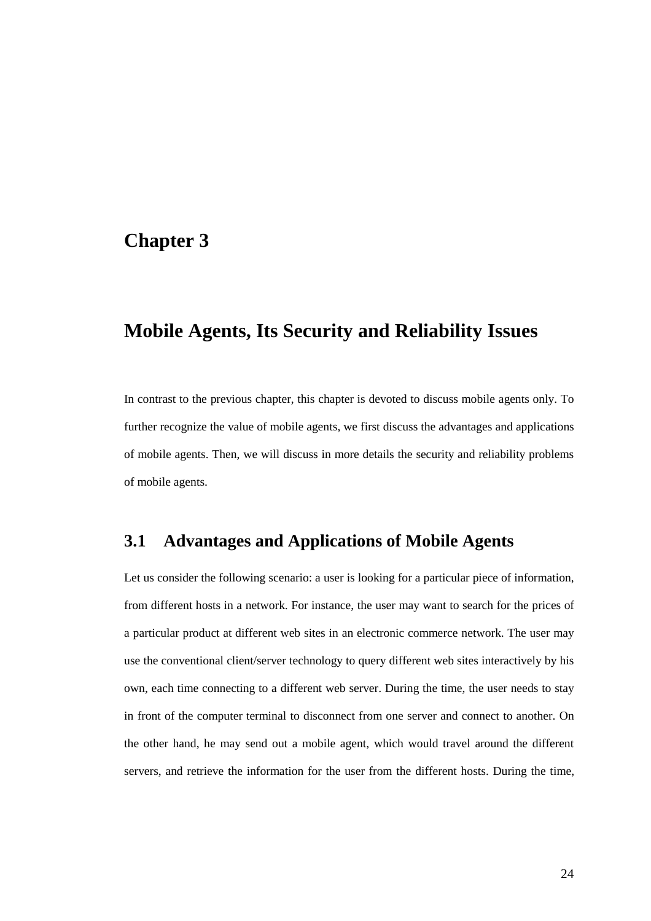# Chapter 3

# Mobile Agents, Its Security and Reliability Issues

In contrast to the previous chapter, this chapter is devoted to discuss mobile agents only. To further recognize the value of mobile agents, we first discuss the advantages and applications of mobile agents. Then, we will discuss in more details the security and reliability problems of mobile agents.

## 3.1 Advantages and Applications of Mobile Agents

Let us consider the following scenario: a user is looking for a particular piece of information, from different hosts in a network. For instance, the user may want to search for the prices of a particular product at different web sites in an electronic commerce network. The user may use the conventional client/server technology to query different web sites interactively by his own, each time connecting to a different web server. During the time, the user needs to stay in front of the computer terminal to disconnect from one server and connect to another. On the other hand, he may send out a mobile agent, which would travel around the different servers, and retrieve the information for the user from the different hosts. During the time,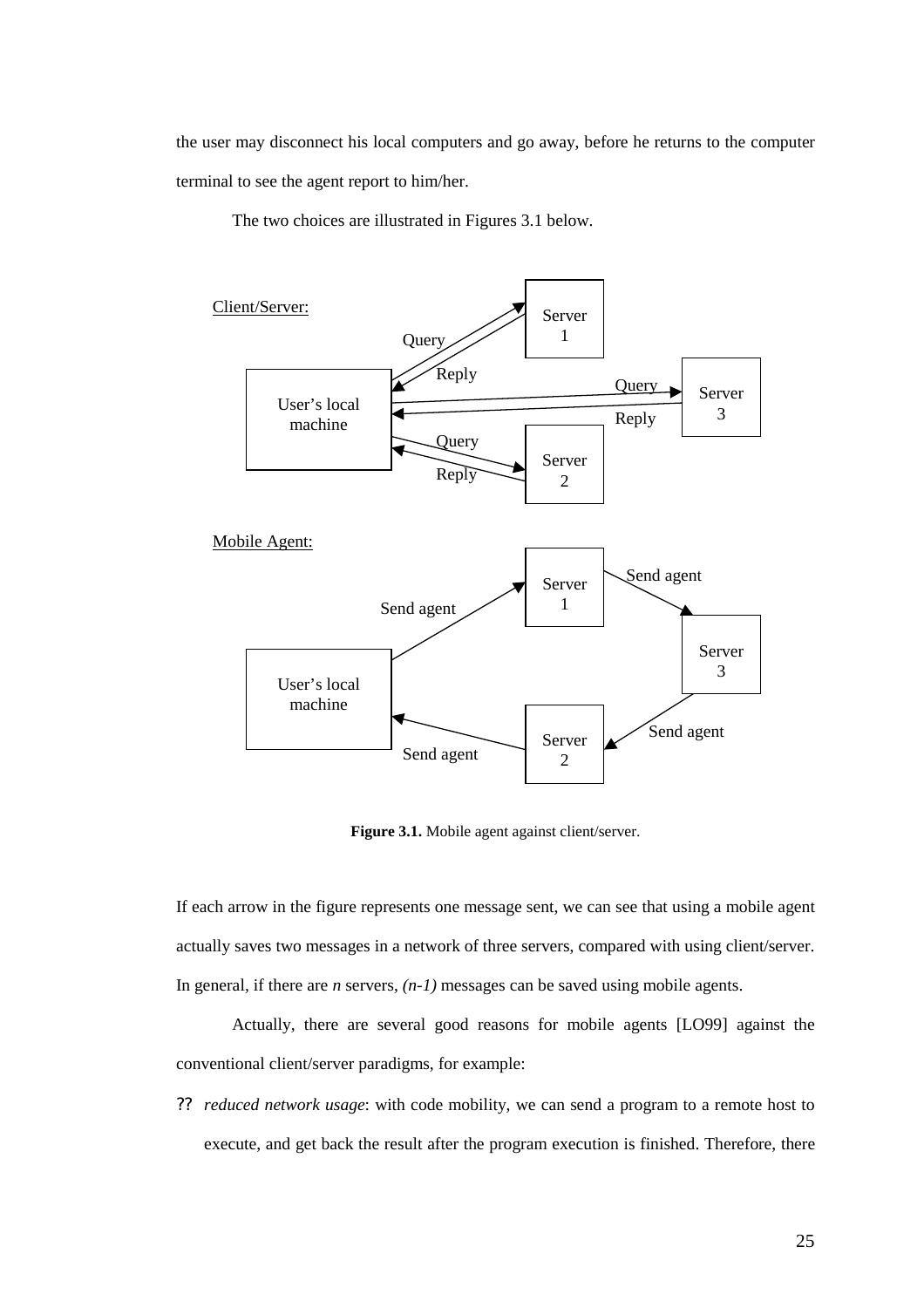the user may disconnect his local computers and go away, before he returns to the computer terminal to see the agent report to him/her.

The two choices are illustrated in Figures 3.1 below.

Client/Server:

Mobile Agent:

**Figure 3.1.** Mobile agent against client/server.

If each arrow in the figure represents one message sent, we can see that using a mobile agent actually saves two messages in a network of three servers, compared with using client/server. In general, if there are *n* servers, *(n-1)* messages can be saved using mobile agents.

Actually, there are several good reasons for mobile agents [LO99] against the conventional client/server paradigms, for example:

- *reduced network usage*: with code mobility, we can send a program to a remote host to execute, and get back the result after the program execution is finished. Therefore, there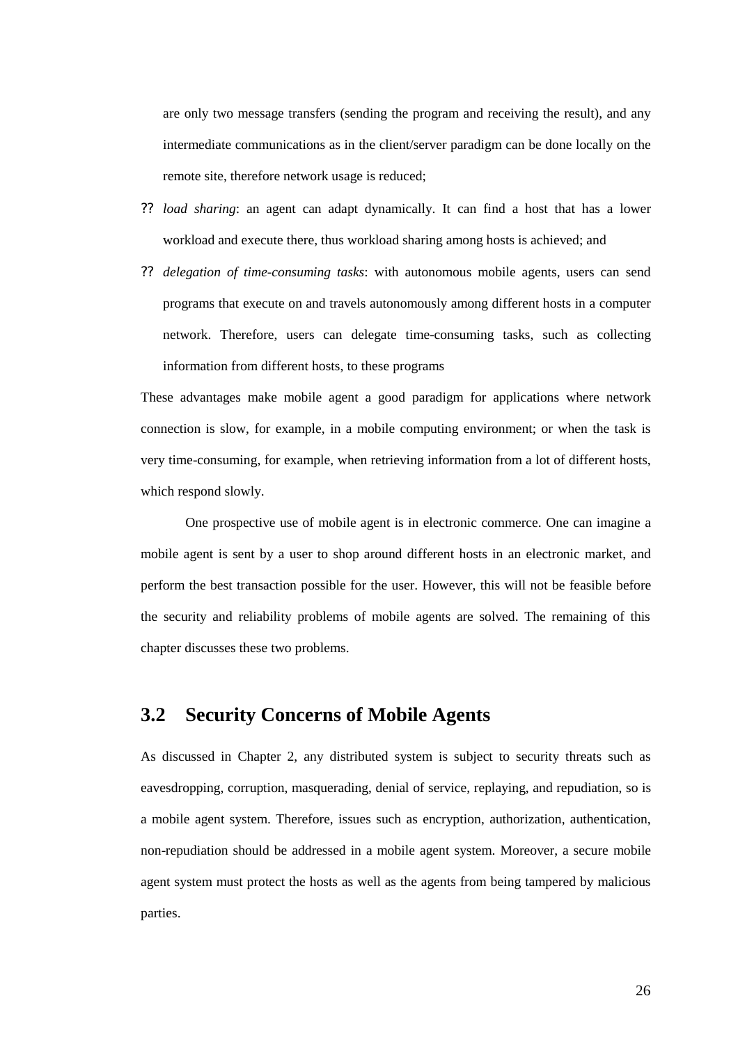are only two message transfers (sending the program and receiving the result), and any intermediate communications as in the client/server paradigm can be done locally on the remote site, therefore network usage is reduced;

- *load sharing*: an agent can adapt dynamically. It can find a host that has a lower workload and execute there, thus workload sharing among hosts is achieved; and
- *delegation of time-consuming tasks*: with autonomous mobile agents, users can send programs that execute on and travels autonomously among different hosts in a computer network. Therefore, users can delegate time-consuming tasks, such as collecting information from different hosts, to these programs

These advantages make mobile agent a good paradigm for applications where network connection is slow, for example, in a mobile computing environment; or when the task is very time-consuming, for example, when retrieving information from a lot of different hosts, which respond slowly.

One prospective use of mobile agent is in electronic commerce. One can imagine a mobile agent is sent by a user to shop around different hosts in an electronic market, and perform the best transaction possible for the user. However, this will not be feasible before the security and reliability problems of mobile agents are solved. The remaining of this chapter discusses these two problems.

## 3.2 Security Concerns of Mobile Agents

As discussed in Chapter 2, any distributed system is subject to security threats such as eavesdropping, corruption, masquerading, denial of service, replaying, and repudiation, so is a mobile agent system. Therefore, issues such as encryption, authorization, authentication, non-repudiation should be addressed in a mobile agent system. Moreover, a secure mobile agent system must protect the hosts as well as the agents from being tampered by malicious parties.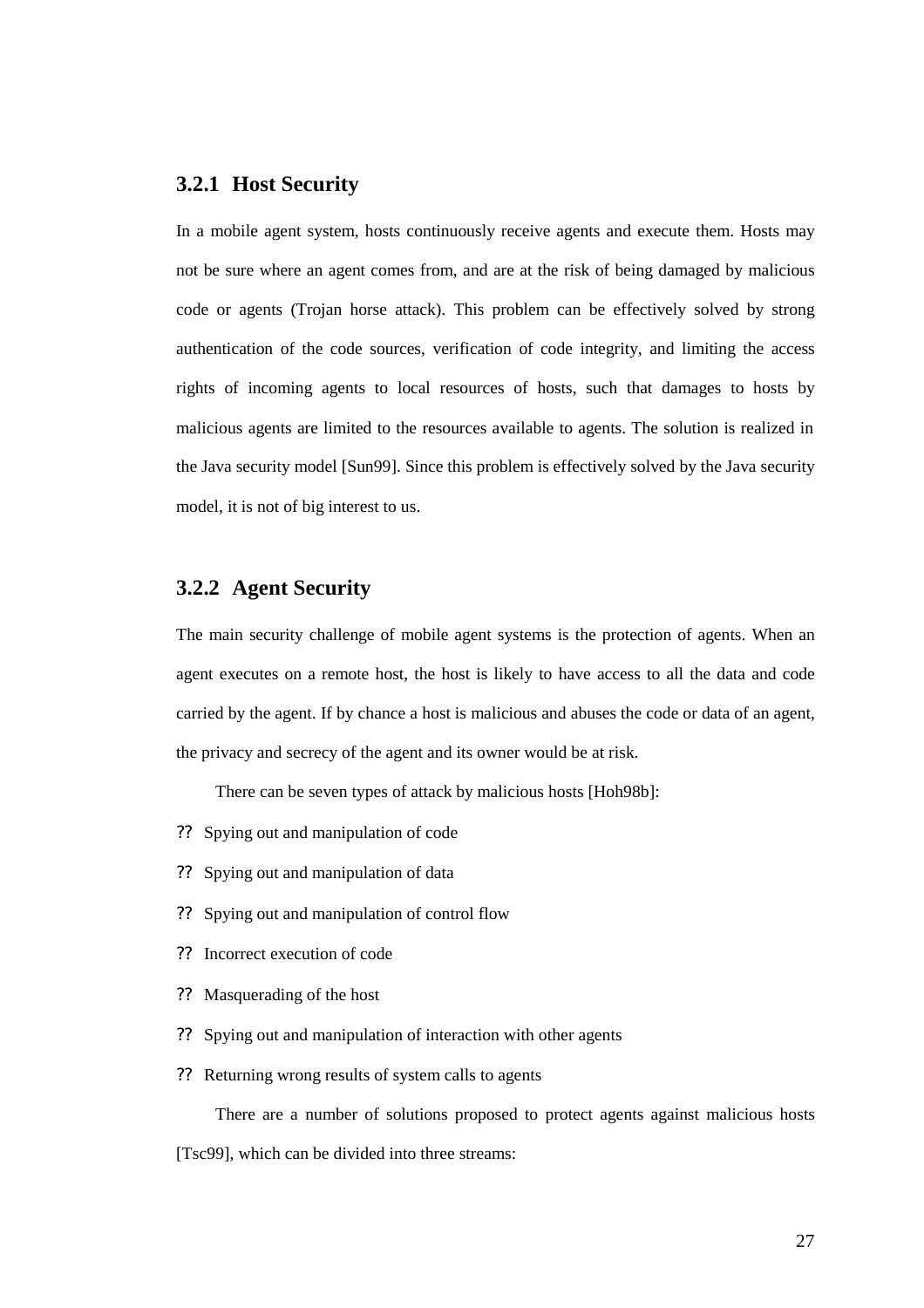### 3.2.1 Host Security

In a mobile agent system, hosts continuously receive agents and execute them. Hosts may not be sure where an agent comes from, and are at the risk of being damaged by malicious code or agents (Trojan horse attack). This problem can be effectively solved by strong authentication of the code sources, verification of code integrity, and limiting the access rights of incoming agents to local resources of hosts, such that damages to hosts by malicious agents are limited to the resources available to agents. The solution is realized in the Java security model [Sun99]. Since this problem is effectively solved by the Java security model, it is not of big interest to us.

### 3.2.2 Agent Security

The main security challenge of mobile agent systems is the protection of agents. When an agent executes on a remote host, the host is likely to have access to all the data and code carried by the agent. If by chance a host is malicious and abuses the code or data of an agent, the privacy and secrecy of the agent and its owner would be at risk.

There can be seven types of attack by malicious hosts [Hoh98b]:

- Spying out and manipulation of code
- Spying out and manipulation of data
- Spying out and manipulation of control flow
- Incorrect execution of code
- Masquerading of the host
- Spying out and manipulation of interaction with other agents
- Returning wrong results of system calls to agents

There are a number of solutions proposed to protect agents against malicious hosts [Tsc99], which can be divided into three streams: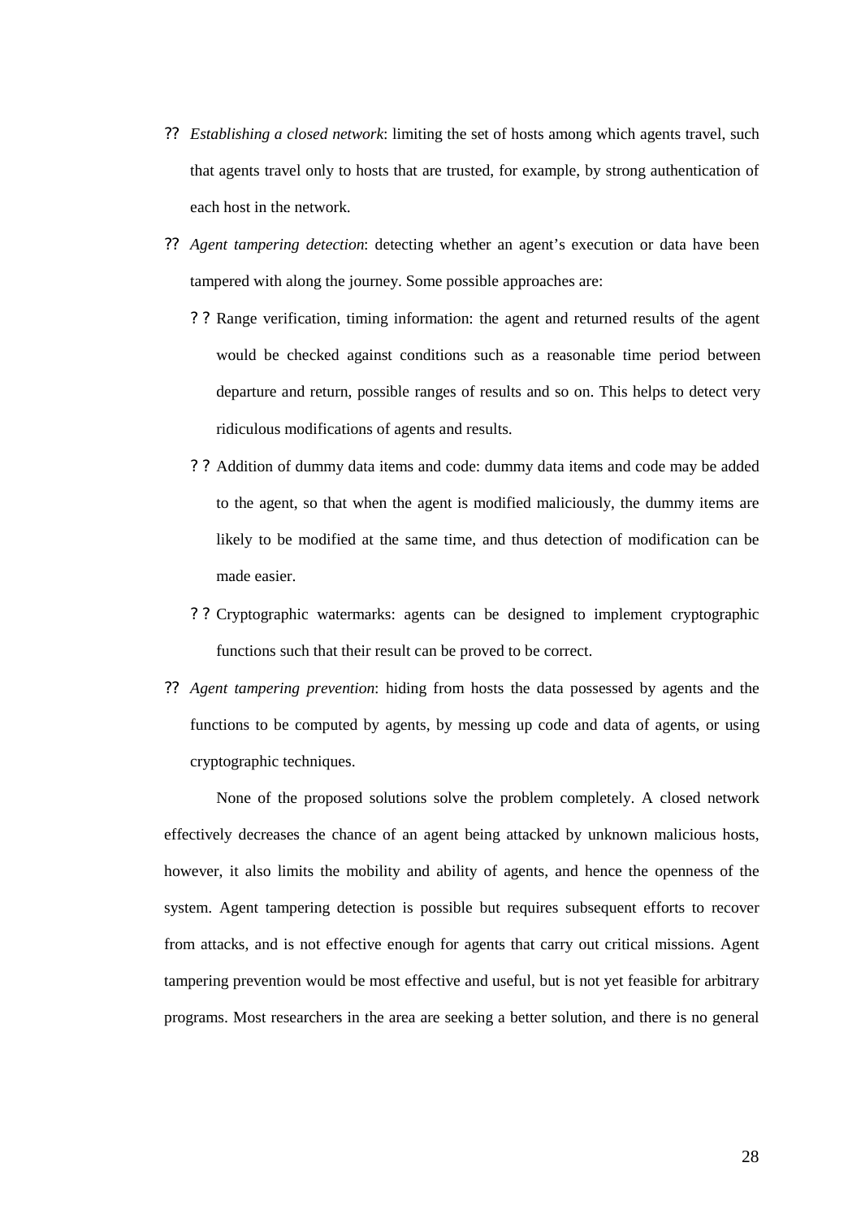- *Establishing a closed network*: limiting the set of hosts among which agents travel, such that agents travel only to hosts that are trusted, for example, by strong authentication of each host in the network.
- *Agent tampering detection*: detecting whether an agent's execution or data have been tampered with along the journey. Some possible approaches are:
  - Range verification, timing information: the agent and returned results of the agent would be checked against conditions such as a reasonable time period between departure and return, possible ranges of results and so on. This helps to detect very ridiculous modifications of agents and results.
  - Addition of dummy data items and code: dummy data items and code may be added to the agent, so that when the agent is modified maliciously, the dummy items are likely to be modified at the same time, and thus detection of modification can be made easier.
  - Cryptographic watermarks: agents can be designed to implement cryptographic functions such that their result can be proved to be correct.
- *Agent tampering prevention*: hiding from hosts the data possessed by agents and the functions to be computed by agents, by messing up code and data of agents, or using cryptographic techniques.

None of the proposed solutions solve the problem completely. A closed network effectively decreases the chance of an agent being attacked by unknown malicious hosts, however, it also limits the mobility and ability of agents, and hence the openness of the system. Agent tampering detection is possible but requires subsequent efforts to recover from attacks, and is not effective enough for agents that carry out critical missions. Agent tampering prevention would be most effective and useful, but is not yet feasible for arbitrary programs. Most researchers in the area are seeking a better solution, and there is no general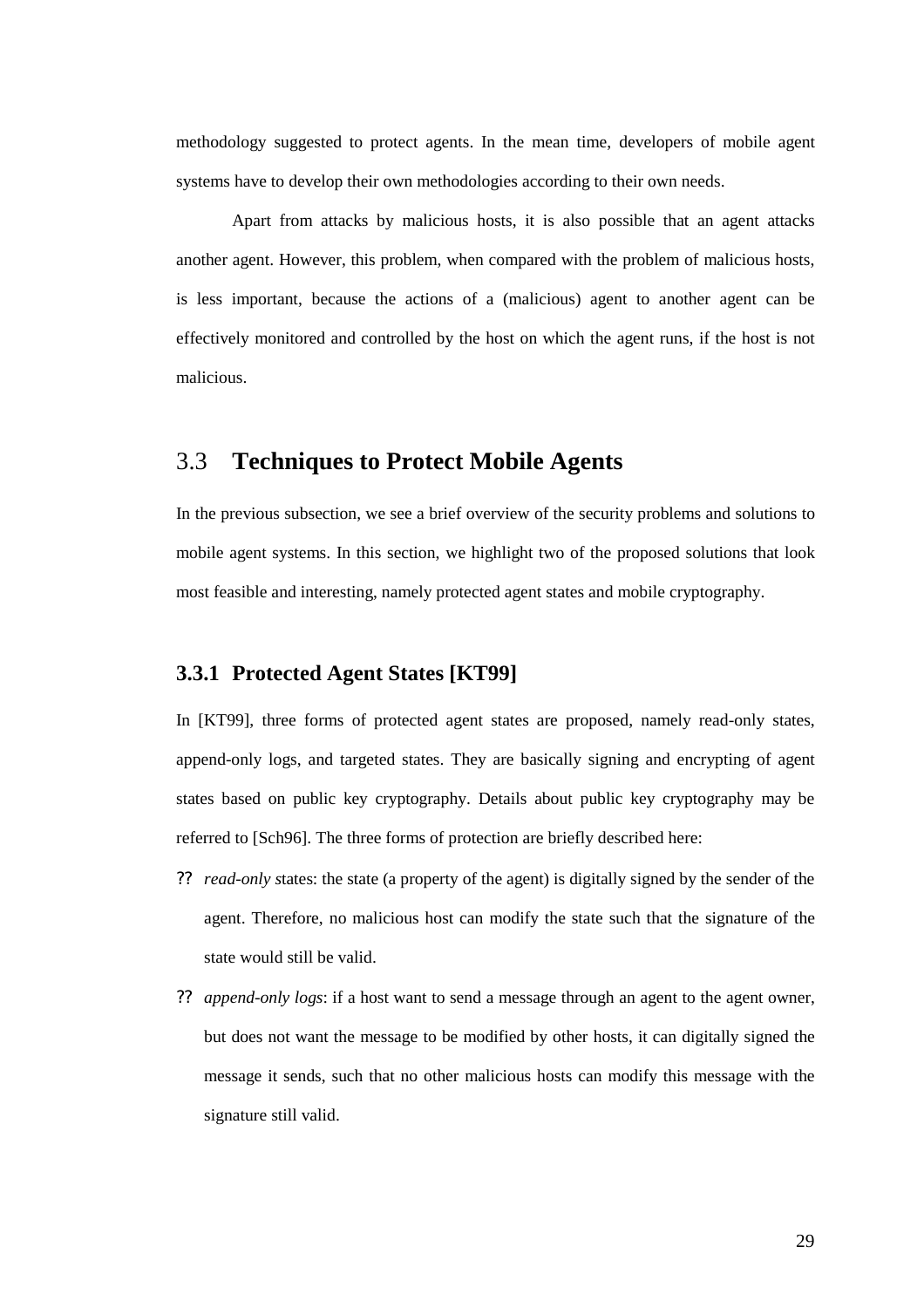methodology suggested to protect agents. In the mean time, developers of mobile agent systems have to develop their own methodologies according to their own needs.

Apart from attacks by malicious hosts, it is also possible that an agent attacks another agent. However, this problem, when compared with the problem of malicious hosts, is less important, because the actions of a (malicious) agent to another agent can be effectively monitored and controlled by the host on which the agent runs, if the host is not malicious.

## 3.3 Techniques to Protect Mobile Agents

In the previous subsection, we see a brief overview of the security problems and solutions to mobile agent systems. In this section, we highlight two of the proposed solutions that look most feasible and interesting, namely protected agent states and mobile cryptography.

### 3.3.1 Protected Agent States [KT99]

In [KT99], three forms of protected agent states are proposed, namely read-only states, append-only logs, and targeted states. They are basically signing and encrypting of agent states based on public key cryptography. Details about public key cryptography may be referred to [Sch96]. The three forms of protection are briefly described here:

- *read-only s*tates: the state (a property of the agent) is digitally signed by the sender of the agent. Therefore, no malicious host can modify the state such that the signature of the state would still be valid.
- *append-only logs*: if a host want to send a message through an agent to the agent owner, but does not want the message to be modified by other hosts, it can digitally signed the message it sends, such that no other malicious hosts can modify this message with the signature still valid.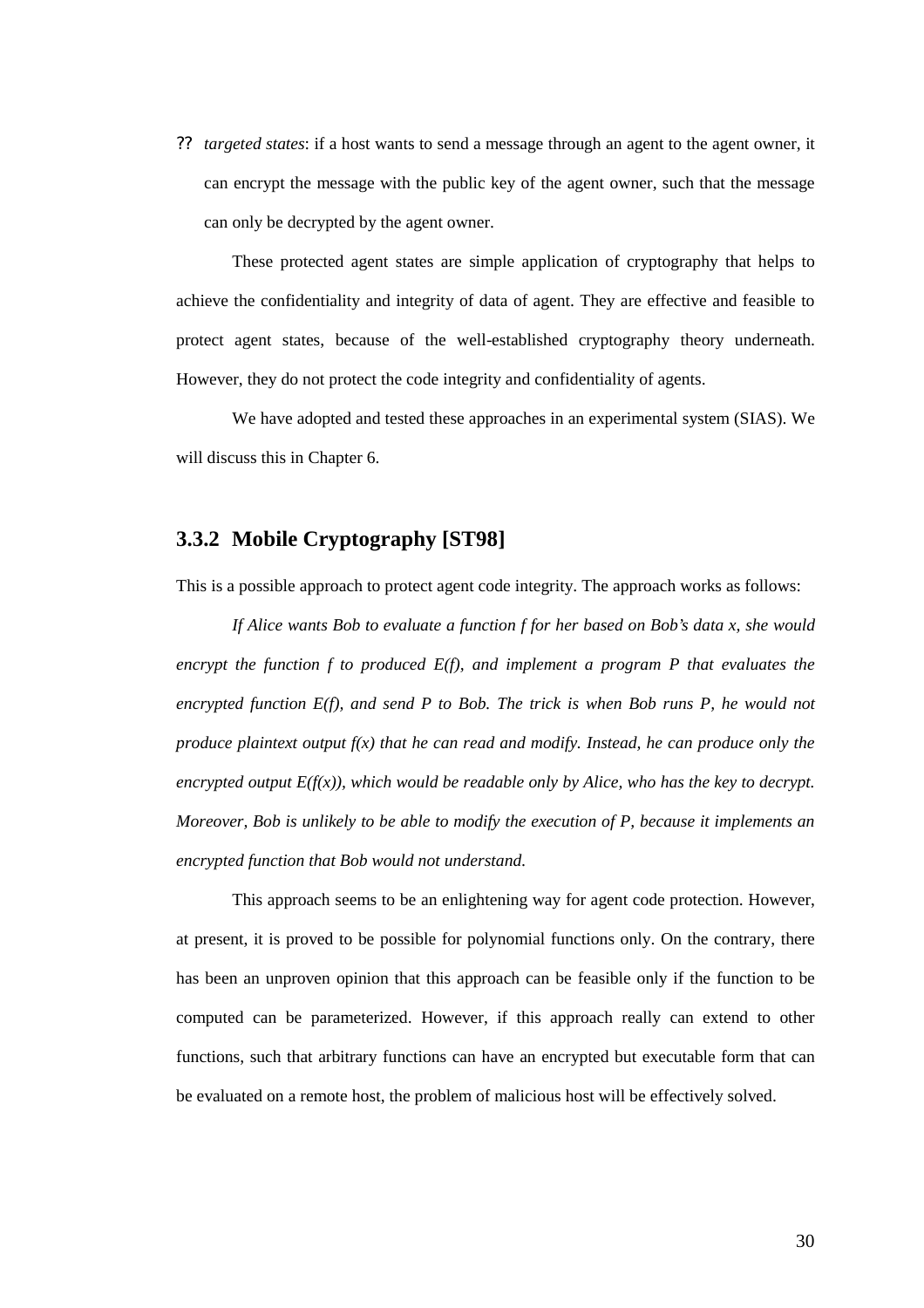- *targeted states*: if a host wants to send a message through an agent to the agent owner, it can encrypt the message with the public key of the agent owner, such that the message can only be decrypted by the agent owner.

These protected agent states are simple application of cryptography that helps to achieve the confidentiality and integrity of data of agent. They are effective and feasible to protect agent states, because of the well-established cryptography theory underneath. However, they do not protect the code integrity and confidentiality of agents.

We have adopted and tested these approaches in an experimental system (SIAS). We will discuss this in Chapter 6.

### 3.3.2 Mobile Cryptography [ST98]

This is a possible approach to protect agent code integrity. The approach works as follows:

*If Alice wants Bob to evaluate a function f for her based on Bob's data x, she would encrypt the function f to produced E(f), and implement a program P that evaluates the encrypted function E(f), and send P to Bob. The trick is when Bob runs P, he would not produce plaintext output f(x) that he can read and modify. Instead, he can produce only the encrypted output E(f(x)), which would be readable only by Alice, who has the key to decrypt. Moreover, Bob is unlikely to be able to modify the execution of P, because it implements an encrypted function that Bob would not understand.*

This approach seems to be an enlightening way for agent code protection. However, at present, it is proved to be possible for polynomial functions only. On the contrary, there has been an unproven opinion that this approach can be feasible only if the function to be computed can be parameterized. However, if this approach really can extend to other functions, such that arbitrary functions can have an encrypted but executable form that can be evaluated on a remote host, the problem of malicious host will be effectively solved.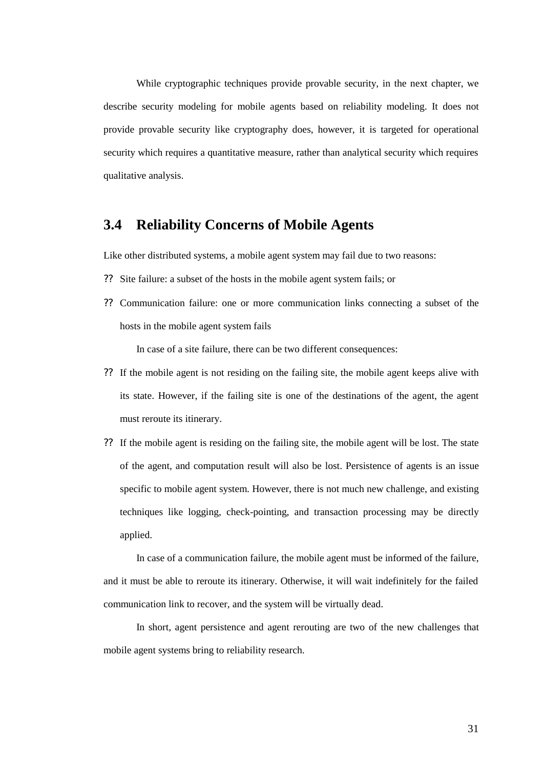While cryptographic techniques provide provable security, in the next chapter, we describe security modeling for mobile agents based on reliability modeling. It does not provide provable security like cryptography does, however, it is targeted for operational security which requires a quantitative measure, rather than analytical security which requires qualitative analysis.

## 3.4 Reliability Concerns of Mobile Agents

Like other distributed systems, a mobile agent system may fail due to two reasons:

- Site failure: a subset of the hosts in the mobile agent system fails; or
- Communication failure: one or more communication links connecting a subset of the hosts in the mobile agent system fails

In case of a site failure, there can be two different consequences:

- If the mobile agent is not residing on the failing site, the mobile agent keeps alive with its state. However, if the failing site is one of the destinations of the agent, the agent must reroute its itinerary.
- If the mobile agent is residing on the failing site, the mobile agent will be lost. The state of the agent, and computation result will also be lost. Persistence of agents is an issue specific to mobile agent system. However, there is not much new challenge, and existing techniques like logging, check-pointing, and transaction processing may be directly applied.

In case of a communication failure, the mobile agent must be informed of the failure, and it must be able to reroute its itinerary. Otherwise, it will wait indefinitely for the failed communication link to recover, and the system will be virtually dead.

In short, agent persistence and agent rerouting are two of the new challenges that mobile agent systems bring to reliability research.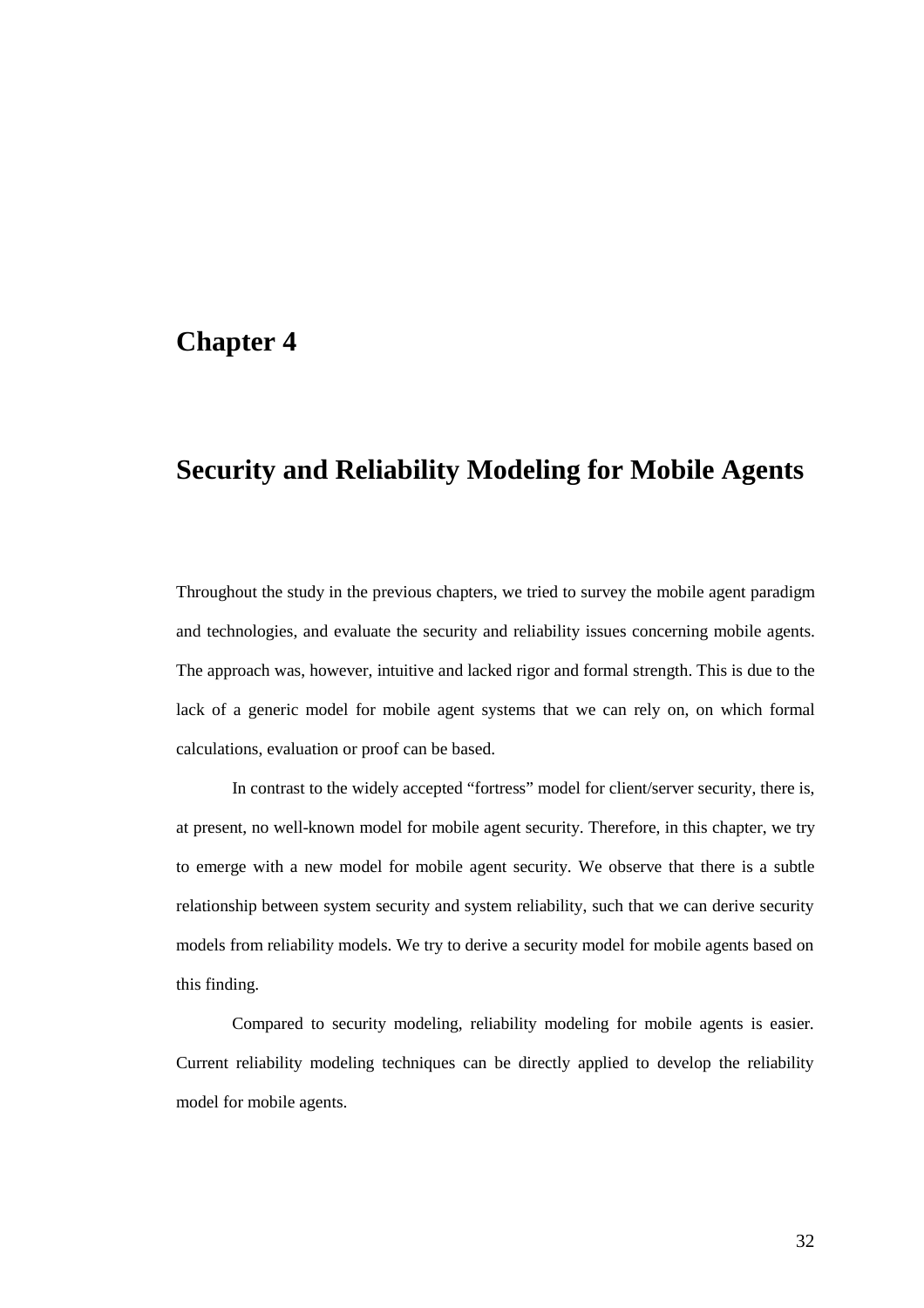# Chapter 4

# Security and Reliability Modeling for Mobile Agents

Throughout the study in the previous chapters, we tried to survey the mobile agent paradigm and technologies, and evaluate the security and reliability issues concerning mobile agents. The approach was, however, intuitive and lacked rigor and formal strength. This is due to the lack of a generic model for mobile agent systems that we can rely on, on which formal calculations, evaluation or proof can be based.

In contrast to the widely accepted "fortress" model for client/server security, there is, at present, no well-known model for mobile agent security. Therefore, in this chapter, we try to emerge with a new model for mobile agent security. We observe that there is a subtle relationship between system security and system reliability, such that we can derive security models from reliability models. We try to derive a security model for mobile agents based on this finding.

Compared to security modeling, reliability modeling for mobile agents is easier. Current reliability modeling techniques can be directly applied to develop the reliability model for mobile agents.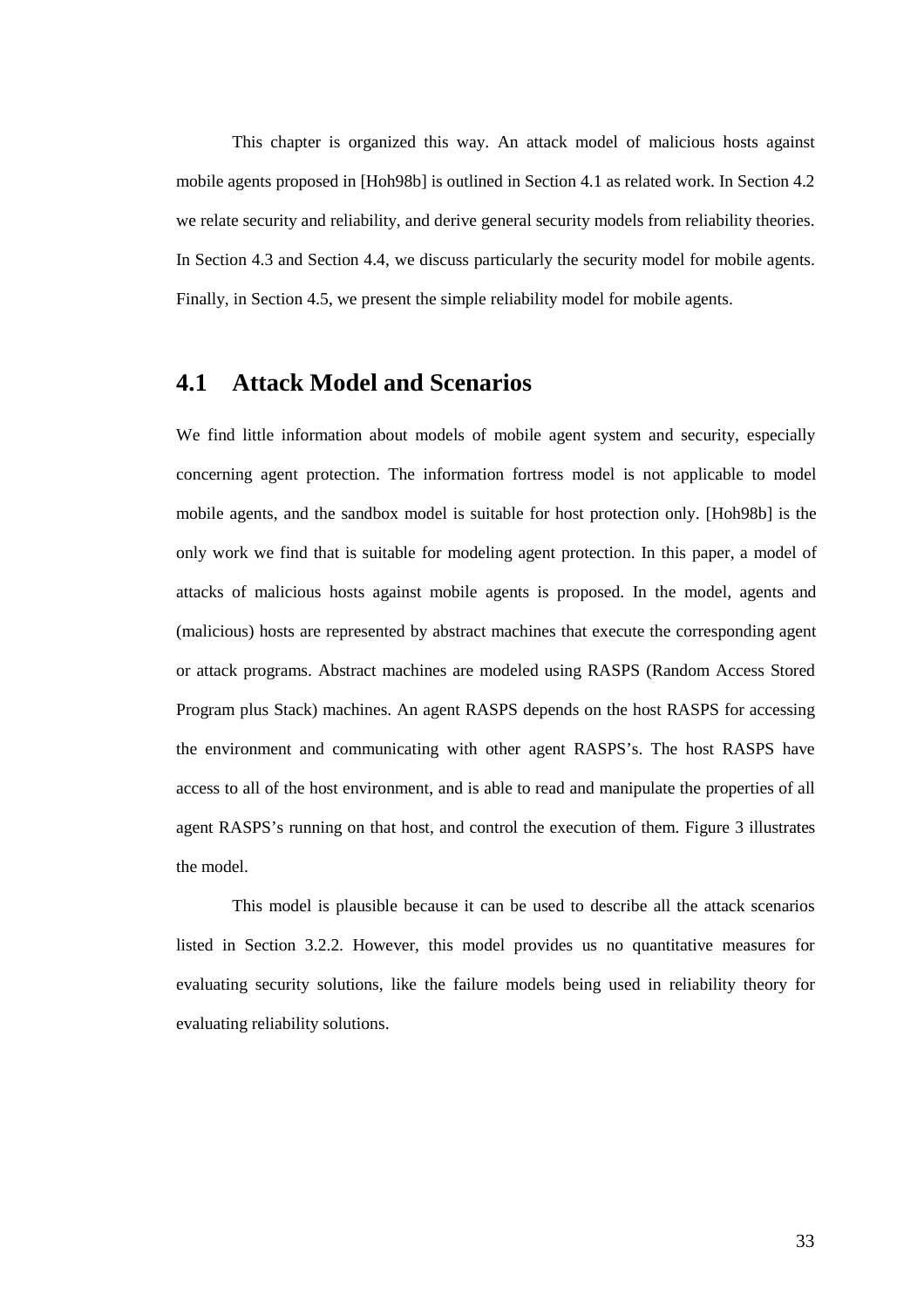This chapter is organized this way. An attack model of malicious hosts against mobile agents proposed in [Hoh98b] is outlined in Section 4.1 as related work. In Section 4.2 we relate security and reliability, and derive general security models from reliability theories. In Section 4.3 and Section 4.4, we discuss particularly the security model for mobile agents. Finally, in Section 4.5, we present the simple reliability model for mobile agents.

## 4.1 Attack Model and Scenarios

We find little information about models of mobile agent system and security, especially concerning agent protection. The information fortress model is not applicable to model mobile agents, and the sandbox model is suitable for host protection only. [Hoh98b] is the only work we find that is suitable for modeling agent protection. In this paper, a model of attacks of malicious hosts against mobile agents is proposed. In the model, agents and (malicious) hosts are represented by abstract machines that execute the corresponding agent or attack programs. Abstract machines are modeled using RASPS (Random Access Stored Program plus Stack) machines. An agent RASPS depends on the host RASPS for accessing the environment and communicating with other agent RASPS's. The host RASPS have access to all of the host environment, and is able to read and manipulate the properties of all agent RASPS's running on that host, and control the execution of them. Figure 3 illustrates the model.

This model is plausible because it can be used to describe all the attack scenarios listed in Section 3.2.2. However, this model provides us no quantitative measures for evaluating security solutions, like the failure models being used in reliability theory for evaluating reliability solutions.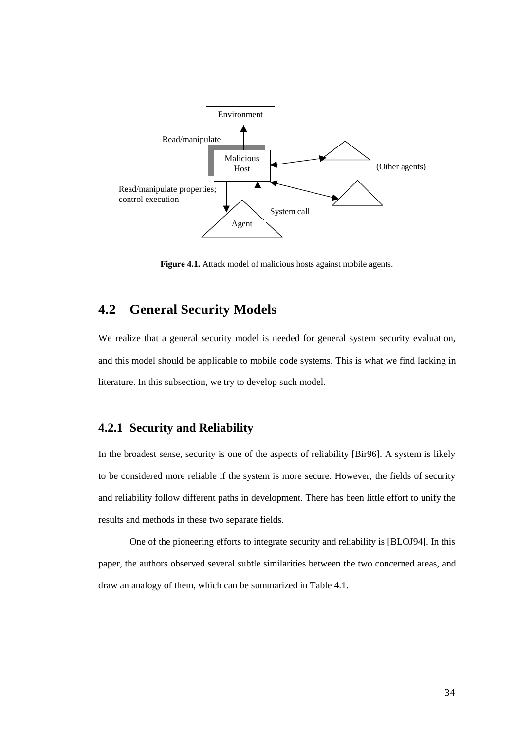**Figure 4.1.** Attack model of malicious hosts against mobile agents.

## 4.2 General Security Models

We realize that a general security model is needed for general system security evaluation, and this model should be applicable to mobile code systems. This is what we find lacking in literature. In this subsection, we try to develop such model.

### 4.2.1 Security and Reliability

In the broadest sense, security is one of the aspects of reliability [Bir96]. A system is likely to be considered more reliable if the system is more secure. However, the fields of security and reliability follow different paths in development. There has been little effort to unify the results and methods in these two separate fields.

One of the pioneering efforts to integrate security and reliability is [BLOJ94]. In this paper, the authors observed several subtle similarities between the two concerned areas, and draw an analogy of them, which can be summarized in Table 4.1.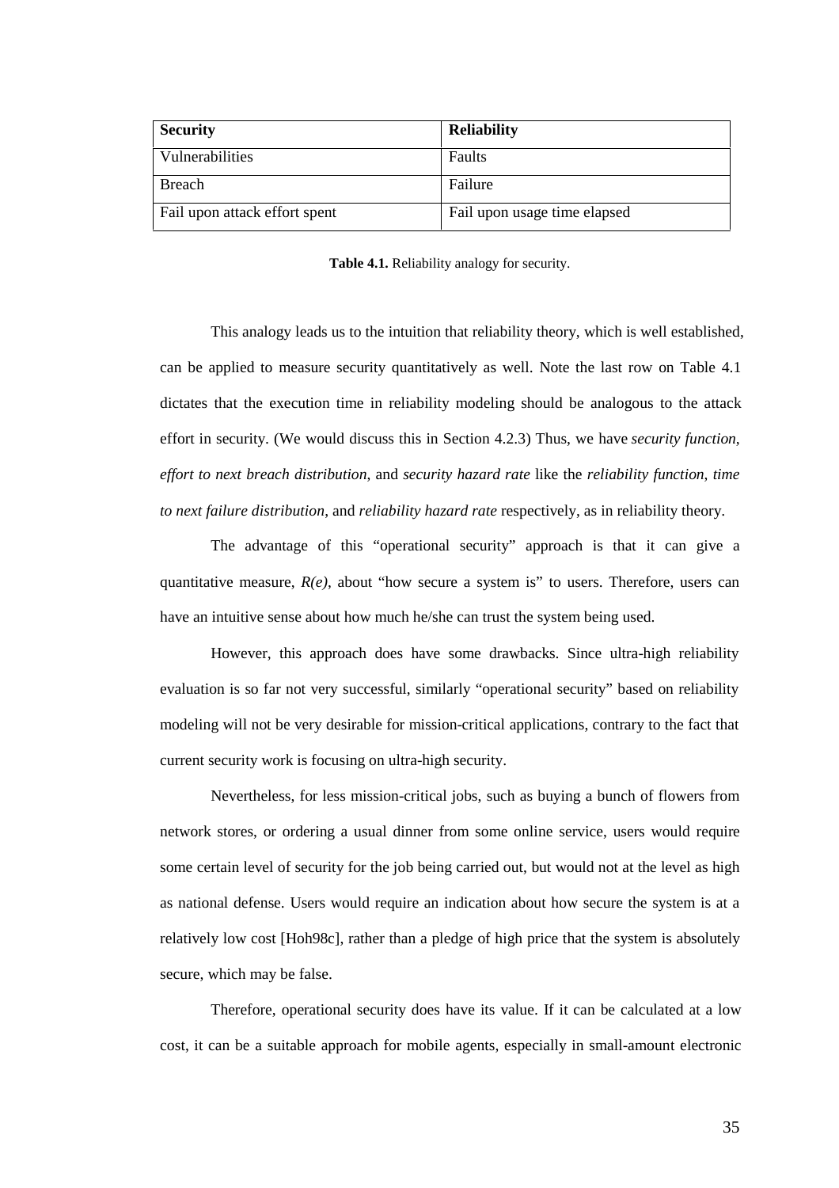| **Security** | **Reliability** |
| --- | --- |
| Vulnerabilities | Faults |
| Breach | Failure |
| Fail upon attack effort spent | Fail upon usage time elapsed |

**Table 4.1.** Reliability analogy for security.

This analogy leads us to the intuition that reliability theory, which is well established, can be applied to measure security quantitatively as well. Note the last row on Table 4.1 dictates that the execution time in reliability modeling should be analogous to the attack effort in security. (We would discuss this in Section 4.2.3) Thus, we have *security function*, *effort to next breach distribution*, and *security hazard rate* like the *reliability function*, *time to next failure distribution*, and *reliability hazard rate* respectively, as in reliability theory.

The advantage of this "operational security" approach is that it can give a quantitative measure, $R(e)$, about "how secure a system is" to users. Therefore, users can have an intuitive sense about how much he/she can trust the system being used.

However, this approach does have some drawbacks. Since ultra-high reliability evaluation is so far not very successful, similarly "operational security" based on reliability modeling will not be very desirable for mission-critical applications, contrary to the fact that current security work is focusing on ultra-high security.

Nevertheless, for less mission-critical jobs, such as buying a bunch of flowers from network stores, or ordering a usual dinner from some online service, users would require some certain level of security for the job being carried out, but would not at the level as high as national defense. Users would require an indication about how secure the system is at a relatively low cost [Hoh98c], rather than a pledge of high price that the system is absolutely secure, which may be false.

Therefore, operational security does have its value. If it can be calculated at a low cost, it can be a suitable approach for mobile agents, especially in small-amount electronic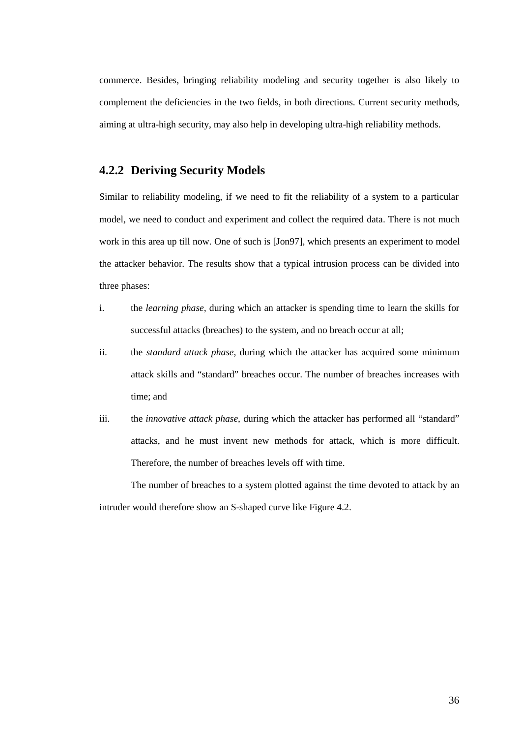commerce. Besides, bringing reliability modeling and security together is also likely to complement the deficiencies in the two fields, in both directions. Current security methods, aiming at ultra-high security, may also help in developing ultra-high reliability methods.

### 4.2.2 Deriving Security Models

Similar to reliability modeling, if we need to fit the reliability of a system to a particular model, we need to conduct and experiment and collect the required data. There is not much work in this area up till now. One of such is [Jon97], which presents an experiment to model the attacker behavior. The results show that a typical intrusion process can be divided into three phases:

i. the *learning phase*, during which an attacker is spending time to learn the skills for successful attacks (breaches) to the system, and no breach occur at all;

ii. the *standard attack phase*, during which the attacker has acquired some minimum attack skills and "standard" breaches occur. The number of breaches increases with time; and

iii. the *innovative attack phase*, during which the attacker has performed all "standard" attacks, and he must invent new methods for attack, which is more difficult. Therefore, the number of breaches levels off with time.

The number of breaches to a system plotted against the time devoted to attack by an intruder would therefore show an S-shaped curve like Figure 4.2.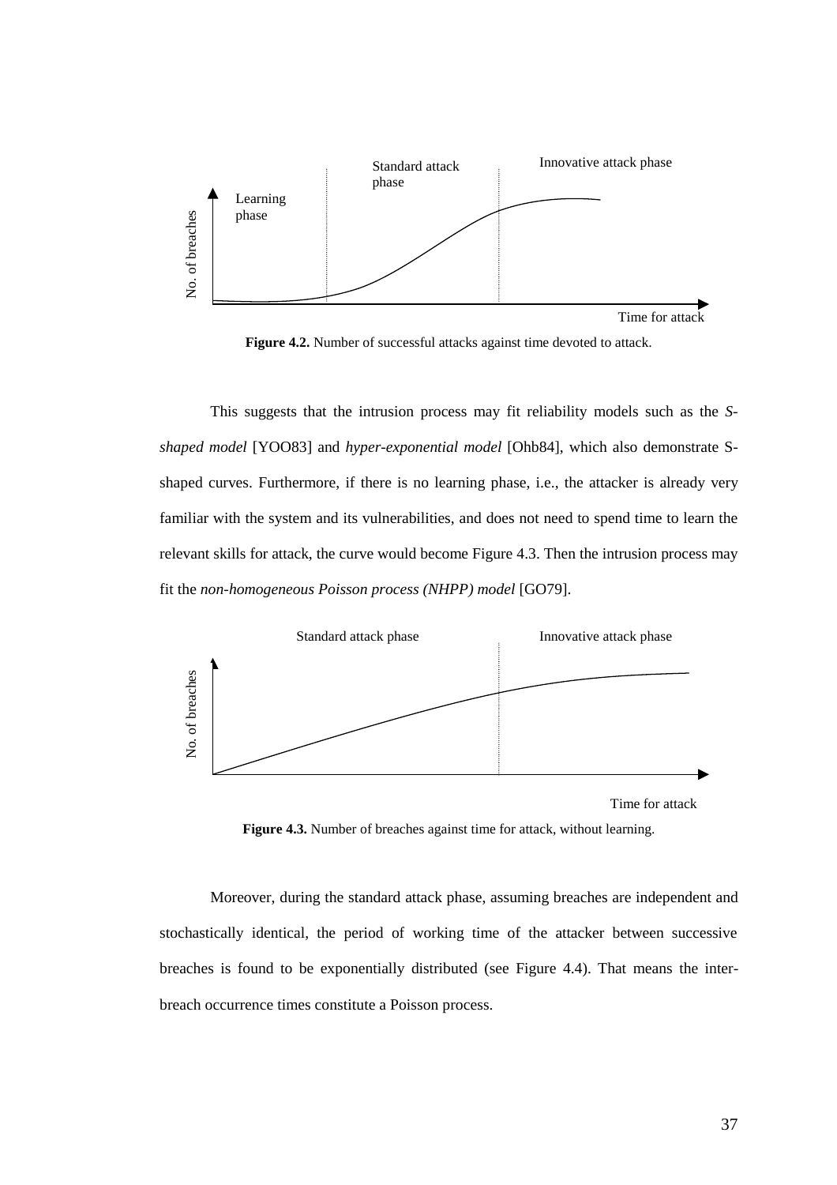**Figure 4.2.** Number of successful attacks against time devoted to attack.

This suggests that the intrusion process may fit reliability models such as the *S-shaped model* [YOO83] and *hyper-exponential model* [Ohb84], which also demonstrate S-shaped curves. Furthermore, if there is no learning phase, i.e., the attacker is already very familiar with the system and its vulnerabilities, and does not need to spend time to learn the relevant skills for attack, the curve would become Figure 4.3. Then the intrusion process may fit the *non-homogeneous Poisson process (NHPP) model* [GO79].

**Figure 4.3.** Number of breaches against time for attack, without learning.

Moreover, during the standard attack phase, assuming breaches are independent and stochastically identical, the period of working time of the attacker between successive breaches is found to be exponentially distributed (see Figure 4.4). That means the inter-breach occurrence times constitute a Poisson process.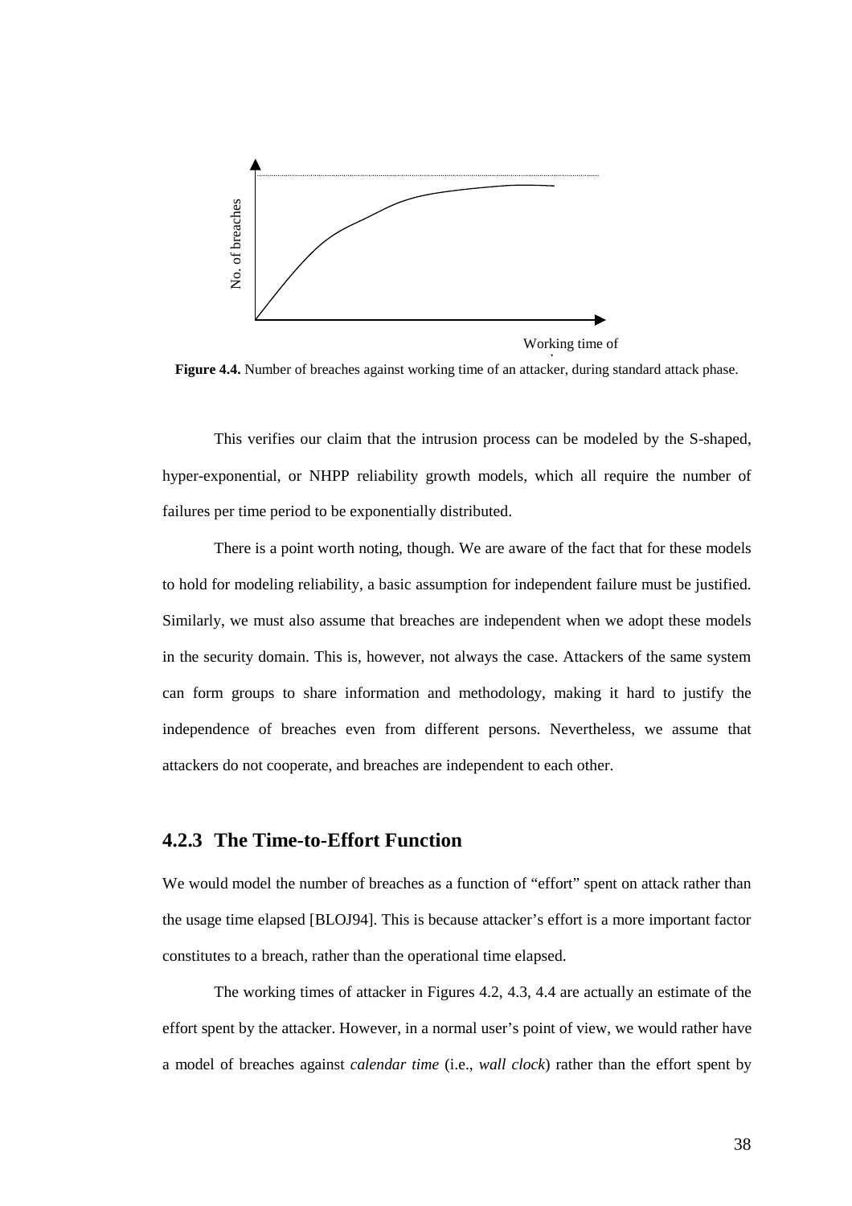**Figure 4.4.** Number of breaches against working time of an attacker, during standard attack phase.

This verifies our claim that the intrusion process can be modeled by the S-shaped, hyper-exponential, or NHPP reliability growth models, which all require the number of failures per time period to be exponentially distributed.

There is a point worth noting, though. We are aware of the fact that for these models to hold for modeling reliability, a basic assumption for independent failure must be justified. Similarly, we must also assume that breaches are independent when we adopt these models in the security domain. This is, however, not always the case. Attackers of the same system can form groups to share information and methodology, making it hard to justify the independence of breaches even from different persons. Nevertheless, we assume that attackers do not cooperate, and breaches are independent to each other.

### 4.2.3 The Time-to-Effort Function

We would model the number of breaches as a function of "effort" spent on attack rather than the usage time elapsed [BLOJ94]. This is because attacker's effort is a more important factor constitutes to a breach, rather than the operational time elapsed.

The working times of attacker in Figures 4.2, 4.3, 4.4 are actually an estimate of the effort spent by the attacker. However, in a normal user's point of view, we would rather have a model of breaches against *calendar time* (i.e., *wall clock*) rather than the effort spent by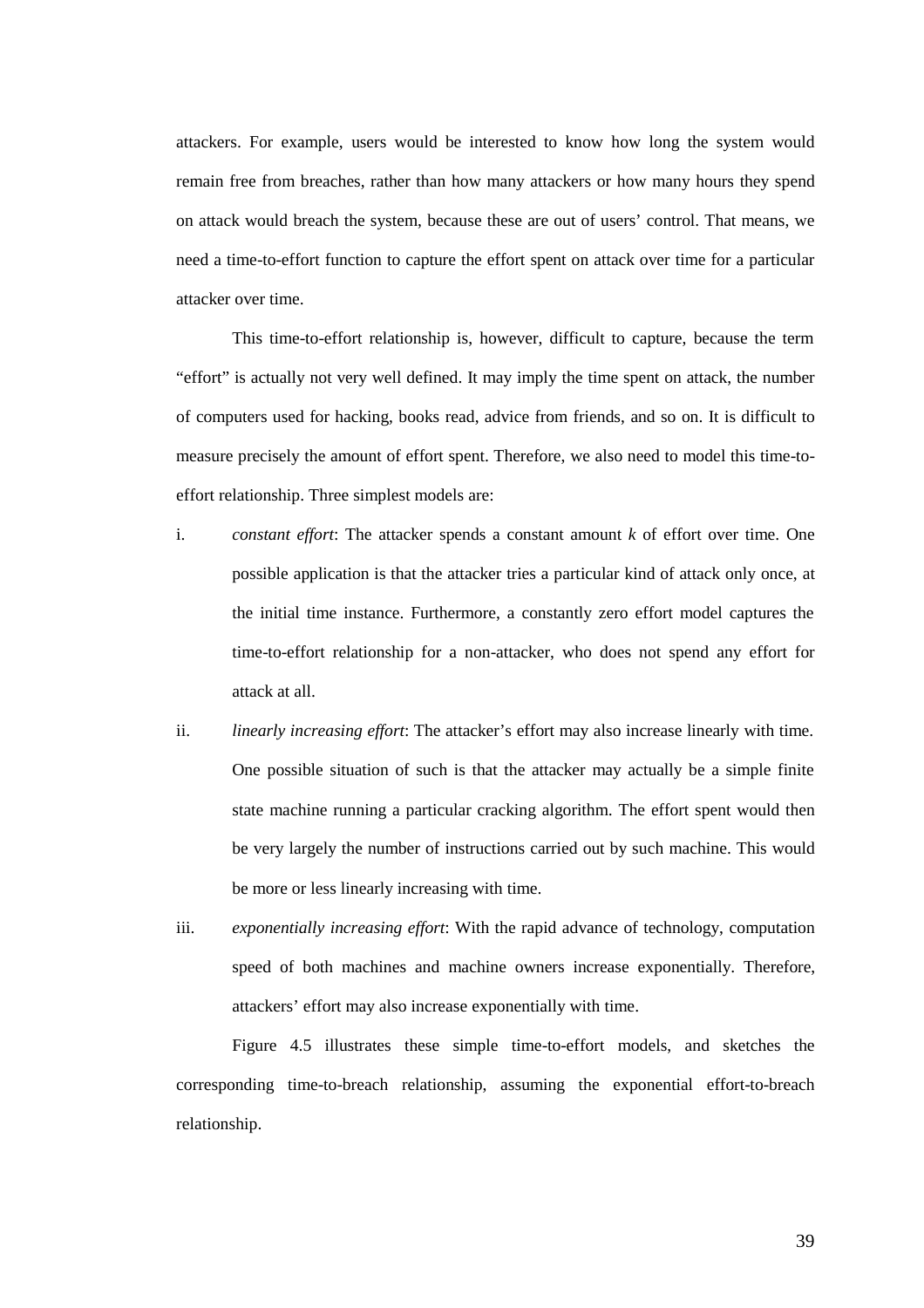attackers. For example, users would be interested to know how long the system would remain free from breaches, rather than how many attackers or how many hours they spend on attack would breach the system, because these are out of users' control. That means, we need a time-to-effort function to capture the effort spent on attack over time for a particular attacker over time.

This time-to-effort relationship is, however, difficult to capture, because the term "effort" is actually not very well defined. It may imply the time spent on attack, the number of computers used for hacking, books read, advice from friends, and so on. It is difficult to measure precisely the amount of effort spent. Therefore, we also need to model this time-to-effort relationship. Three simplest models are:

i. *constant effort*: The attacker spends a constant amount $k$ of effort over time. One possible application is that the attacker tries a particular kind of attack only once, at the initial time instance. Furthermore, a constantly zero effort model captures the time-to-effort relationship for a non-attacker, who does not spend any effort for attack at all.

ii. *linearly increasing effort*: The attacker's effort may also increase linearly with time. One possible situation of such is that the attacker may actually be a simple finite state machine running a particular cracking algorithm. The effort spent would then be very largely the number of instructions carried out by such machine. This would be more or less linearly increasing with time.

iii. *exponentially increasing effort*: With the rapid advance of technology, computation speed of both machines and machine owners increase exponentially. Therefore, attackers' effort may also increase exponentially with time.

Figure 4.5 illustrates these simple time-to-effort models, and sketches the corresponding time-to-breach relationship, assuming the exponential effort-to-breach relationship.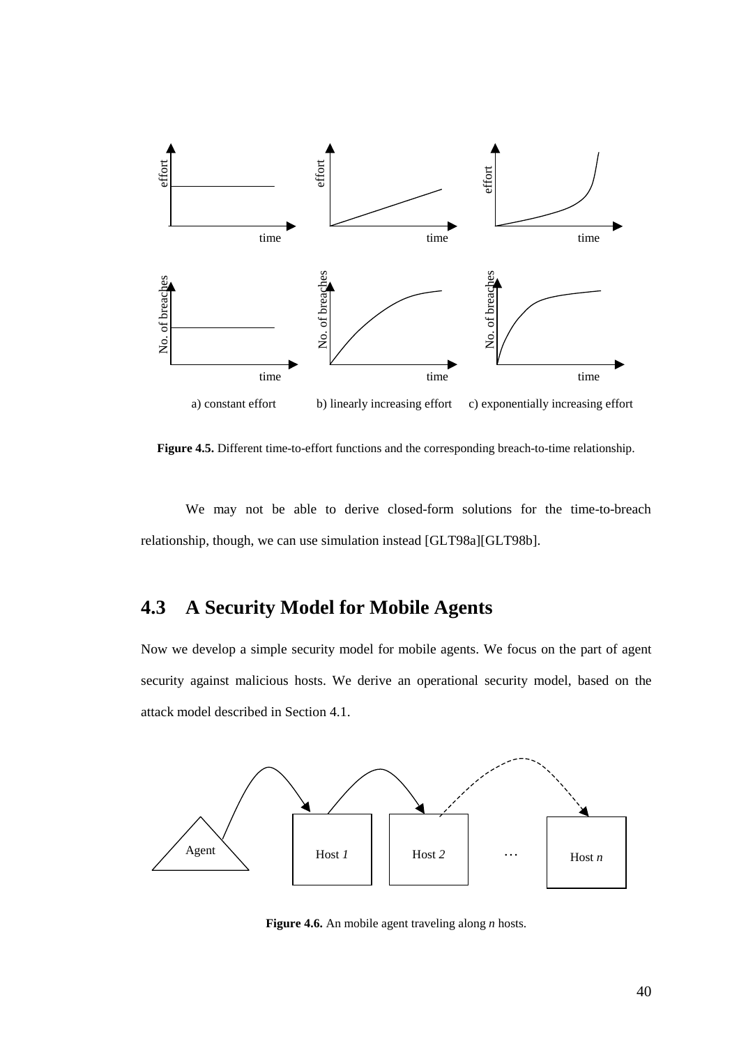**Figure 4.5.** Different time-to-effort functions and the corresponding breach-to-time relationship.

We may not be able to derive closed-form solutions for the time-to-breach relationship, though, we can use simulation instead [GLT98a][GLT98b].

## 4.3 A Security Model for Mobile Agents

Now we develop a simple security model for mobile agents. We focus on the part of agent security against malicious hosts. We derive an operational security model, based on the attack model described in Section 4.1.

**Figure 4.6.** An mobile agent traveling along *n* hosts.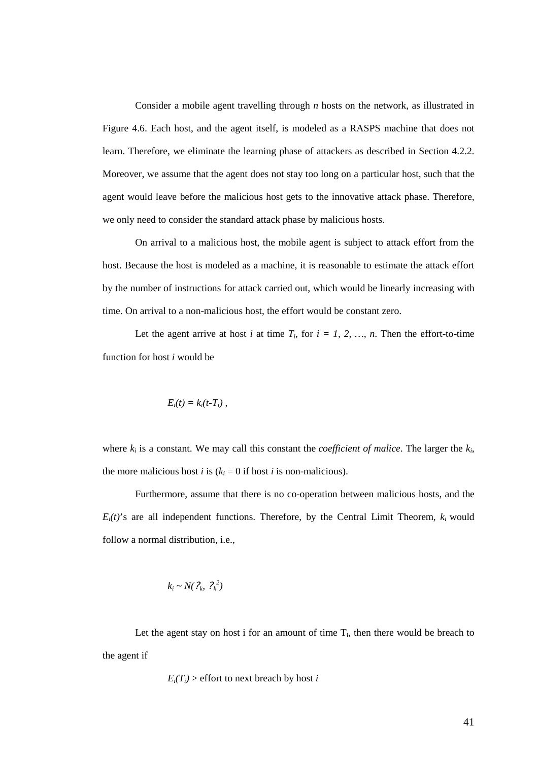Consider a mobile agent travelling through $n$ hosts on the network, as illustrated in Figure 4.6. Each host, and the agent itself, is modeled as a RASPS machine that does not learn. Therefore, we eliminate the learning phase of attackers as described in Section 4.2.2. Moreover, we assume that the agent does not stay too long on a particular host, such that the agent would leave before the malicious host gets to the innovative attack phase. Therefore, we only need to consider the standard attack phase by malicious hosts.

On arrival to a malicious host, the mobile agent is subject to attack effort from the host. Because the host is modeled as a machine, it is reasonable to estimate the attack effort by the number of instructions for attack carried out, which would be linearly increasing with time. On arrival to a non-malicious host, the effort would be constant zero.

Let the agent arrive at host $i$ at time $T_i$, for $i = 1, 2, \ldots, n$. Then the effort-to-time function for host $i$ would be

$$E_i(t) = k_i(t-T_i)\ ,$$

where $k_i$ is a constant. We may call this constant the *coefficient of malice*. The larger the $k_i$, the more malicious host $i$ is ($k_i = 0$ if host $i$ is non-malicious).

Furthermore, assume that there is no co-operation between malicious hosts, and the $E_i(t)$'s are all independent functions. Therefore, by the Central Limit Theorem, $k_i$ would follow a normal distribution, i.e.,

$$k_i \sim N(?_k,\ ?_k^2)$$

Let the agent stay on host i for an amount of time $T_i$, then there would be breach to the agent if

$$E_i(T_i) > \text{effort to next breach by host } i$$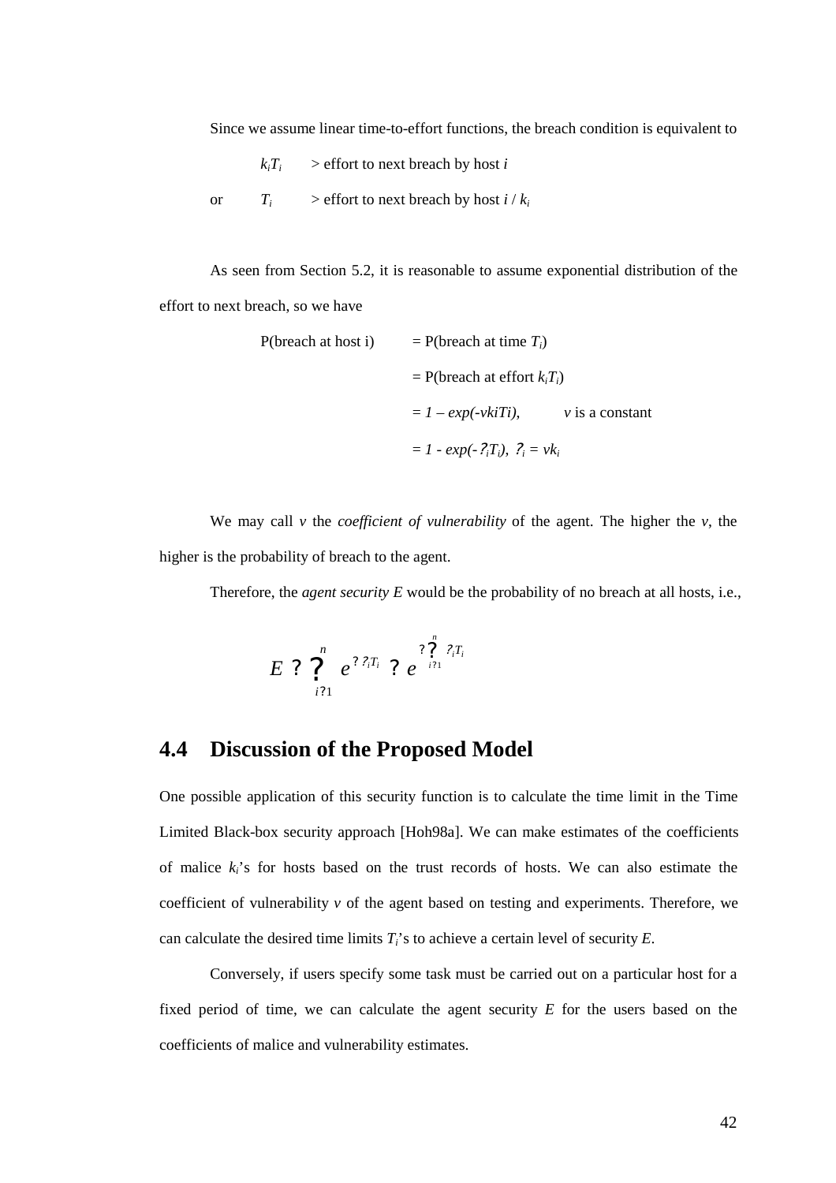Since we assume linear time-to-effort functions, the breach condition is equivalent to

$k_iT_i$ > effort to next breach by host $i$

or $T_i$ > effort to next breach by host $i$ / $k_i$

As seen from Section 5.2, it is reasonable to assume exponential distribution of the effort to next breach, so we have

$$
\begin{aligned}
\text{P(breach at host i)} &= \text{P(breach at time } T_i\text{)} \\
&= \text{P(breach at effort } k_iT_i\text{)} \\
&= 1 - \exp(-vk_iT_i), \quad v \text{ is a constant} \\
&= 1 - \exp(-\lambda_iT_i), \quad \lambda_i = vk_i
\end{aligned}
$$

We may call $v$ the *coefficient of vulnerability* of the agent. The higher the $v$, the higher is the probability of breach to the agent.

Therefore, the *agent security E* would be the probability of no breach at all hosts, i.e.,

$$E = \prod_{i=1}^{n} e^{-\lambda_i T_i} = e^{-\sum_{i=1}^{n} \lambda_i T_i}$$

## 4.4 Discussion of the Proposed Model

One possible application of this security function is to calculate the time limit in the Time Limited Black-box security approach [Hoh98a]. We can make estimates of the coefficients of malice $k_i$'s for hosts based on the trust records of hosts. We can also estimate the coefficient of vulnerability $v$ of the agent based on testing and experiments. Therefore, we can calculate the desired time limits $T_i$'s to achieve a certain level of security $E$.

Conversely, if users specify some task must be carried out on a particular host for a fixed period of time, we can calculate the agent security $E$ for the users based on the coefficients of malice and vulnerability estimates.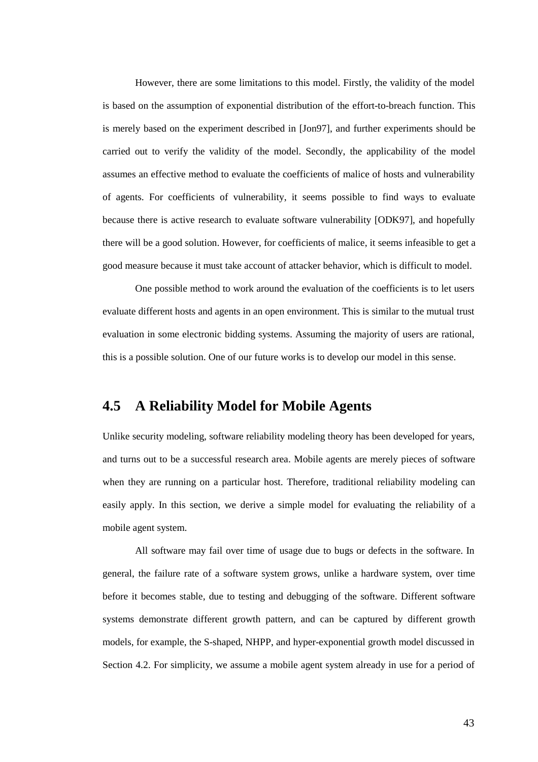However, there are some limitations to this model. Firstly, the validity of the model is based on the assumption of exponential distribution of the effort-to-breach function. This is merely based on the experiment described in [Jon97], and further experiments should be carried out to verify the validity of the model. Secondly, the applicability of the model assumes an effective method to evaluate the coefficients of malice of hosts and vulnerability of agents. For coefficients of vulnerability, it seems possible to find ways to evaluate because there is active research to evaluate software vulnerability [ODK97], and hopefully there will be a good solution. However, for coefficients of malice, it seems infeasible to get a good measure because it must take account of attacker behavior, which is difficult to model.

One possible method to work around the evaluation of the coefficients is to let users evaluate different hosts and agents in an open environment. This is similar to the mutual trust evaluation in some electronic bidding systems. Assuming the majority of users are rational, this is a possible solution. One of our future works is to develop our model in this sense.

## 4.5 A Reliability Model for Mobile Agents

Unlike security modeling, software reliability modeling theory has been developed for years, and turns out to be a successful research area. Mobile agents are merely pieces of software when they are running on a particular host. Therefore, traditional reliability modeling can easily apply. In this section, we derive a simple model for evaluating the reliability of a mobile agent system.

All software may fail over time of usage due to bugs or defects in the software. In general, the failure rate of a software system grows, unlike a hardware system, over time before it becomes stable, due to testing and debugging of the software. Different software systems demonstrate different growth pattern, and can be captured by different growth models, for example, the S-shaped, NHPP, and hyper-exponential growth model discussed in Section 4.2. For simplicity, we assume a mobile agent system already in use for a period of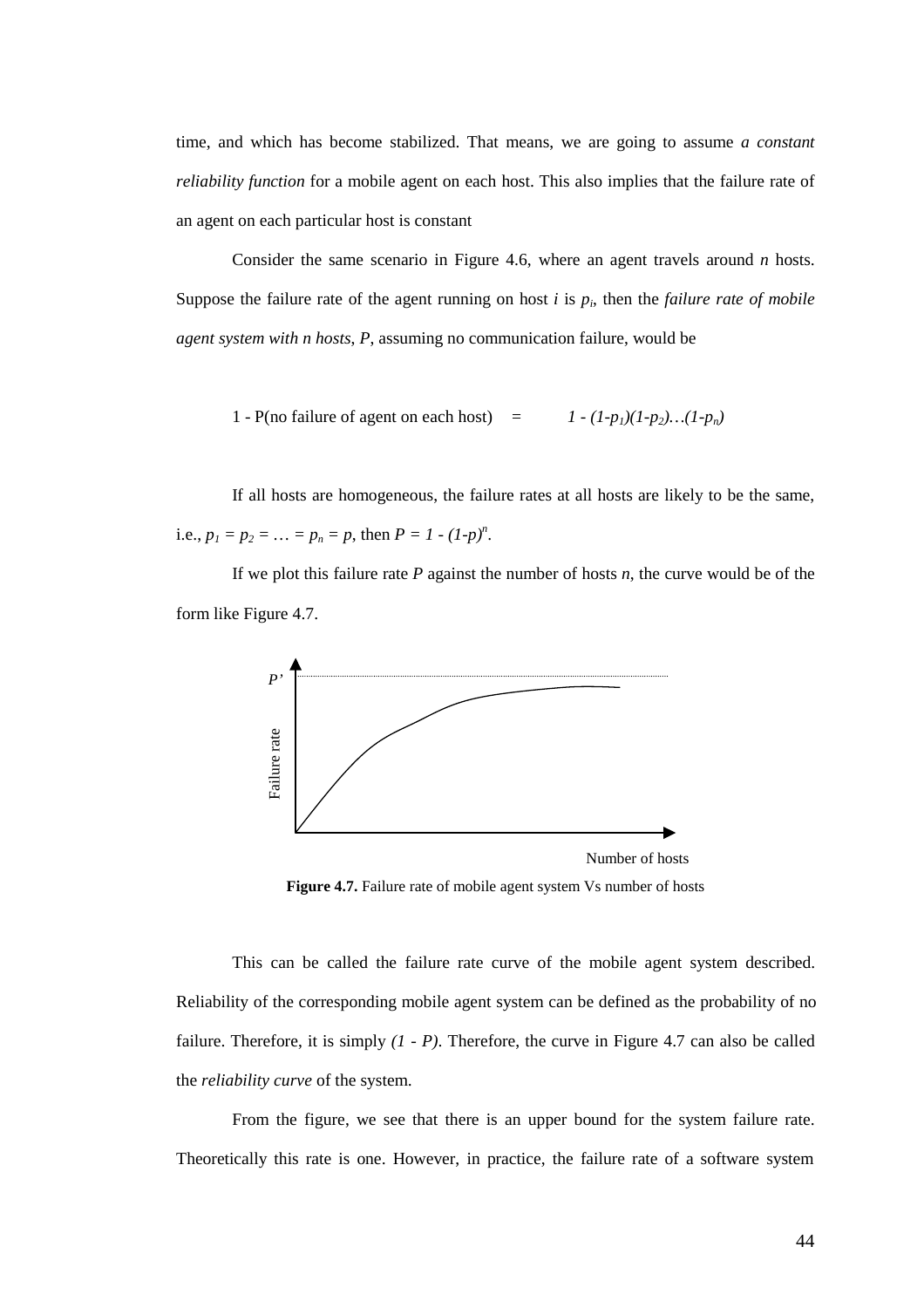time, and which has become stabilized. That means, we are going to assume *a constant reliability function* for a mobile agent on each host. This also implies that the failure rate of an agent on each particular host is constant

Consider the same scenario in Figure 4.6, where an agent travels around $n$ hosts. Suppose the failure rate of the agent running on host $i$ is $p_i$, then the *failure rate of mobile agent system with n hosts*, $P$, assuming no communication failure, would be

$$1 - \text{P(no failure of agent on each host)} = 1 - (1-p_1)(1-p_2)\ldots(1-p_n)$$

If all hosts are homogeneous, the failure rates at all hosts are likely to be the same, i.e., $p_1 = p_2 = \ldots = p_n = p$, then $P = 1 - (1-p)^n$.

If we plot this failure rate $P$ against the number of hosts $n$, the curve would be of the form like Figure 4.7.

**Figure 4.7.** Failure rate of mobile agent system Vs number of hosts

This can be called the failure rate curve of the mobile agent system described. Reliability of the corresponding mobile agent system can be defined as the probability of no failure. Therefore, it is simply $(1 - P)$. Therefore, the curve in Figure 4.7 can also be called the *reliability curve* of the system.

From the figure, we see that there is an upper bound for the system failure rate. Theoretically this rate is one. However, in practice, the failure rate of a software system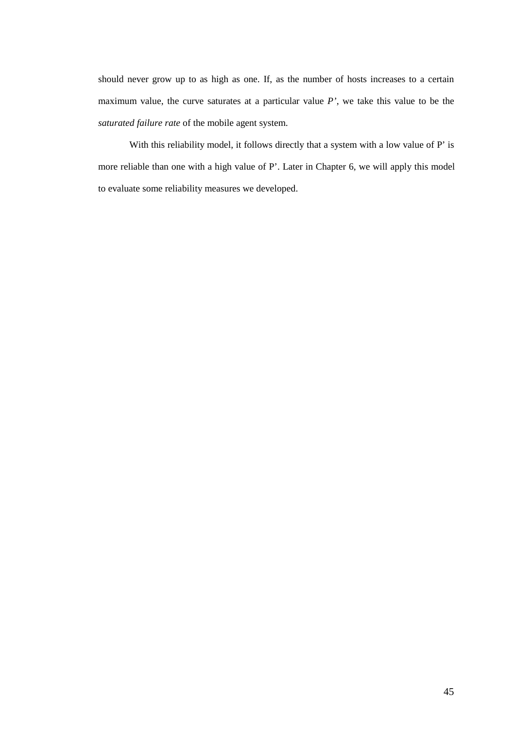should never grow up to as high as one. If, as the number of hosts increases to a certain maximum value, the curve saturates at a particular value *P'*, we take this value to be the *saturated failure rate* of the mobile agent system.

With this reliability model, it follows directly that a system with a low value of P' is more reliable than one with a high value of P'. Later in Chapter 6, we will apply this model to evaluate some reliability measures we developed.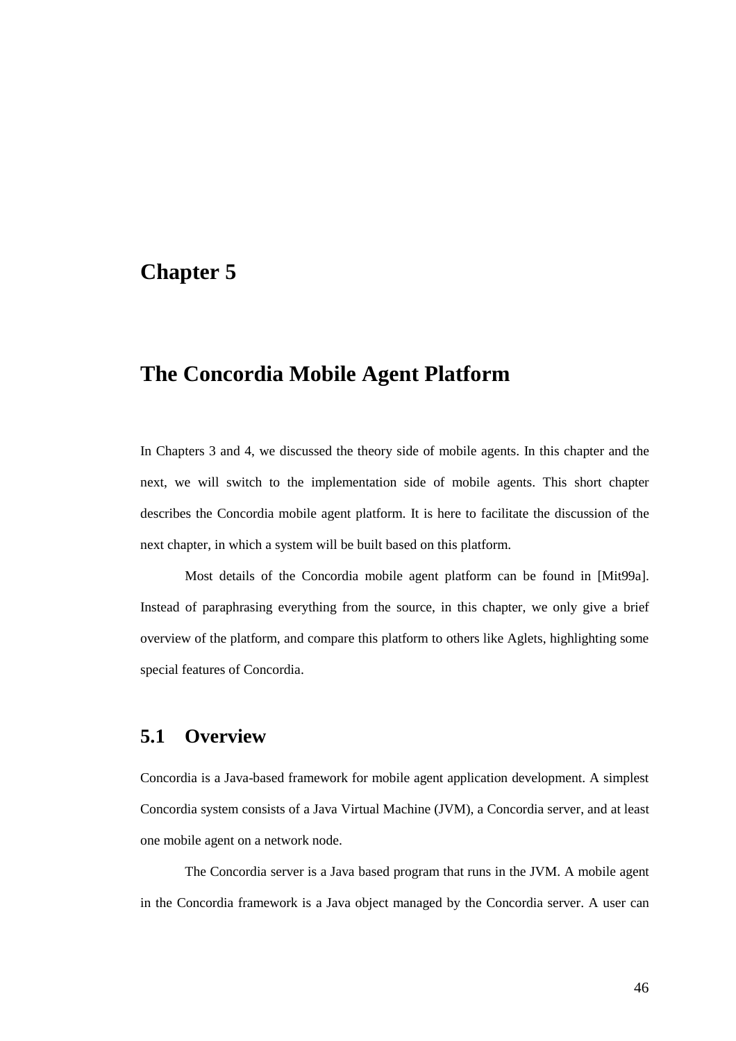# Chapter 5

# The Concordia Mobile Agent Platform

In Chapters 3 and 4, we discussed the theory side of mobile agents. In this chapter and the next, we will switch to the implementation side of mobile agents. This short chapter describes the Concordia mobile agent platform. It is here to facilitate the discussion of the next chapter, in which a system will be built based on this platform.

Most details of the Concordia mobile agent platform can be found in [Mit99a]. Instead of paraphrasing everything from the source, in this chapter, we only give a brief overview of the platform, and compare this platform to others like Aglets, highlighting some special features of Concordia.

## 5.1 Overview

Concordia is a Java-based framework for mobile agent application development. A simplest Concordia system consists of a Java Virtual Machine (JVM), a Concordia server, and at least one mobile agent on a network node.

The Concordia server is a Java based program that runs in the JVM. A mobile agent in the Concordia framework is a Java object managed by the Concordia server. A user can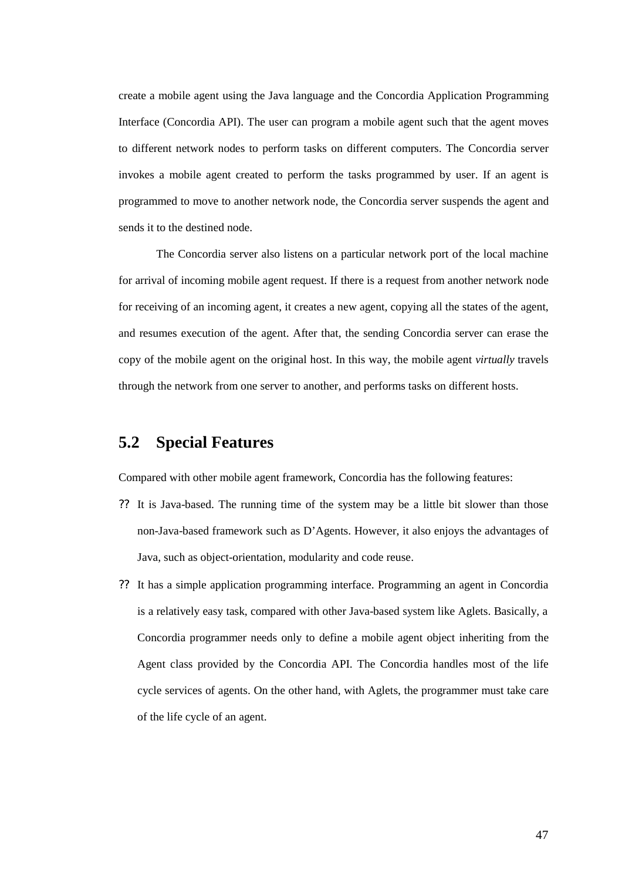create a mobile agent using the Java language and the Concordia Application Programming Interface (Concordia API). The user can program a mobile agent such that the agent moves to different network nodes to perform tasks on different computers. The Concordia server invokes a mobile agent created to perform the tasks programmed by user. If an agent is programmed to move to another network node, the Concordia server suspends the agent and sends it to the destined node.

The Concordia server also listens on a particular network port of the local machine for arrival of incoming mobile agent request. If there is a request from another network node for receiving of an incoming agent, it creates a new agent, copying all the states of the agent, and resumes execution of the agent. After that, the sending Concordia server can erase the copy of the mobile agent on the original host. In this way, the mobile agent *virtually* travels through the network from one server to another, and performs tasks on different hosts.

## 5.2 Special Features

Compared with other mobile agent framework, Concordia has the following features:

- It is Java-based. The running time of the system may be a little bit slower than those non-Java-based framework such as D'Agents. However, it also enjoys the advantages of Java, such as object-orientation, modularity and code reuse.
- It has a simple application programming interface. Programming an agent in Concordia is a relatively easy task, compared with other Java-based system like Aglets. Basically, a Concordia programmer needs only to define a mobile agent object inheriting from the Agent class provided by the Concordia API. The Concordia handles most of the life cycle services of agents. On the other hand, with Aglets, the programmer must take care of the life cycle of an agent.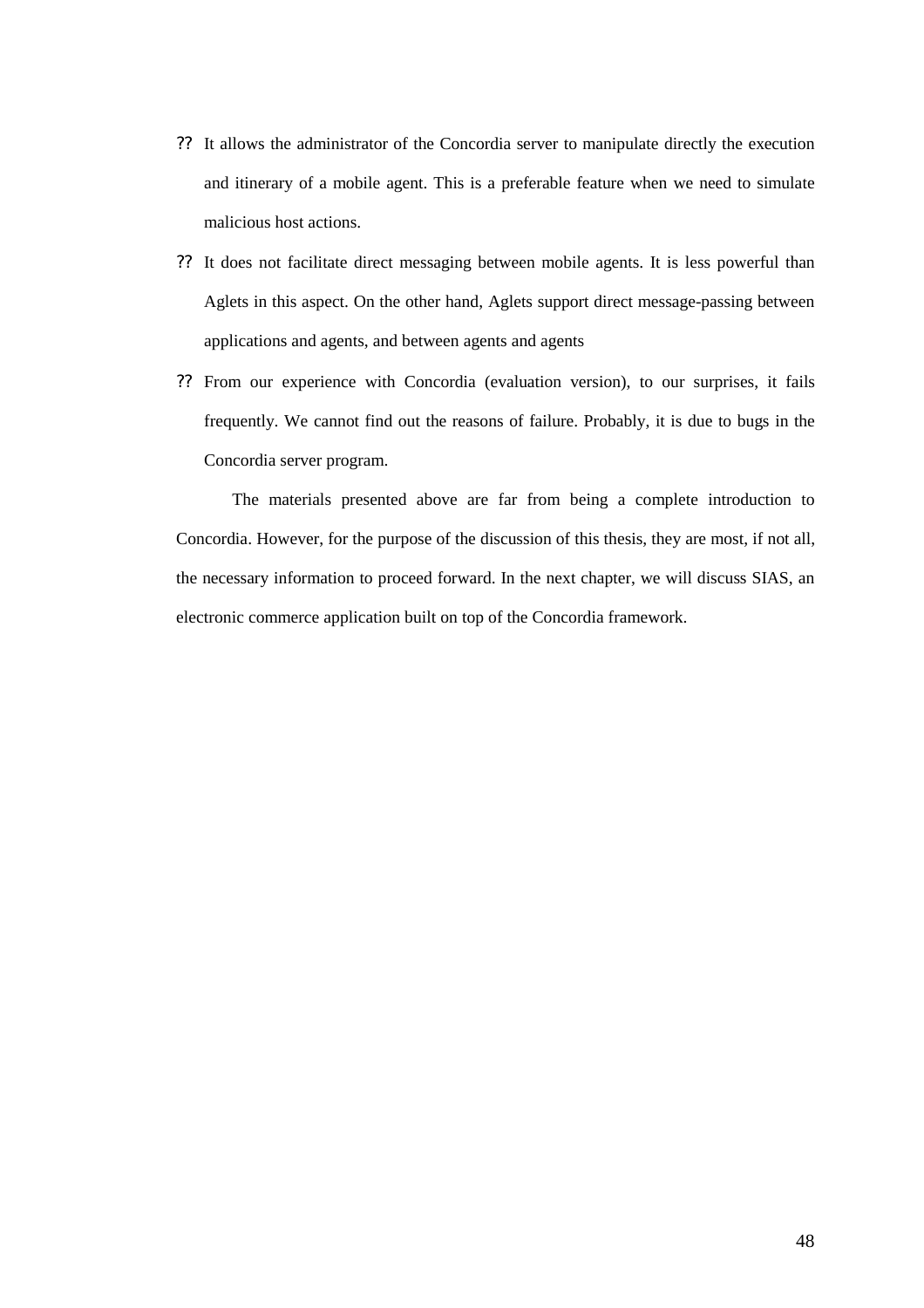- It allows the administrator of the Concordia server to manipulate directly the execution and itinerary of a mobile agent. This is a preferable feature when we need to simulate malicious host actions.
- It does not facilitate direct messaging between mobile agents. It is less powerful than Aglets in this aspect. On the other hand, Aglets support direct message-passing between applications and agents, and between agents and agents
- From our experience with Concordia (evaluation version), to our surprises, it fails frequently. We cannot find out the reasons of failure. Probably, it is due to bugs in the Concordia server program.

The materials presented above are far from being a complete introduction to Concordia. However, for the purpose of the discussion of this thesis, they are most, if not all, the necessary information to proceed forward. In the next chapter, we will discuss SIAS, an electronic commerce application built on top of the Concordia framework.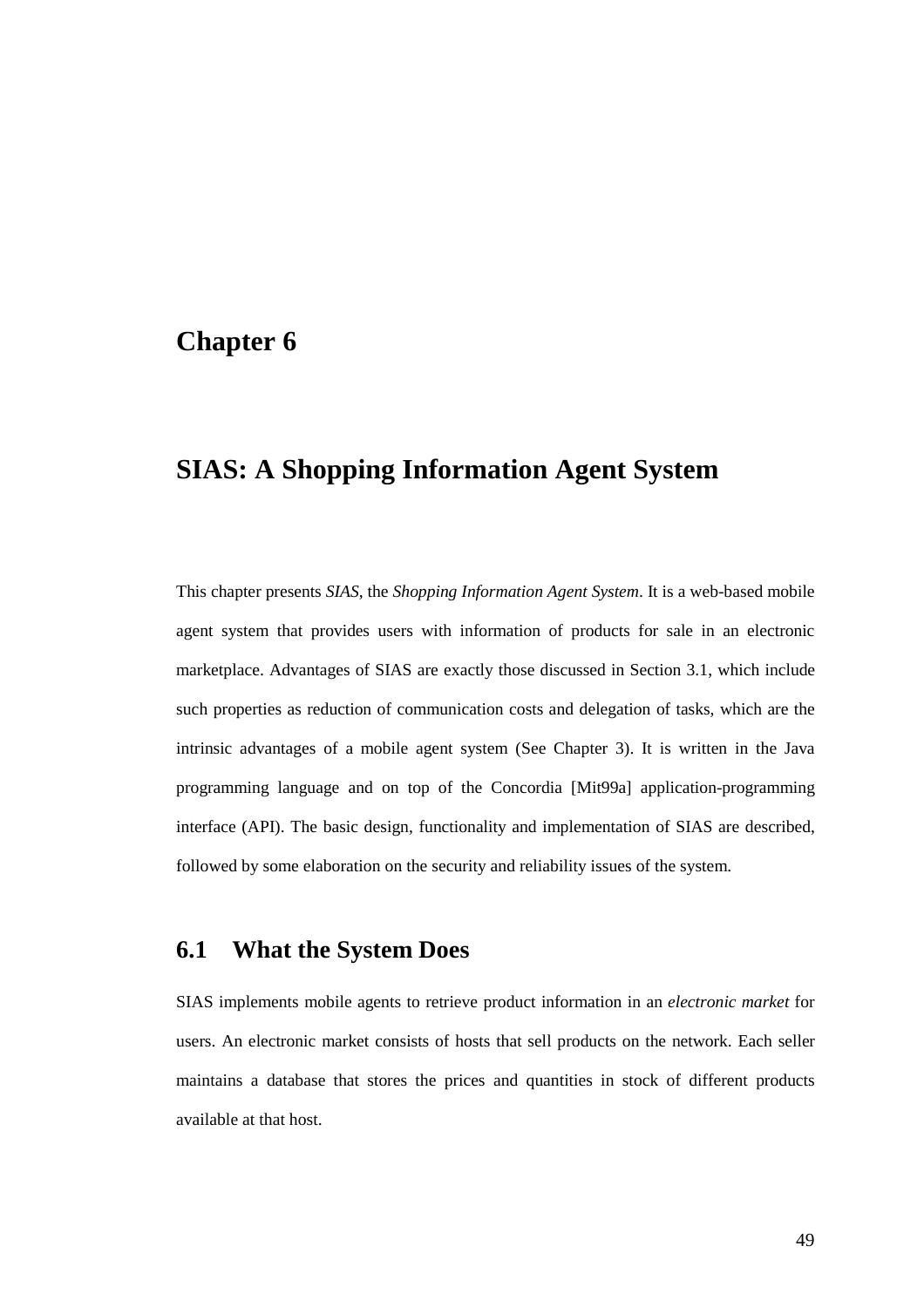# Chapter 6

# SIAS: A Shopping Information Agent System

This chapter presents *SIAS*, the *Shopping Information Agent System*. It is a web-based mobile agent system that provides users with information of products for sale in an electronic marketplace. Advantages of SIAS are exactly those discussed in Section 3.1, which include such properties as reduction of communication costs and delegation of tasks, which are the intrinsic advantages of a mobile agent system (See Chapter 3). It is written in the Java programming language and on top of the Concordia [Mit99a] application-programming interface (API). The basic design, functionality and implementation of SIAS are described, followed by some elaboration on the security and reliability issues of the system.

## 6.1 What the System Does

SIAS implements mobile agents to retrieve product information in an *electronic market* for users. An electronic market consists of hosts that sell products on the network. Each seller maintains a database that stores the prices and quantities in stock of different products available at that host.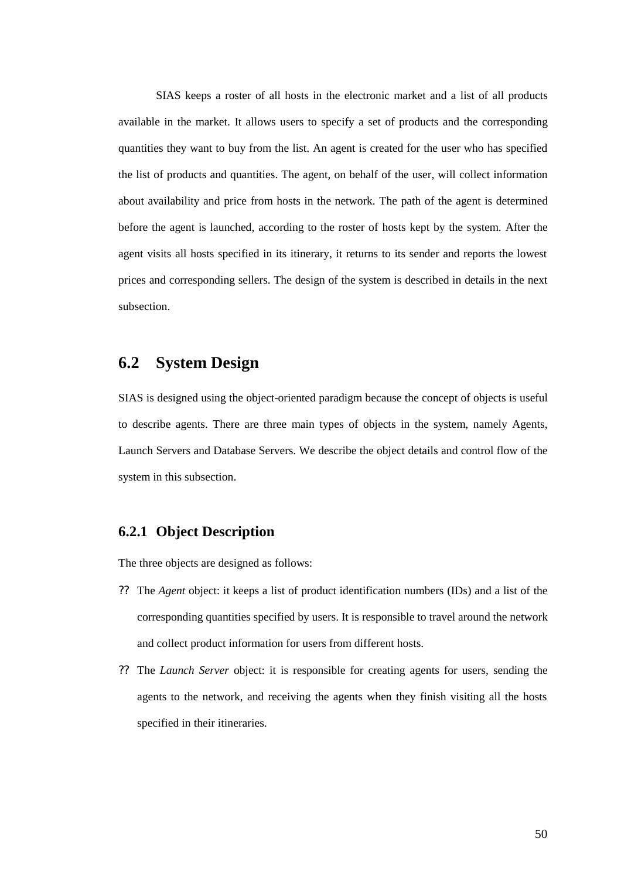SIAS keeps a roster of all hosts in the electronic market and a list of all products available in the market. It allows users to specify a set of products and the corresponding quantities they want to buy from the list. An agent is created for the user who has specified the list of products and quantities. The agent, on behalf of the user, will collect information about availability and price from hosts in the network. The path of the agent is determined before the agent is launched, according to the roster of hosts kept by the system. After the agent visits all hosts specified in its itinerary, it returns to its sender and reports the lowest prices and corresponding sellers. The design of the system is described in details in the next subsection.

## 6.2 System Design

SIAS is designed using the object-oriented paradigm because the concept of objects is useful to describe agents. There are three main types of objects in the system, namely Agents, Launch Servers and Database Servers. We describe the object details and control flow of the system in this subsection.

### 6.2.1 Object Description

The three objects are designed as follows:

- The *Agent* object: it keeps a list of product identification numbers (IDs) and a list of the corresponding quantities specified by users. It is responsible to travel around the network and collect product information for users from different hosts.
- The *Launch Server* object: it is responsible for creating agents for users, sending the agents to the network, and receiving the agents when they finish visiting all the hosts specified in their itineraries.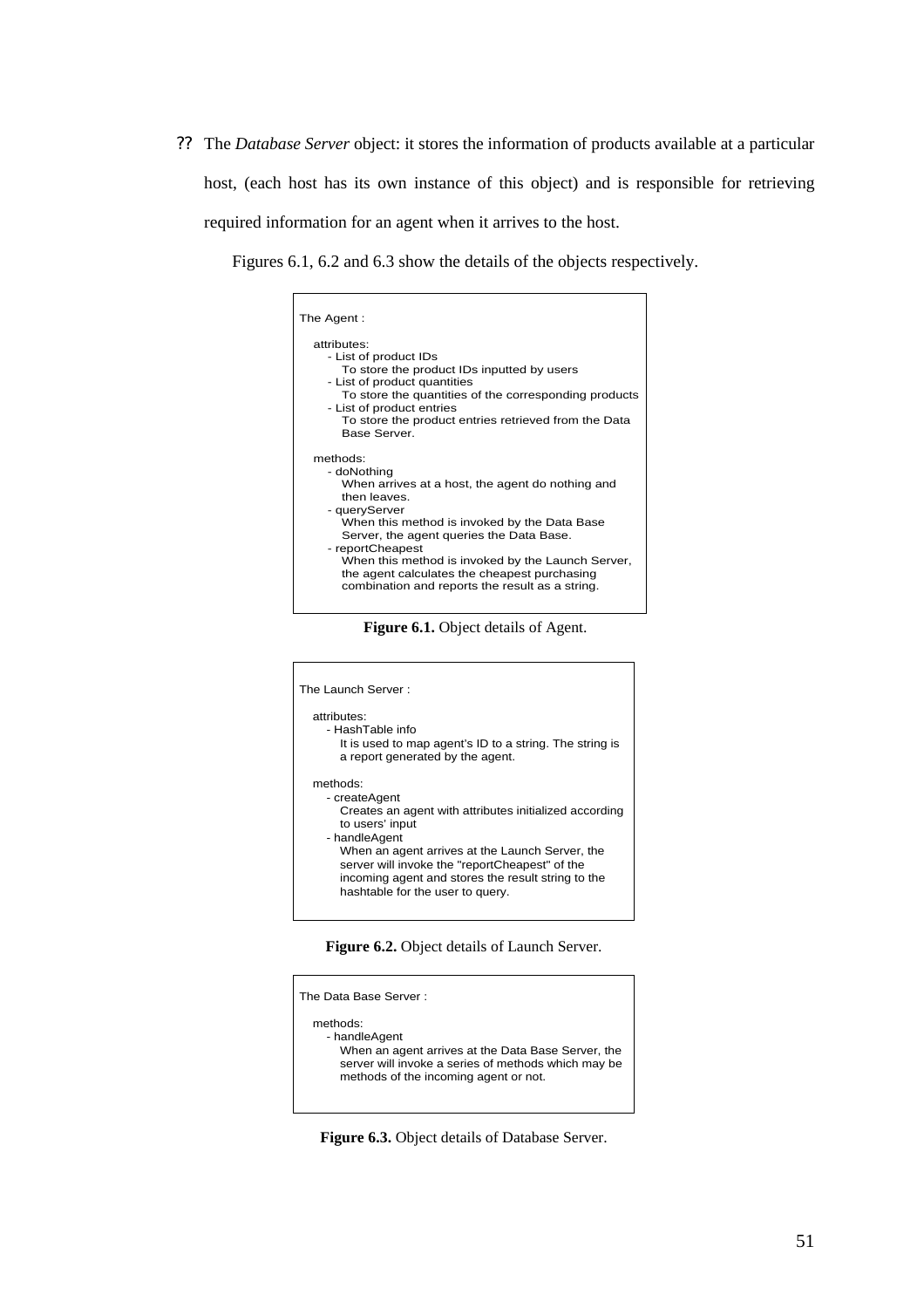- The *Database Server* object: it stores the information of products available at a particular host, (each host has its own instance of this object) and is responsible for retrieving required information for an agent when it arrives to the host.

Figures 6.1, 6.2 and 6.3 show the details of the objects respectively.

```
The Agent :

  attributes:
    - List of product IDs
        To store the product IDs inputted by users
    - List of product quantities
        To store the quantities of the corresponding products
    - List of product entries
        To store the product entries retrieved from the Data
        Base Server.

  methods:
    - doNothing
        When arrives at a host, the agent do nothing and
        then leaves.
    - queryServer
        When this method is invoked by the Data Base
        Server, the agent queries the Data Base.
    - reportCheapest
        When this method is invoked by the Launch Server,
        the agent calculates the cheapest purchasing
        combination and reports the result as a string.
```

**Figure 6.1.** Object details of Agent.

```
The Launch Server :

  attributes:
    - HashTable info
        It is used to map agent's ID to a string. The string is
        a report generated by the agent.

  methods:
    - createAgent
        Creates an agent with attributes initialized according
        to users' input
    - handleAgent
        When an agent arrives at the Launch Server, the
        server will invoke the "reportCheapest" of the
        incoming agent and stores the result string to the
        hashtable for the user to query.
```

**Figure 6.2.** Object details of Launch Server.

```
The Data Base Server :

  methods:
    - handleAgent
        When an agent arrives at the Data Base Server, the
        server will invoke a series of methods which may be
        methods of the incoming agent or not.
```

**Figure 6.3.** Object details of Database Server.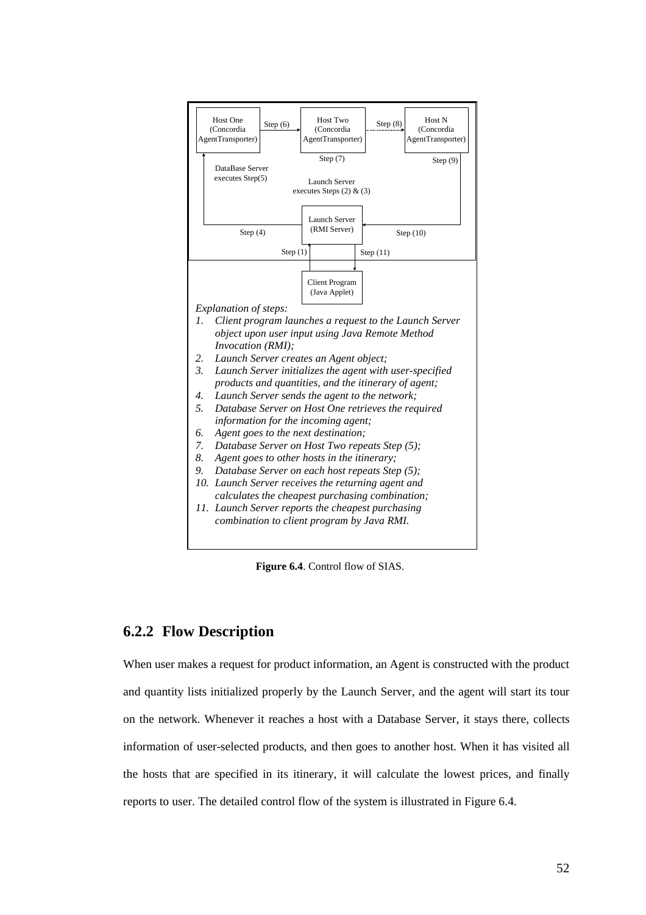Host One (Concordia AgentTransporter) — Step (6) → Host Two (Concordia AgentTransporter) — Step (8) → Host N (Concordia AgentTransporter)

Step (7)

Step (9)

DataBase Server executes Step(5)

Launch Server executes Steps (2) & (3)

Step (4) — Launch Server (RMI Server) — Step (10)

Step (1) — Step (11)

Client Program (Java Applet)

*Explanation of steps:*

1. *Client program launches a request to the Launch Server object upon user input using Java Remote Method Invocation (RMI);*
2. *Launch Server creates an Agent object;*
3. *Launch Server initializes the agent with user-specified products and quantities, and the itinerary of agent;*
4. *Launch Server sends the agent to the network;*
5. *Database Server on Host One retrieves the required information for the incoming agent;*
6. *Agent goes to the next destination;*
7. *Database Server on Host Two repeats Step (5);*
8. *Agent goes to other hosts in the itinerary;*
9. *Database Server on each host repeats Step (5);*
10. *Launch Server receives the returning agent and calculates the cheapest purchasing combination;*
11. *Launch Server reports the cheapest purchasing combination to client program by Java RMI.*

**Figure 6.4**. Control flow of SIAS.

### 6.2.2 Flow Description

When user makes a request for product information, an Agent is constructed with the product and quantity lists initialized properly by the Launch Server, and the agent will start its tour on the network. Whenever it reaches a host with a Database Server, it stays there, collects information of user-selected products, and then goes to another host. When it has visited all the hosts that are specified in its itinerary, it will calculate the lowest prices, and finally reports to user. The detailed control flow of the system is illustrated in Figure 6.4.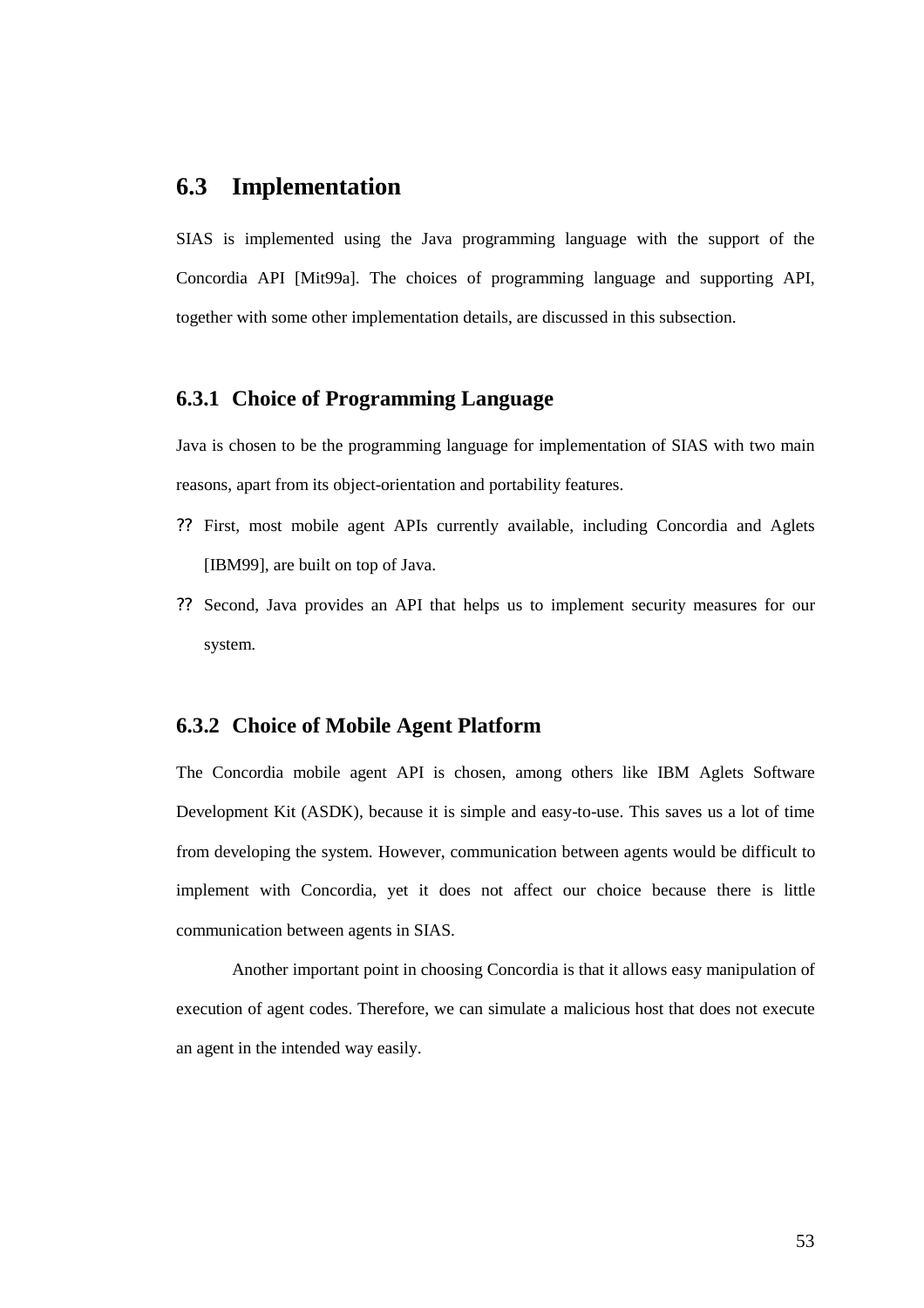## 6.3 Implementation

SIAS is implemented using the Java programming language with the support of the Concordia API [Mit99a]. The choices of programming language and supporting API, together with some other implementation details, are discussed in this subsection.

### 6.3.1 Choice of Programming Language

Java is chosen to be the programming language for implementation of SIAS with two main reasons, apart from its object-orientation and portability features.

- First, most mobile agent APIs currently available, including Concordia and Aglets [IBM99], are built on top of Java.
- Second, Java provides an API that helps us to implement security measures for our system.

### 6.3.2 Choice of Mobile Agent Platform

The Concordia mobile agent API is chosen, among others like IBM Aglets Software Development Kit (ASDK), because it is simple and easy-to-use. This saves us a lot of time from developing the system. However, communication between agents would be difficult to implement with Concordia, yet it does not affect our choice because there is little communication between agents in SIAS.

Another important point in choosing Concordia is that it allows easy manipulation of execution of agent codes. Therefore, we can simulate a malicious host that does not execute an agent in the intended way easily.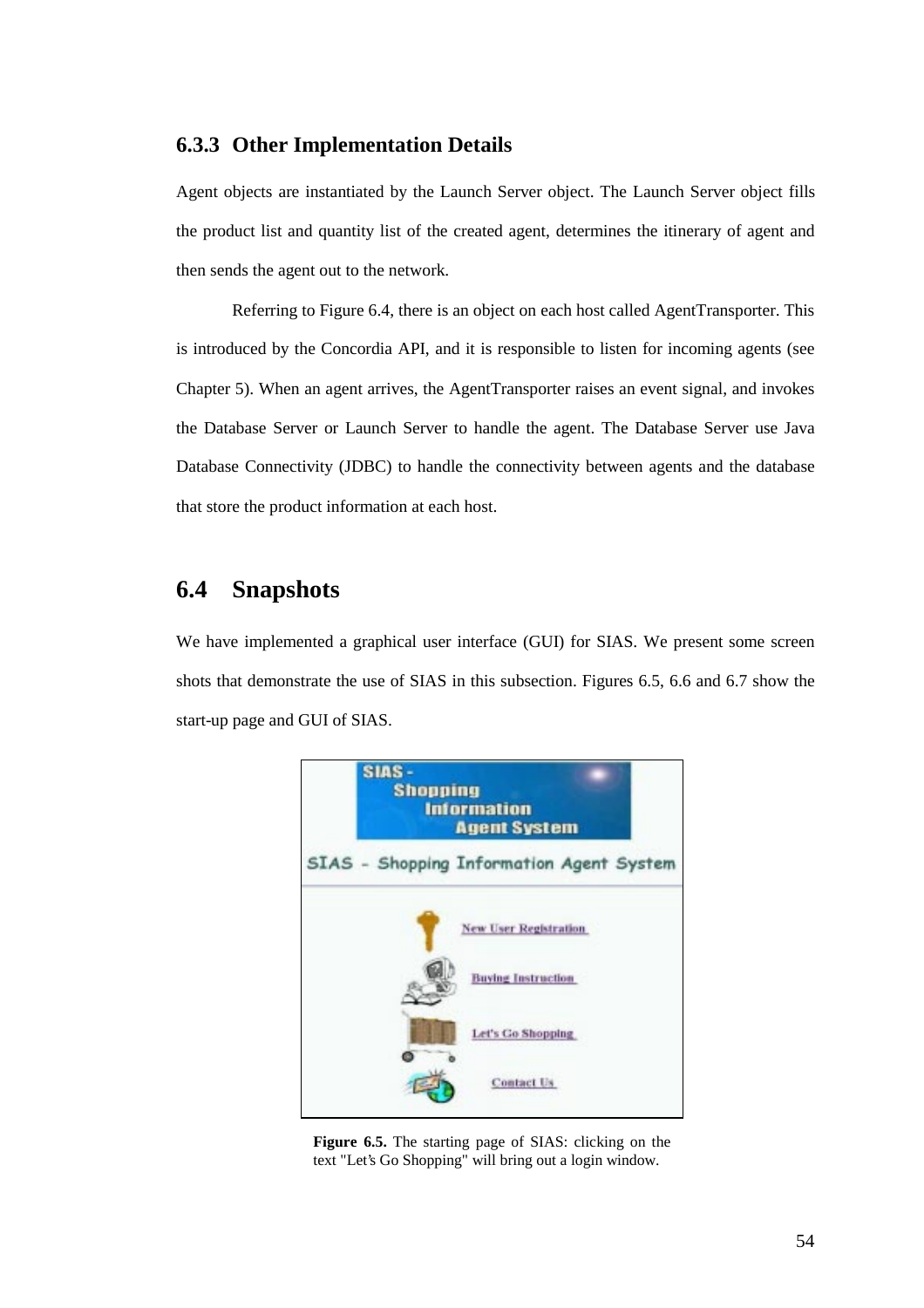### 6.3.3 Other Implementation Details

Agent objects are instantiated by the Launch Server object. The Launch Server object fills the product list and quantity list of the created agent, determines the itinerary of agent and then sends the agent out to the network.

Referring to Figure 6.4, there is an object on each host called AgentTransporter. This is introduced by the Concordia API, and it is responsible to listen for incoming agents (see Chapter 5). When an agent arrives, the AgentTransporter raises an event signal, and invokes the Database Server or Launch Server to handle the agent. The Database Server use Java Database Connectivity (JDBC) to handle the connectivity between agents and the database that store the product information at each host.

## 6.4 Snapshots

We have implemented a graphical user interface (GUI) for SIAS. We present some screen shots that demonstrate the use of SIAS in this subsection. Figures 6.5, 6.6 and 6.7 show the start-up page and GUI of SIAS.

**Figure 6.5.** The starting page of SIAS: clicking on the text "Let's Go Shopping" will bring out a login window.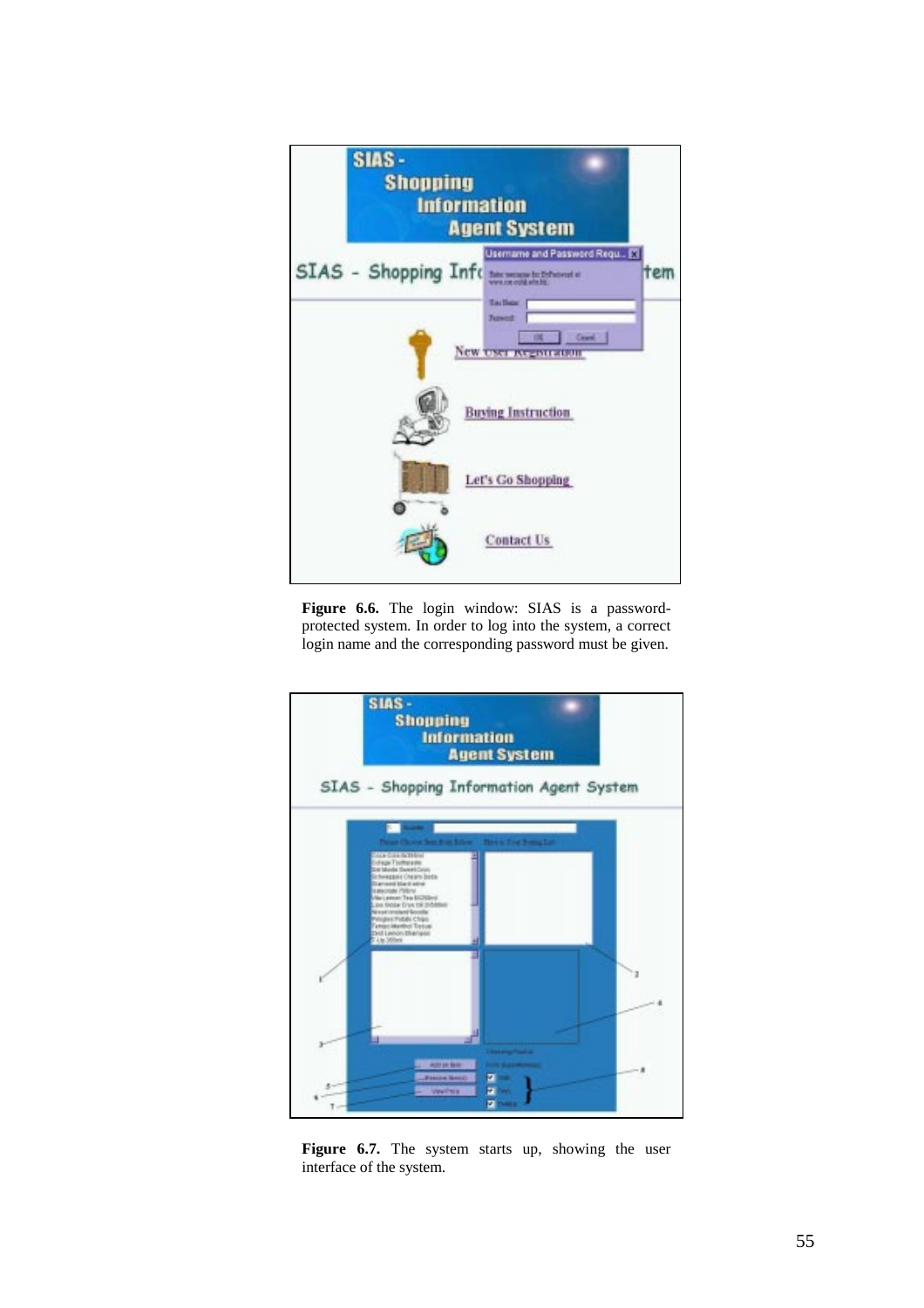**Figure 6.6.** The login window: SIAS is a password-protected system. In order to log into the system, a correct login name and the corresponding password must be given.

**Figure 6.7.** The system starts up, showing the user interface of the system.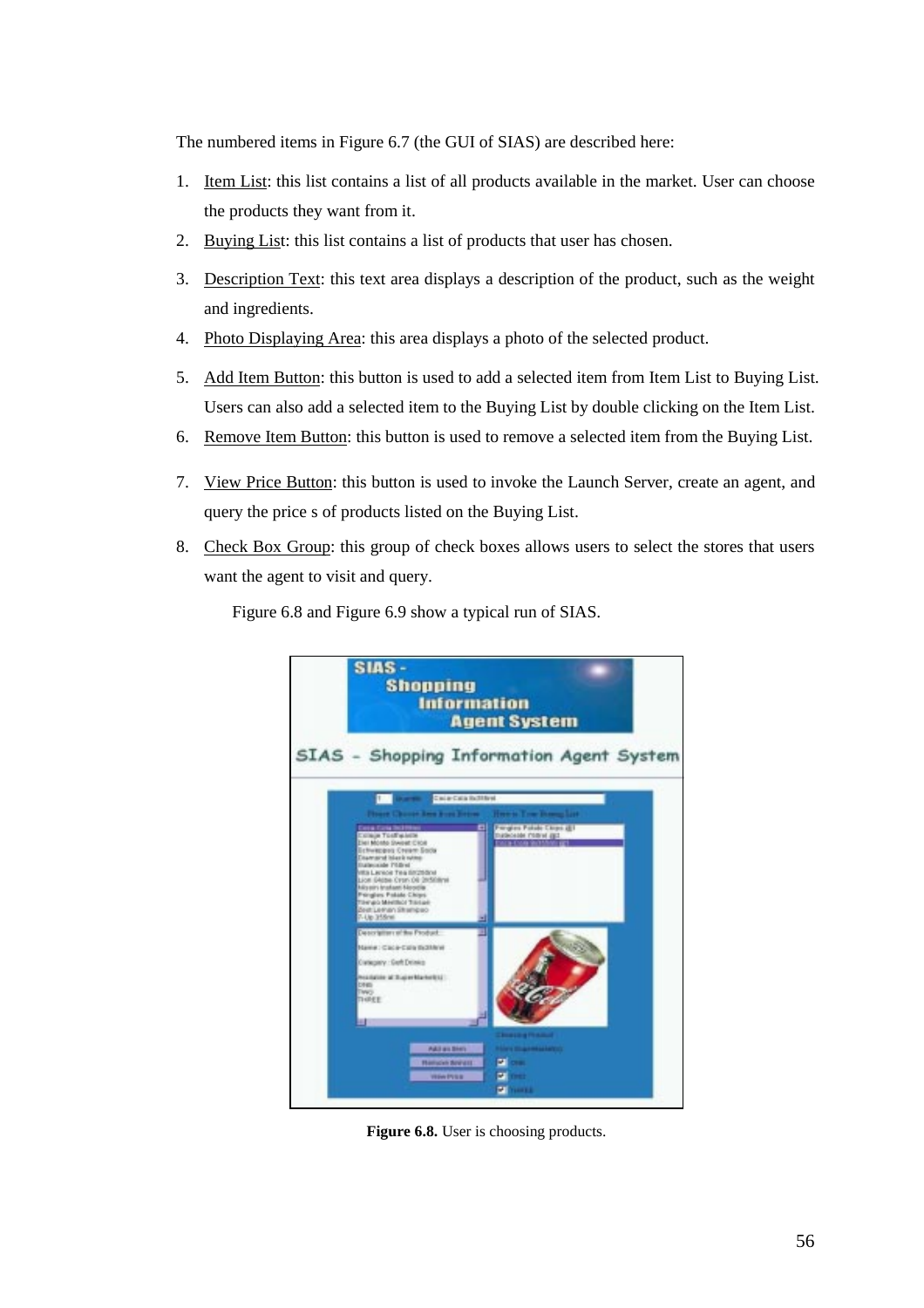The numbered items in Figure 6.7 (the GUI of SIAS) are described here:

1. Item List: this list contains a list of all products available in the market. User can choose the products they want from it.
2. Buying List: this list contains a list of products that user has chosen.
3. Description Text: this text area displays a description of the product, such as the weight and ingredients.
4. Photo Displaying Area: this area displays a photo of the selected product.
5. Add Item Button: this button is used to add a selected item from Item List to Buying List. Users can also add a selected item to the Buying List by double clicking on the Item List.
6. Remove Item Button: this button is used to remove a selected item from the Buying List.
7. View Price Button: this button is used to invoke the Launch Server, create an agent, and query the price s of products listed on the Buying List.
8. Check Box Group: this group of check boxes allows users to select the stores that users want the agent to visit and query.

Figure 6.8 and Figure 6.9 show a typical run of SIAS.

**Figure 6.8.** User is choosing products.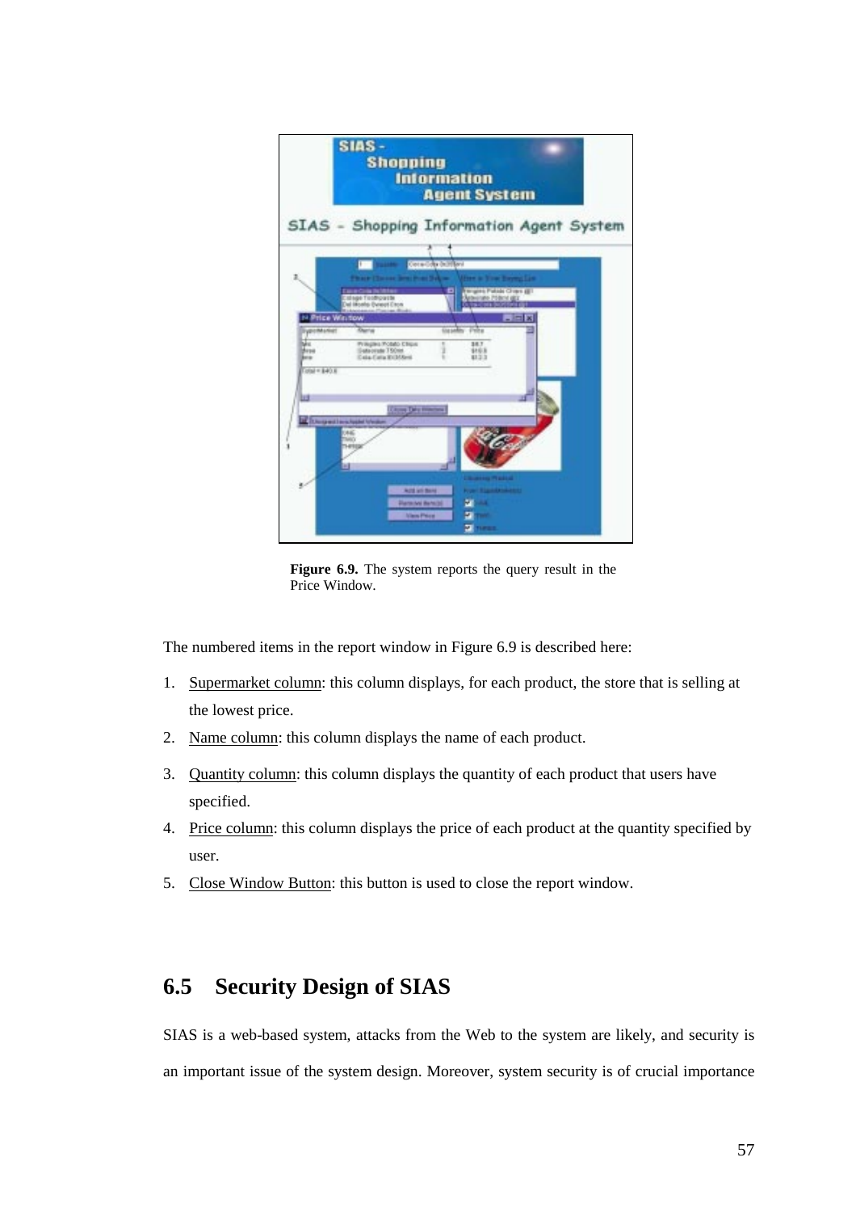**Figure 6.9.** The system reports the query result in the Price Window.

The numbered items in the report window in Figure 6.9 is described here:

1. Supermarket column: this column displays, for each product, the store that is selling at the lowest price.
2. Name column: this column displays the name of each product.
3. Quantity column: this column displays the quantity of each product that users have specified.
4. Price column: this column displays the price of each product at the quantity specified by user.
5. Close Window Button: this button is used to close the report window.

## 6.5 Security Design of SIAS

SIAS is a web-based system, attacks from the Web to the system are likely, and security is an important issue of the system design. Moreover, system security is of crucial importance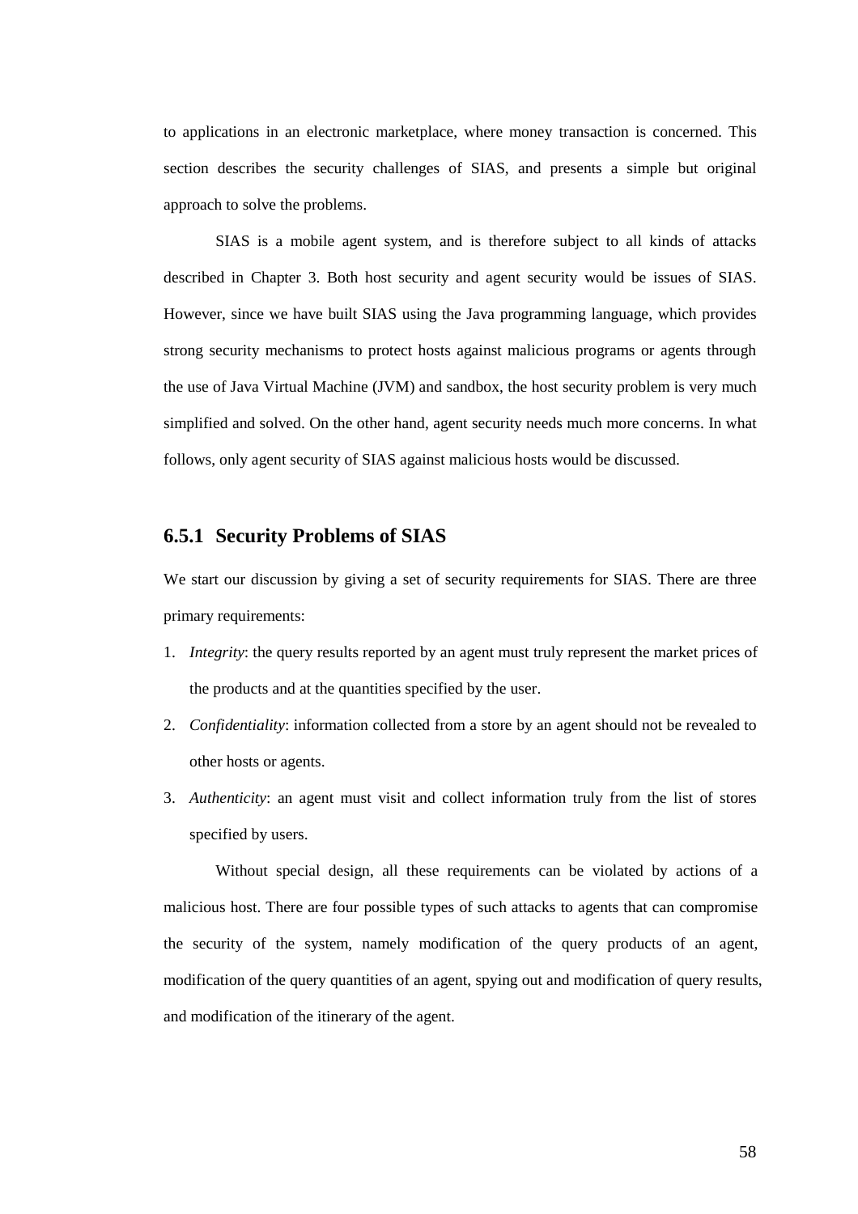to applications in an electronic marketplace, where money transaction is concerned. This section describes the security challenges of SIAS, and presents a simple but original approach to solve the problems.

SIAS is a mobile agent system, and is therefore subject to all kinds of attacks described in Chapter 3. Both host security and agent security would be issues of SIAS. However, since we have built SIAS using the Java programming language, which provides strong security mechanisms to protect hosts against malicious programs or agents through the use of Java Virtual Machine (JVM) and sandbox, the host security problem is very much simplified and solved. On the other hand, agent security needs much more concerns. In what follows, only agent security of SIAS against malicious hosts would be discussed.

### 6.5.1 Security Problems of SIAS

We start our discussion by giving a set of security requirements for SIAS. There are three primary requirements:

1. *Integrity*: the query results reported by an agent must truly represent the market prices of the products and at the quantities specified by the user.
2. *Confidentiality*: information collected from a store by an agent should not be revealed to other hosts or agents.
3. *Authenticity*: an agent must visit and collect information truly from the list of stores specified by users.

Without special design, all these requirements can be violated by actions of a malicious host. There are four possible types of such attacks to agents that can compromise the security of the system, namely modification of the query products of an agent, modification of the query quantities of an agent, spying out and modification of query results, and modification of the itinerary of the agent.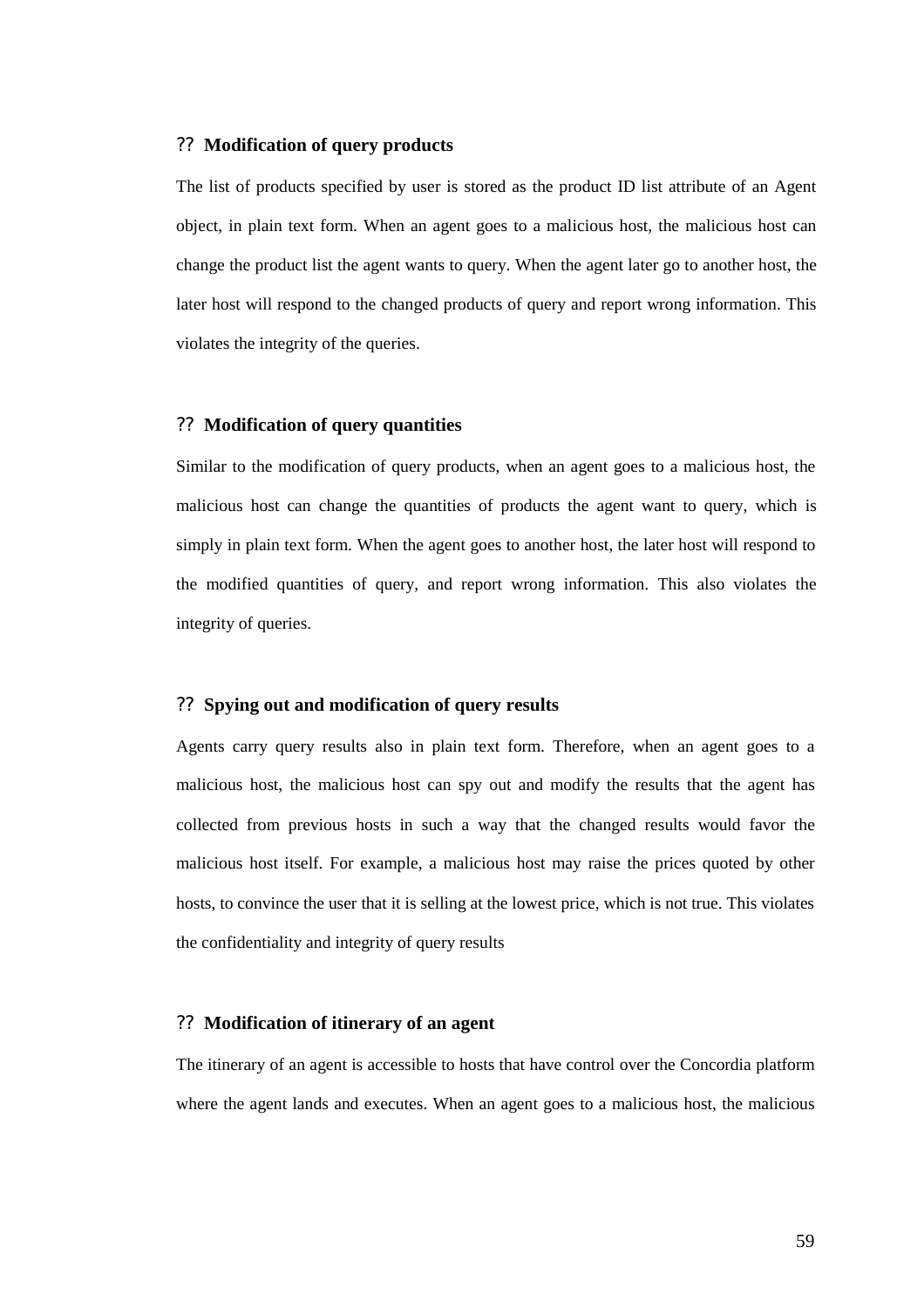?? **Modification of query products**

The list of products specified by user is stored as the product ID list attribute of an Agent object, in plain text form. When an agent goes to a malicious host, the malicious host can change the product list the agent wants to query. When the agent later go to another host, the later host will respond to the changed products of query and report wrong information. This violates the integrity of the queries.

?? **Modification of query quantities**

Similar to the modification of query products, when an agent goes to a malicious host, the malicious host can change the quantities of products the agent want to query, which is simply in plain text form. When the agent goes to another host, the later host will respond to the modified quantities of query, and report wrong information. This also violates the integrity of queries.

?? **Spying out and modification of query results**

Agents carry query results also in plain text form. Therefore, when an agent goes to a malicious host, the malicious host can spy out and modify the results that the agent has collected from previous hosts in such a way that the changed results would favor the malicious host itself. For example, a malicious host may raise the prices quoted by other hosts, to convince the user that it is selling at the lowest price, which is not true. This violates the confidentiality and integrity of query results

?? **Modification of itinerary of an agent**

The itinerary of an agent is accessible to hosts that have control over the Concordia platform where the agent lands and executes. When an agent goes to a malicious host, the malicious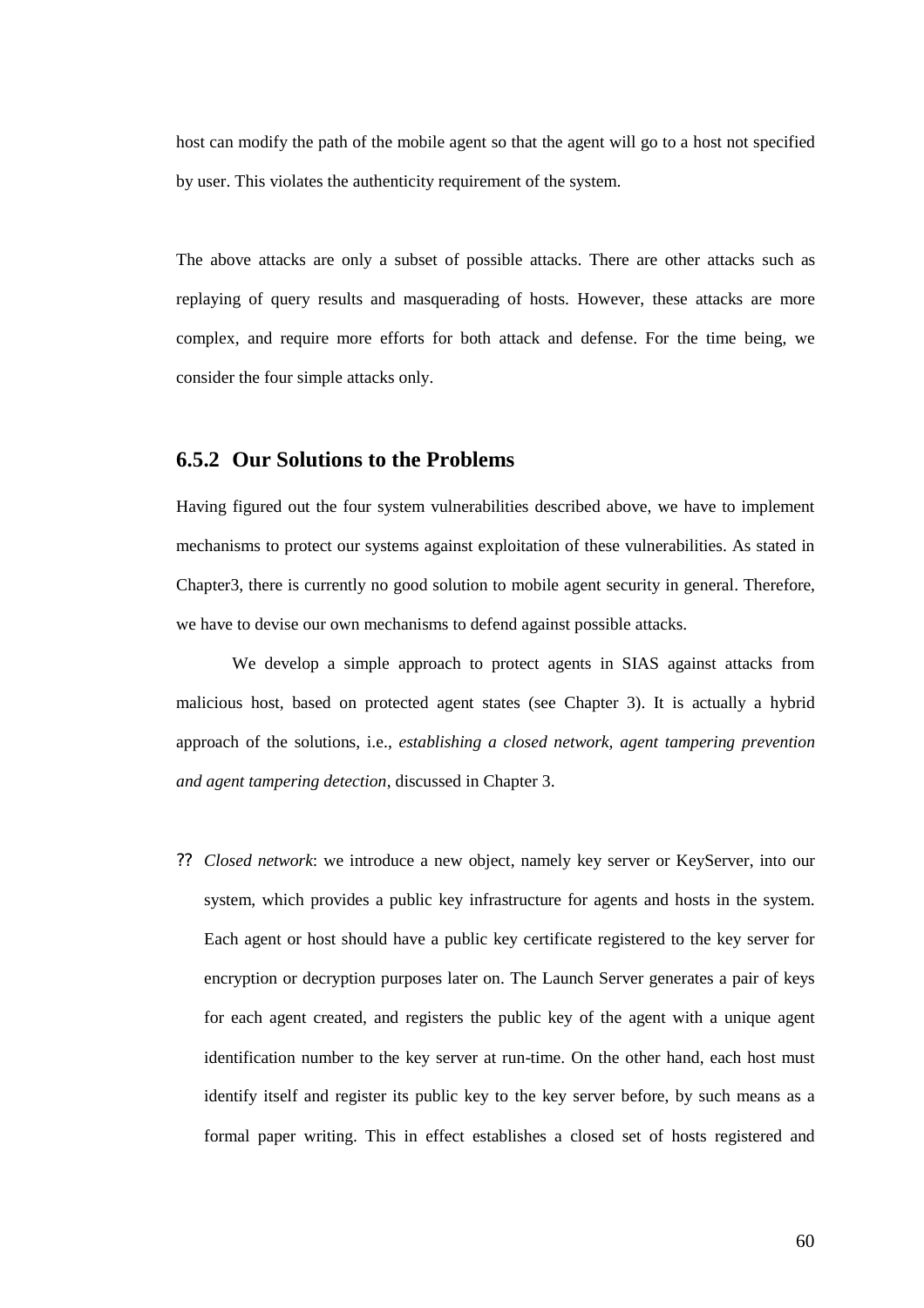host can modify the path of the mobile agent so that the agent will go to a host not specified by user. This violates the authenticity requirement of the system.

The above attacks are only a subset of possible attacks. There are other attacks such as replaying of query results and masquerading of hosts. However, these attacks are more complex, and require more efforts for both attack and defense. For the time being, we consider the four simple attacks only.

### 6.5.2 Our Solutions to the Problems

Having figured out the four system vulnerabilities described above, we have to implement mechanisms to protect our systems against exploitation of these vulnerabilities. As stated in Chapter3, there is currently no good solution to mobile agent security in general. Therefore, we have to devise our own mechanisms to defend against possible attacks.

We develop a simple approach to protect agents in SIAS against attacks from malicious host, based on protected agent states (see Chapter 3). It is actually a hybrid approach of the solutions, i.e., *establishing a closed network, agent tampering prevention and agent tampering detection*, discussed in Chapter 3.

?? *Closed network*: we introduce a new object, namely key server or KeyServer, into our system, which provides a public key infrastructure for agents and hosts in the system. Each agent or host should have a public key certificate registered to the key server for encryption or decryption purposes later on. The Launch Server generates a pair of keys for each agent created, and registers the public key of the agent with a unique agent identification number to the key server at run-time. On the other hand, each host must identify itself and register its public key to the key server before, by such means as a formal paper writing. This in effect establishes a closed set of hosts registered and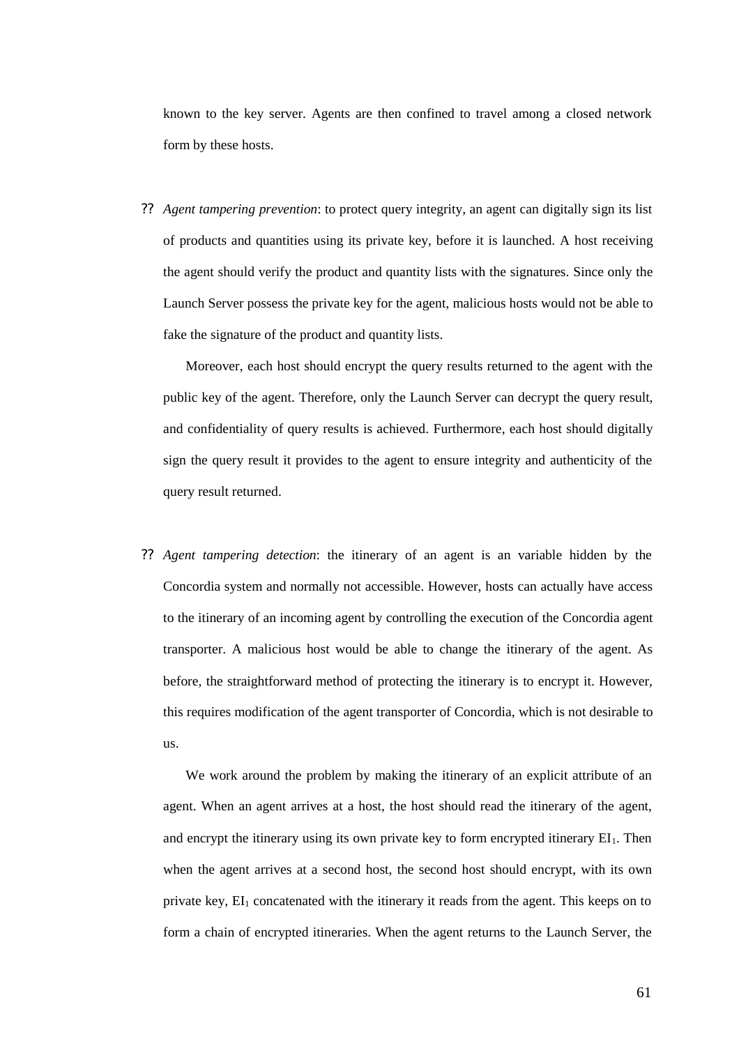known to the key server. Agents are then confined to travel among a closed network form by these hosts.

?? *Agent tampering prevention*: to protect query integrity, an agent can digitally sign its list of products and quantities using its private key, before it is launched. A host receiving the agent should verify the product and quantity lists with the signatures. Since only the Launch Server possess the private key for the agent, malicious hosts would not be able to fake the signature of the product and quantity lists.

  Moreover, each host should encrypt the query results returned to the agent with the public key of the agent. Therefore, only the Launch Server can decrypt the query result, and confidentiality of query results is achieved. Furthermore, each host should digitally sign the query result it provides to the agent to ensure integrity and authenticity of the query result returned.

?? *Agent tampering detection*: the itinerary of an agent is an variable hidden by the Concordia system and normally not accessible. However, hosts can actually have access to the itinerary of an incoming agent by controlling the execution of the Concordia agent transporter. A malicious host would be able to change the itinerary of the agent. As before, the straightforward method of protecting the itinerary is to encrypt it. However, this requires modification of the agent transporter of Concordia, which is not desirable to us.

  We work around the problem by making the itinerary of an explicit attribute of an agent. When an agent arrives at a host, the host should read the itinerary of the agent, and encrypt the itinerary using its own private key to form encrypted itinerary $EI_1$. Then when the agent arrives at a second host, the second host should encrypt, with its own private key, $EI_1$ concatenated with the itinerary it reads from the agent. This keeps on to form a chain of encrypted itineraries. When the agent returns to the Launch Server, the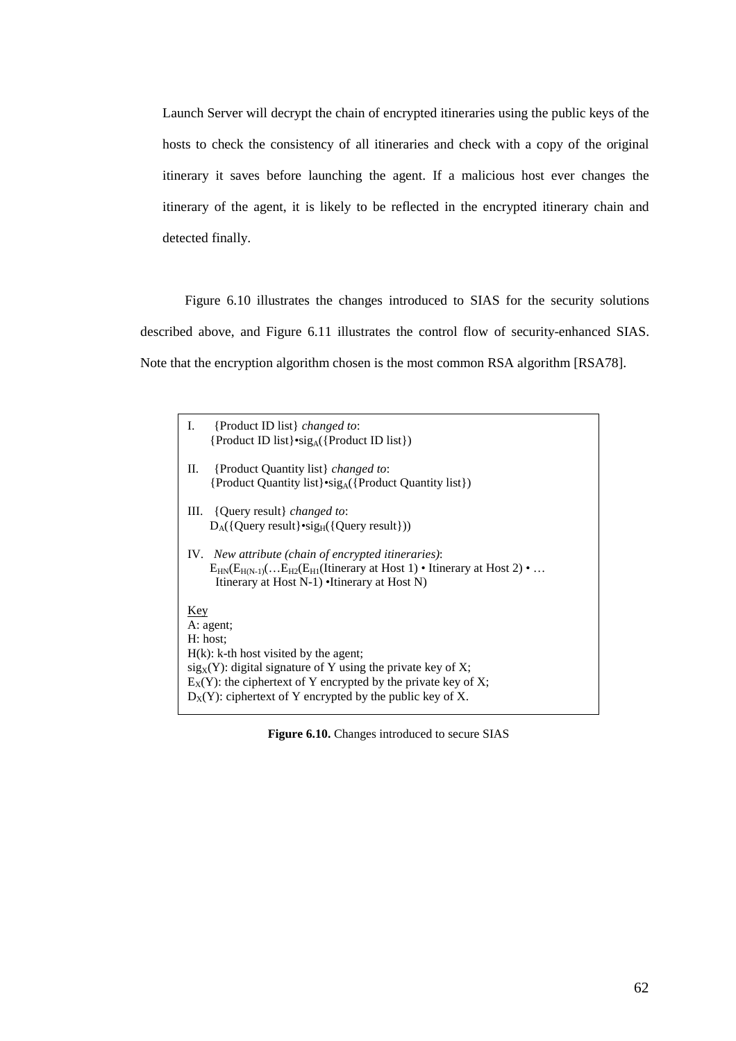Launch Server will decrypt the chain of encrypted itineraries using the public keys of the hosts to check the consistency of all itineraries and check with a copy of the original itinerary it saves before launching the agent. If a malicious host ever changes the itinerary of the agent, it is likely to be reflected in the encrypted itinerary chain and detected finally.

Figure 6.10 illustrates the changes introduced to SIAS for the security solutions described above, and Figure 6.11 illustrates the control flow of security-enhanced SIAS. Note that the encryption algorithm chosen is the most common RSA algorithm [RSA78].

I. {Product ID list} *changed to*:
{Product ID list}•$sig_A$({Product ID list})

II. {Product Quantity list} *changed to*:
{Product Quantity list}•$sig_A$({Product Quantity list})

III. {Query result} *changed to*:
$D_A$({Query result}•$sig_H$({Query result}))

IV. *New attribute (chain of encrypted itineraries)*:
$E_{HN}(E_{H(N-1)}(\ldots E_{H2}(E_{H1}$(Itinerary at Host 1) • Itinerary at Host 2) • … Itinerary at Host N-1) •Itinerary at Host N)

<u>Key</u>
A: agent;
H: host;
H(k): k-th host visited by the agent;
$sig_X(Y)$: digital signature of Y using the private key of X;
$E_X(Y)$: the ciphertext of Y encrypted by the private key of X;
$D_X(Y)$: ciphertext of Y encrypted by the public key of X.

**Figure 6.10.** Changes introduced to secure SIAS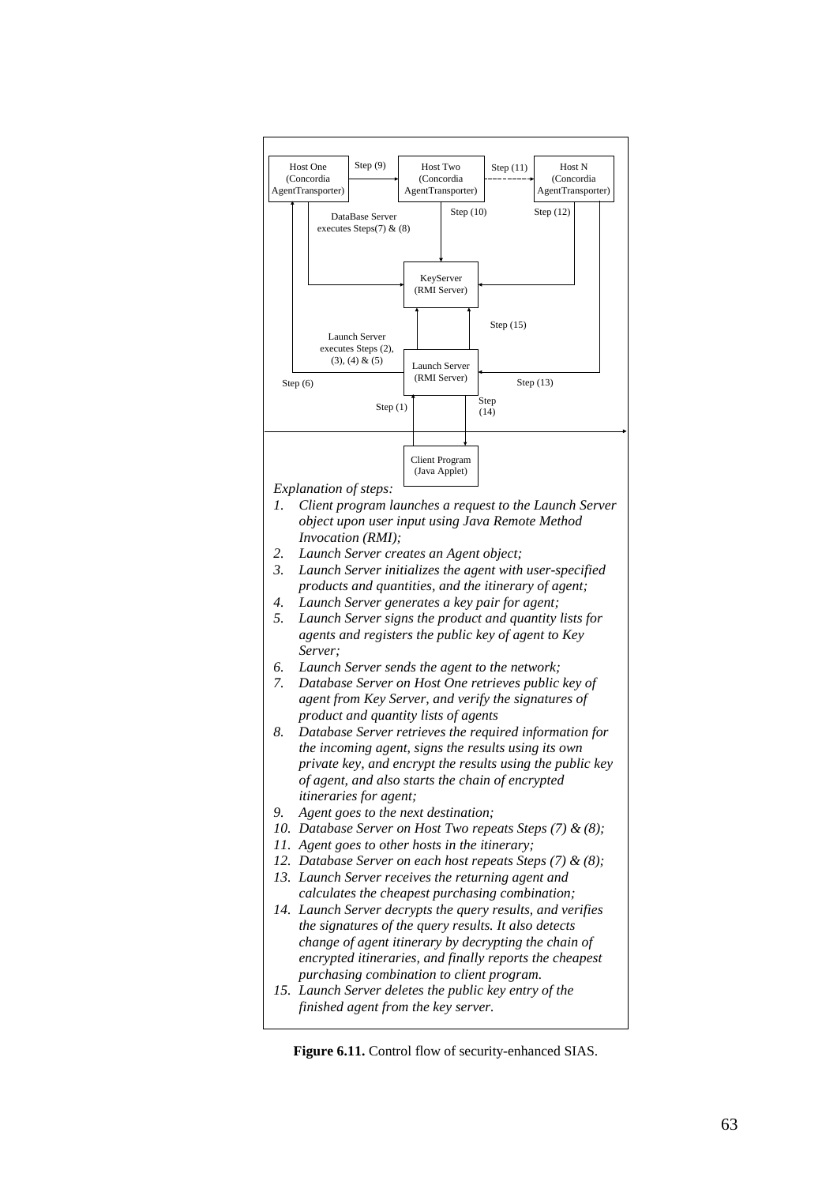Host One (Concordia AgentTransporter) — Step (9) → Host Two (Concordia AgentTransporter) — Step (11) → Host N (Concordia AgentTransporter)

DataBase Server executes Steps(7) & (8)

Step (10)

Step (12)

KeyServer (RMI Server)

Step (15)

Launch Server executes Steps (2), (3), (4) & (5)

Launch Server (RMI Server)

Step (6)

Step (13)

Step (1)

Step (14)

Client Program (Java Applet)

*Explanation of steps:*

1. *Client program launches a request to the Launch Server object upon user input using Java Remote Method Invocation (RMI);*
2. *Launch Server creates an Agent object;*
3. *Launch Server initializes the agent with user-specified products and quantities, and the itinerary of agent;*
4. *Launch Server generates a key pair for agent;*
5. *Launch Server signs the product and quantity lists for agents and registers the public key of agent to Key Server;*
6. *Launch Server sends the agent to the network;*
7. *Database Server on Host One retrieves public key of agent from Key Server, and verify the signatures of product and quantity lists of agents*
8. *Database Server retrieves the required information for the incoming agent, signs the results using its own private key, and encrypt the results using the public key of agent, and also starts the chain of encrypted itineraries for agent;*
9. *Agent goes to the next destination;*
10. *Database Server on Host Two repeats Steps (7) & (8);*
11. *Agent goes to other hosts in the itinerary;*
12. *Database Server on each host repeats Steps (7) & (8);*
13. *Launch Server receives the returning agent and calculates the cheapest purchasing combination;*
14. *Launch Server decrypts the query results, and verifies the signatures of the query results. It also detects change of agent itinerary by decrypting the chain of encrypted itineraries, and finally reports the cheapest purchasing combination to client program.*
15. *Launch Server deletes the public key entry of the finished agent from the key server.*

**Figure 6.11.** Control flow of security-enhanced SIAS.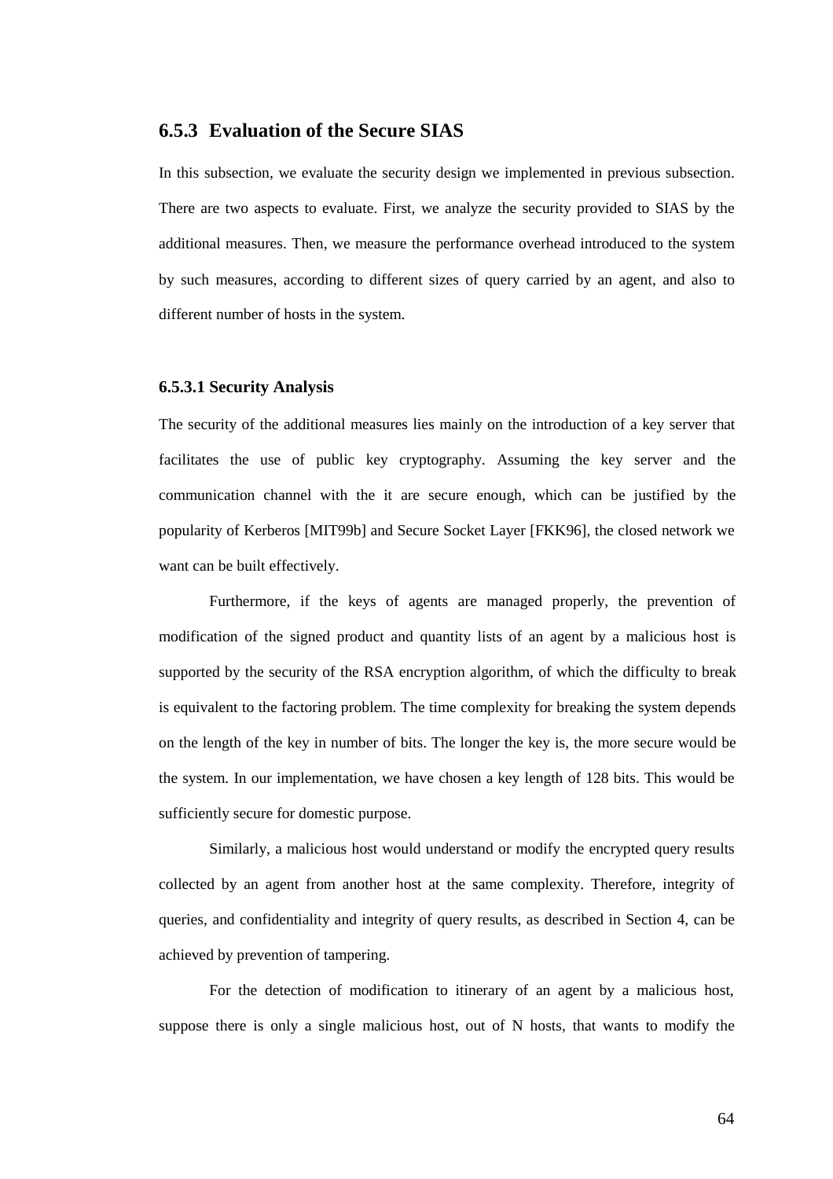### 6.5.3 Evaluation of the Secure SIAS

In this subsection, we evaluate the security design we implemented in previous subsection. There are two aspects to evaluate. First, we analyze the security provided to SIAS by the additional measures. Then, we measure the performance overhead introduced to the system by such measures, according to different sizes of query carried by an agent, and also to different number of hosts in the system.

#### 6.5.3.1 Security Analysis

The security of the additional measures lies mainly on the introduction of a key server that facilitates the use of public key cryptography. Assuming the key server and the communication channel with the it are secure enough, which can be justified by the popularity of Kerberos [MIT99b] and Secure Socket Layer [FKK96], the closed network we want can be built effectively.

Furthermore, if the keys of agents are managed properly, the prevention of modification of the signed product and quantity lists of an agent by a malicious host is supported by the security of the RSA encryption algorithm, of which the difficulty to break is equivalent to the factoring problem. The time complexity for breaking the system depends on the length of the key in number of bits. The longer the key is, the more secure would be the system. In our implementation, we have chosen a key length of 128 bits. This would be sufficiently secure for domestic purpose.

Similarly, a malicious host would understand or modify the encrypted query results collected by an agent from another host at the same complexity. Therefore, integrity of queries, and confidentiality and integrity of query results, as described in Section 4, can be achieved by prevention of tampering.

For the detection of modification to itinerary of an agent by a malicious host, suppose there is only a single malicious host, out of N hosts, that wants to modify the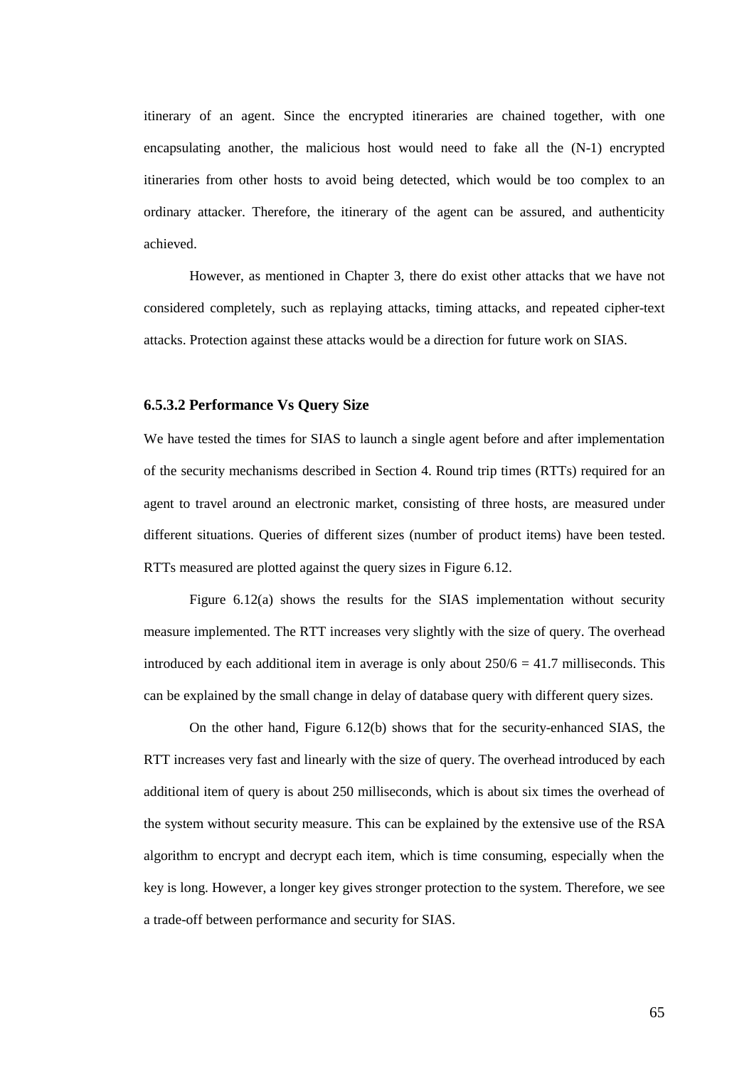itinerary of an agent. Since the encrypted itineraries are chained together, with one encapsulating another, the malicious host would need to fake all the (N-1) encrypted itineraries from other hosts to avoid being detected, which would be too complex to an ordinary attacker. Therefore, the itinerary of the agent can be assured, and authenticity achieved.

However, as mentioned in Chapter 3, there do exist other attacks that we have not considered completely, such as replaying attacks, timing attacks, and repeated cipher-text attacks. Protection against these attacks would be a direction for future work on SIAS.

#### 6.5.3.2 Performance Vs Query Size

We have tested the times for SIAS to launch a single agent before and after implementation of the security mechanisms described in Section 4. Round trip times (RTTs) required for an agent to travel around an electronic market, consisting of three hosts, are measured under different situations. Queries of different sizes (number of product items) have been tested. RTTs measured are plotted against the query sizes in Figure 6.12.

Figure 6.12(a) shows the results for the SIAS implementation without security measure implemented. The RTT increases very slightly with the size of query. The overhead introduced by each additional item in average is only about $250/6 = 41.7$ milliseconds. This can be explained by the small change in delay of database query with different query sizes.

On the other hand, Figure 6.12(b) shows that for the security-enhanced SIAS, the RTT increases very fast and linearly with the size of query. The overhead introduced by each additional item of query is about 250 milliseconds, which is about six times the overhead of the system without security measure. This can be explained by the extensive use of the RSA algorithm to encrypt and decrypt each item, which is time consuming, especially when the key is long. However, a longer key gives stronger protection to the system. Therefore, we see a trade-off between performance and security for SIAS.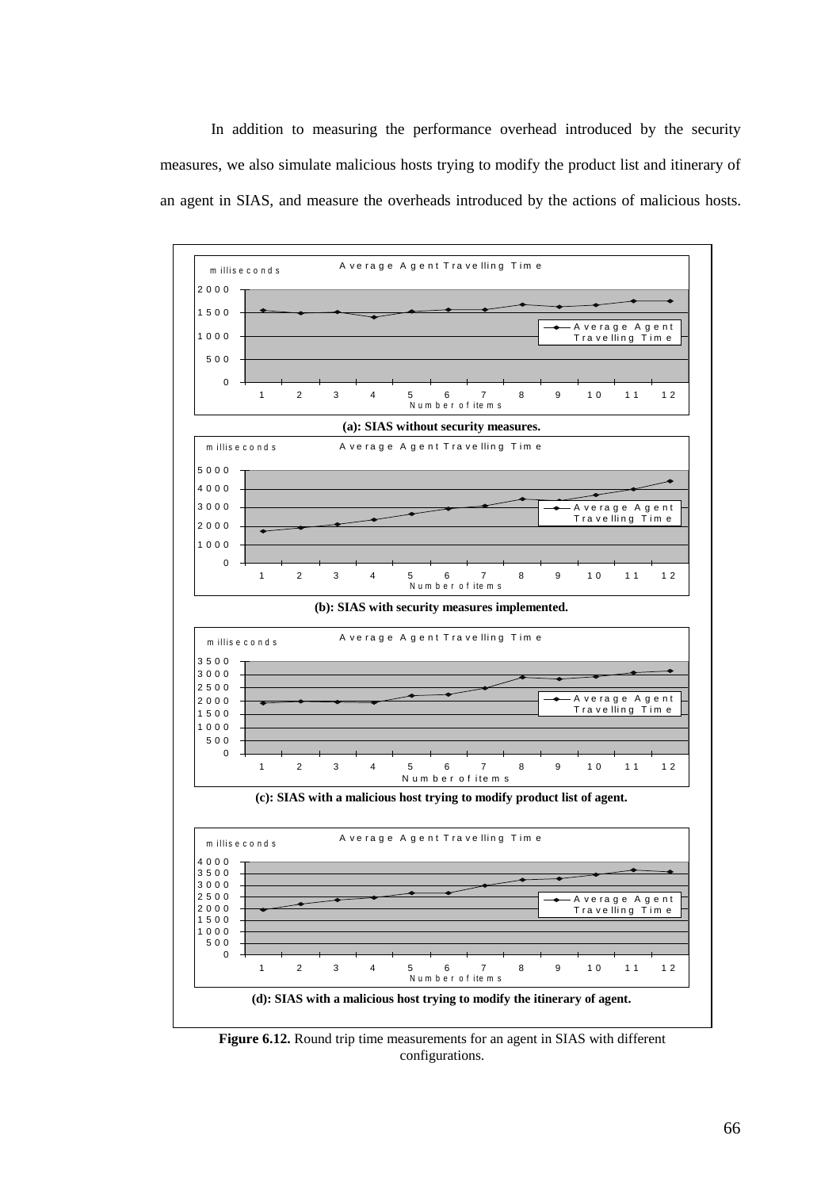In addition to measuring the performance overhead introduced by the security measures, we also simulate malicious hosts trying to modify the product list and itinerary of an agent in SIAS, and measure the overheads introduced by the actions of malicious hosts.

**(a): SIAS without security measures.**

**(b): SIAS with security measures implemented.**

**(c): SIAS with a malicious host trying to modify product list of agent.**

**(d): SIAS with a malicious host trying to modify the itinerary of agent.**

**Figure 6.12.** Round trip time measurements for an agent in SIAS with different configurations.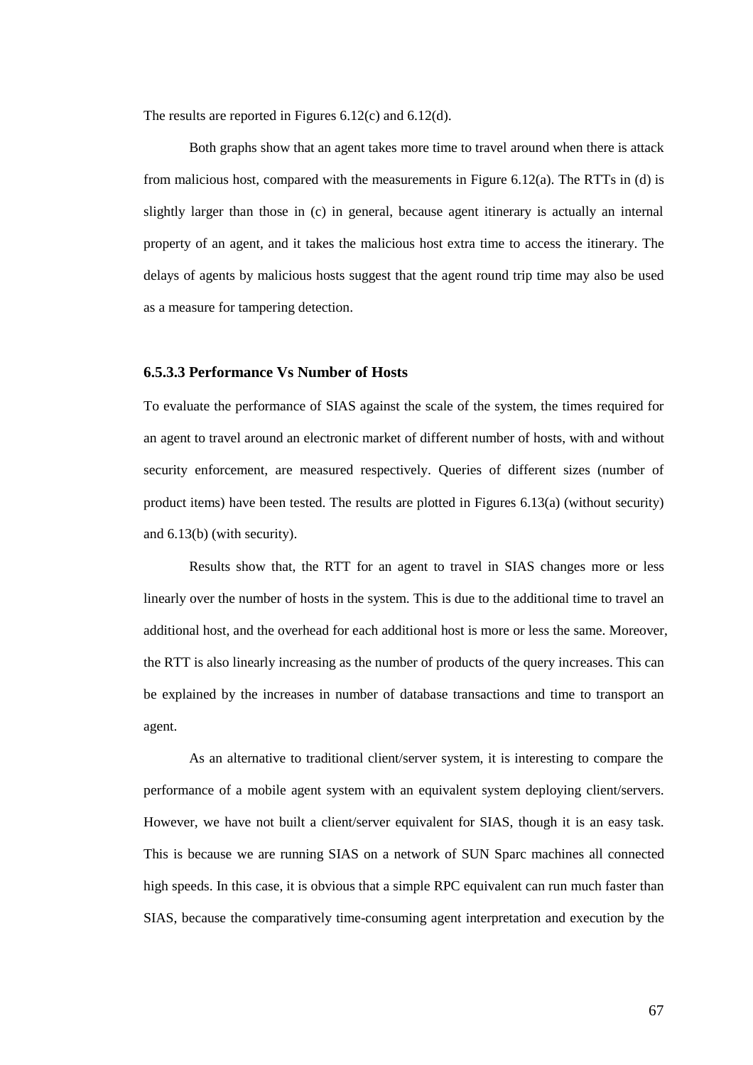The results are reported in Figures 6.12(c) and 6.12(d).

Both graphs show that an agent takes more time to travel around when there is attack from malicious host, compared with the measurements in Figure 6.12(a). The RTTs in (d) is slightly larger than those in (c) in general, because agent itinerary is actually an internal property of an agent, and it takes the malicious host extra time to access the itinerary. The delays of agents by malicious hosts suggest that the agent round trip time may also be used as a measure for tampering detection.

### 6.5.3.3 Performance Vs Number of Hosts

To evaluate the performance of SIAS against the scale of the system, the times required for an agent to travel around an electronic market of different number of hosts, with and without security enforcement, are measured respectively. Queries of different sizes (number of product items) have been tested. The results are plotted in Figures 6.13(a) (without security) and 6.13(b) (with security).

Results show that, the RTT for an agent to travel in SIAS changes more or less linearly over the number of hosts in the system. This is due to the additional time to travel an additional host, and the overhead for each additional host is more or less the same. Moreover, the RTT is also linearly increasing as the number of products of the query increases. This can be explained by the increases in number of database transactions and time to transport an agent.

As an alternative to traditional client/server system, it is interesting to compare the performance of a mobile agent system with an equivalent system deploying client/servers. However, we have not built a client/server equivalent for SIAS, though it is an easy task. This is because we are running SIAS on a network of SUN Sparc machines all connected high speeds. In this case, it is obvious that a simple RPC equivalent can run much faster than SIAS, because the comparatively time-consuming agent interpretation and execution by the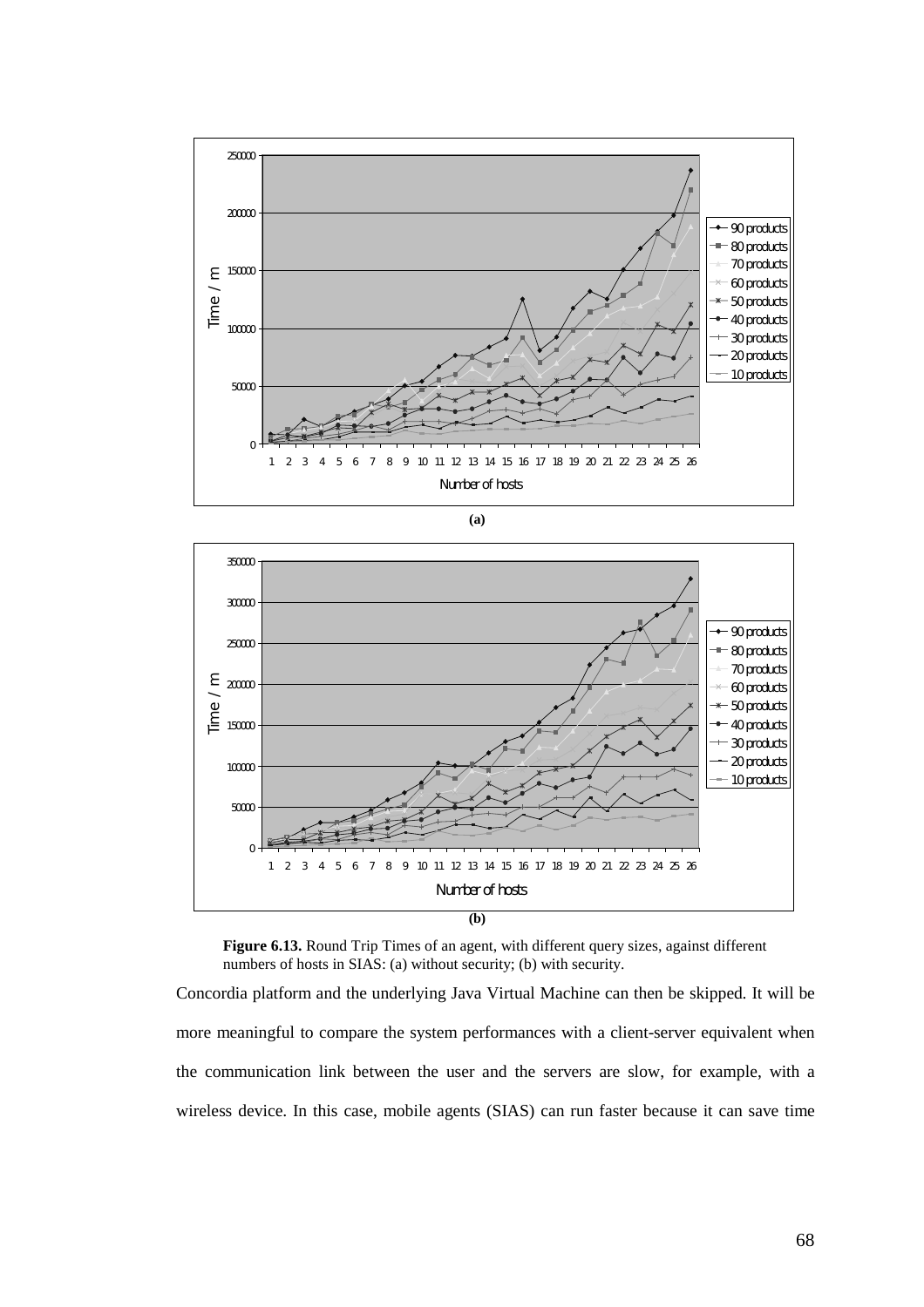**Figure 6.13.** Round Trip Times of an agent, with different query sizes, against different numbers of hosts in SIAS: (a) without security; (b) with security.

Concordia platform and the underlying Java Virtual Machine can then be skipped. It will be more meaningful to compare the system performances with a client-server equivalent when the communication link between the user and the servers are slow, for example, with a wireless device. In this case, mobile agents (SIAS) can run faster because it can save time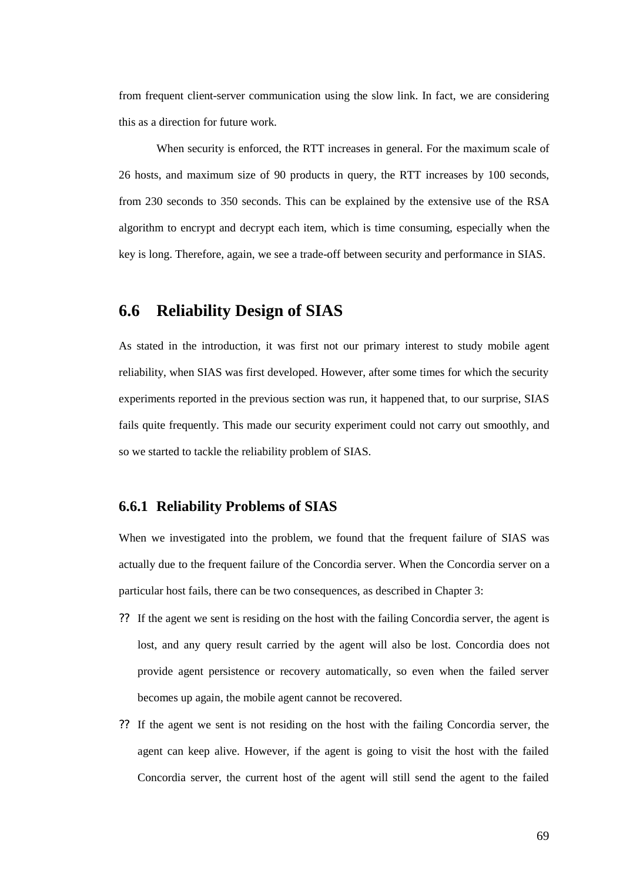from frequent client-server communication using the slow link. In fact, we are considering this as a direction for future work.

When security is enforced, the RTT increases in general. For the maximum scale of 26 hosts, and maximum size of 90 products in query, the RTT increases by 100 seconds, from 230 seconds to 350 seconds. This can be explained by the extensive use of the RSA algorithm to encrypt and decrypt each item, which is time consuming, especially when the key is long. Therefore, again, we see a trade-off between security and performance in SIAS.

## 6.6 Reliability Design of SIAS

As stated in the introduction, it was first not our primary interest to study mobile agent reliability, when SIAS was first developed. However, after some times for which the security experiments reported in the previous section was run, it happened that, to our surprise, SIAS fails quite frequently. This made our security experiment could not carry out smoothly, and so we started to tackle the reliability problem of SIAS.

### 6.6.1 Reliability Problems of SIAS

When we investigated into the problem, we found that the frequent failure of SIAS was actually due to the frequent failure of the Concordia server. When the Concordia server on a particular host fails, there can be two consequences, as described in Chapter 3:

- If the agent we sent is residing on the host with the failing Concordia server, the agent is lost, and any query result carried by the agent will also be lost. Concordia does not provide agent persistence or recovery automatically, so even when the failed server becomes up again, the mobile agent cannot be recovered.
- If the agent we sent is not residing on the host with the failing Concordia server, the agent can keep alive. However, if the agent is going to visit the host with the failed Concordia server, the current host of the agent will still send the agent to the failed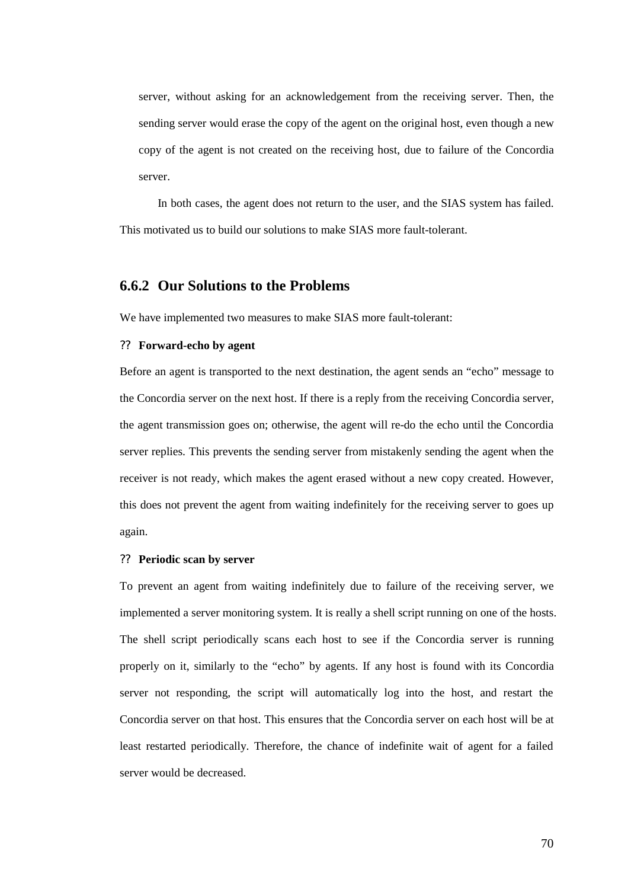server, without asking for an acknowledgement from the receiving server. Then, the sending server would erase the copy of the agent on the original host, even though a new copy of the agent is not created on the receiving host, due to failure of the Concordia server.

In both cases, the agent does not return to the user, and the SIAS system has failed. This motivated us to build our solutions to make SIAS more fault-tolerant.

### 6.6.2 Our Solutions to the Problems

We have implemented two measures to make SIAS more fault-tolerant:

?? **Forward-echo by agent**

Before an agent is transported to the next destination, the agent sends an "echo" message to the Concordia server on the next host. If there is a reply from the receiving Concordia server, the agent transmission goes on; otherwise, the agent will re-do the echo until the Concordia server replies. This prevents the sending server from mistakenly sending the agent when the receiver is not ready, which makes the agent erased without a new copy created. However, this does not prevent the agent from waiting indefinitely for the receiving server to goes up again.

?? **Periodic scan by server**

To prevent an agent from waiting indefinitely due to failure of the receiving server, we implemented a server monitoring system. It is really a shell script running on one of the hosts. The shell script periodically scans each host to see if the Concordia server is running properly on it, similarly to the "echo" by agents. If any host is found with its Concordia server not responding, the script will automatically log into the host, and restart the Concordia server on that host. This ensures that the Concordia server on each host will be at least restarted periodically. Therefore, the chance of indefinite wait of agent for a failed server would be decreased.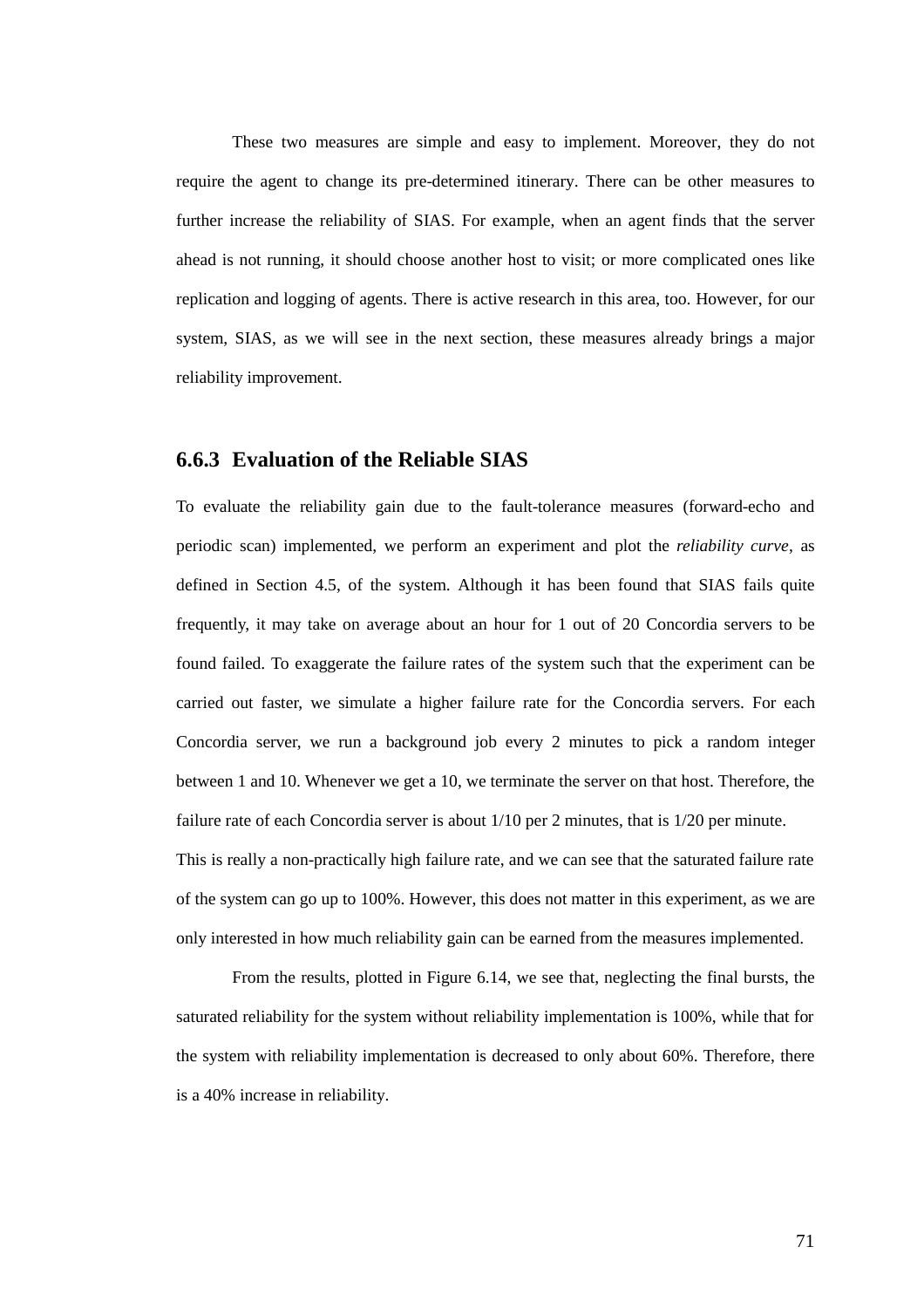These two measures are simple and easy to implement. Moreover, they do not require the agent to change its pre-determined itinerary. There can be other measures to further increase the reliability of SIAS. For example, when an agent finds that the server ahead is not running, it should choose another host to visit; or more complicated ones like replication and logging of agents. There is active research in this area, too. However, for our system, SIAS, as we will see in the next section, these measures already brings a major reliability improvement.

### 6.6.3 Evaluation of the Reliable SIAS

To evaluate the reliability gain due to the fault-tolerance measures (forward-echo and periodic scan) implemented, we perform an experiment and plot the *reliability curve*, as defined in Section 4.5, of the system. Although it has been found that SIAS fails quite frequently, it may take on average about an hour for 1 out of 20 Concordia servers to be found failed. To exaggerate the failure rates of the system such that the experiment can be carried out faster, we simulate a higher failure rate for the Concordia servers. For each Concordia server, we run a background job every 2 minutes to pick a random integer between 1 and 10. Whenever we get a 10, we terminate the server on that host. Therefore, the failure rate of each Concordia server is about 1/10 per 2 minutes, that is 1/20 per minute. This is really a non-practically high failure rate, and we can see that the saturated failure rate of the system can go up to 100%. However, this does not matter in this experiment, as we are only interested in how much reliability gain can be earned from the measures implemented.

From the results, plotted in Figure 6.14, we see that, neglecting the final bursts, the saturated reliability for the system without reliability implementation is 100%, while that for the system with reliability implementation is decreased to only about 60%. Therefore, there is a 40% increase in reliability.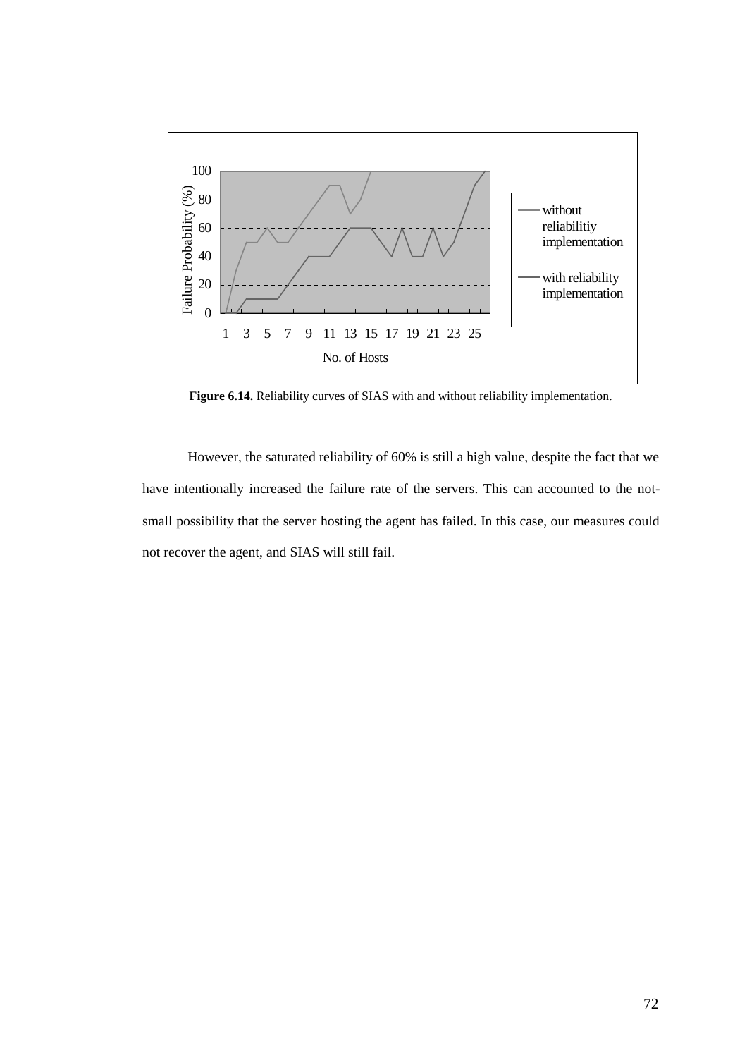**Figure 6.14.** Reliability curves of SIAS with and without reliability implementation.

However, the saturated reliability of 60% is still a high value, despite the fact that we have intentionally increased the failure rate of the servers. This can accounted to the not-small possibility that the server hosting the agent has failed. In this case, our measures could not recover the agent, and SIAS will still fail.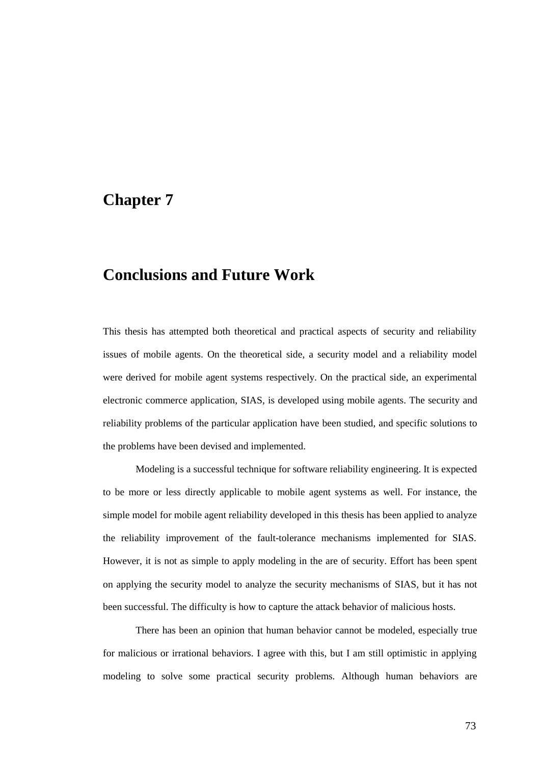# Chapter 7

# Conclusions and Future Work

This thesis has attempted both theoretical and practical aspects of security and reliability issues of mobile agents. On the theoretical side, a security model and a reliability model were derived for mobile agent systems respectively. On the practical side, an experimental electronic commerce application, SIAS, is developed using mobile agents. The security and reliability problems of the particular application have been studied, and specific solutions to the problems have been devised and implemented.

Modeling is a successful technique for software reliability engineering. It is expected to be more or less directly applicable to mobile agent systems as well. For instance, the simple model for mobile agent reliability developed in this thesis has been applied to analyze the reliability improvement of the fault-tolerance mechanisms implemented for SIAS. However, it is not as simple to apply modeling in the are of security. Effort has been spent on applying the security model to analyze the security mechanisms of SIAS, but it has not been successful. The difficulty is how to capture the attack behavior of malicious hosts.

There has been an opinion that human behavior cannot be modeled, especially true for malicious or irrational behaviors. I agree with this, but I am still optimistic in applying modeling to solve some practical security problems. Although human behaviors are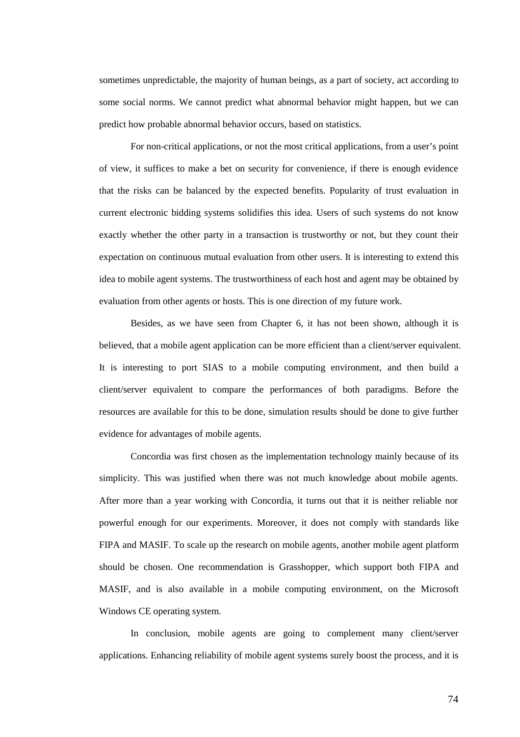sometimes unpredictable, the majority of human beings, as a part of society, act according to some social norms. We cannot predict what abnormal behavior might happen, but we can predict how probable abnormal behavior occurs, based on statistics.

For non-critical applications, or not the most critical applications, from a user's point of view, it suffices to make a bet on security for convenience, if there is enough evidence that the risks can be balanced by the expected benefits. Popularity of trust evaluation in current electronic bidding systems solidifies this idea. Users of such systems do not know exactly whether the other party in a transaction is trustworthy or not, but they count their expectation on continuous mutual evaluation from other users. It is interesting to extend this idea to mobile agent systems. The trustworthiness of each host and agent may be obtained by evaluation from other agents or hosts. This is one direction of my future work.

Besides, as we have seen from Chapter 6, it has not been shown, although it is believed, that a mobile agent application can be more efficient than a client/server equivalent. It is interesting to port SIAS to a mobile computing environment, and then build a client/server equivalent to compare the performances of both paradigms. Before the resources are available for this to be done, simulation results should be done to give further evidence for advantages of mobile agents.

Concordia was first chosen as the implementation technology mainly because of its simplicity. This was justified when there was not much knowledge about mobile agents. After more than a year working with Concordia, it turns out that it is neither reliable nor powerful enough for our experiments. Moreover, it does not comply with standards like FIPA and MASIF. To scale up the research on mobile agents, another mobile agent platform should be chosen. One recommendation is Grasshopper, which support both FIPA and MASIF, and is also available in a mobile computing environment, on the Microsoft Windows CE operating system.

In conclusion, mobile agents are going to complement many client/server applications. Enhancing reliability of mobile agent systems surely boost the process, and it is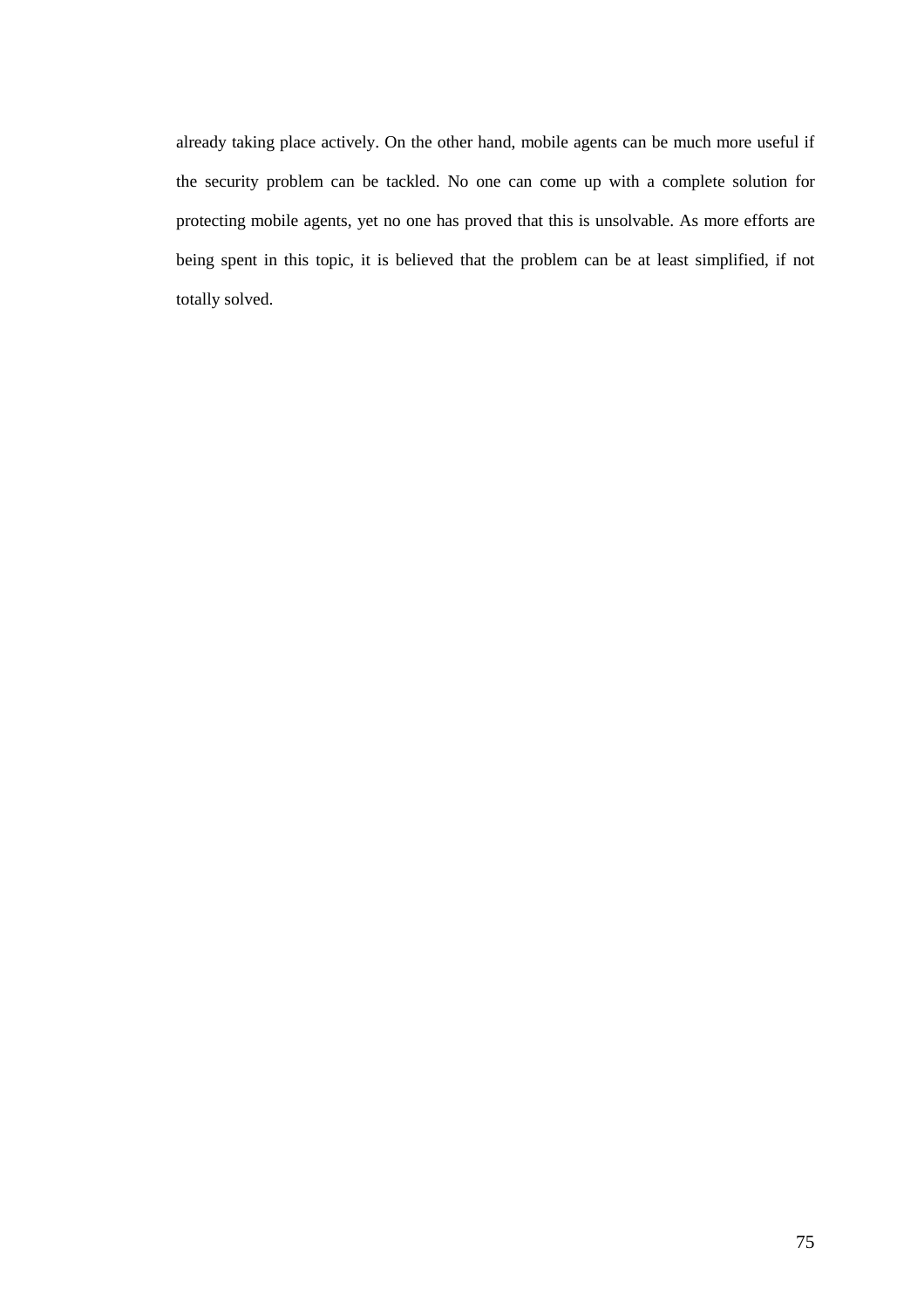already taking place actively. On the other hand, mobile agents can be much more useful if the security problem can be tackled. No one can come up with a complete solution for protecting mobile agents, yet no one has proved that this is unsolvable. As more efforts are being spent in this topic, it is believed that the problem can be at least simplified, if not totally solved.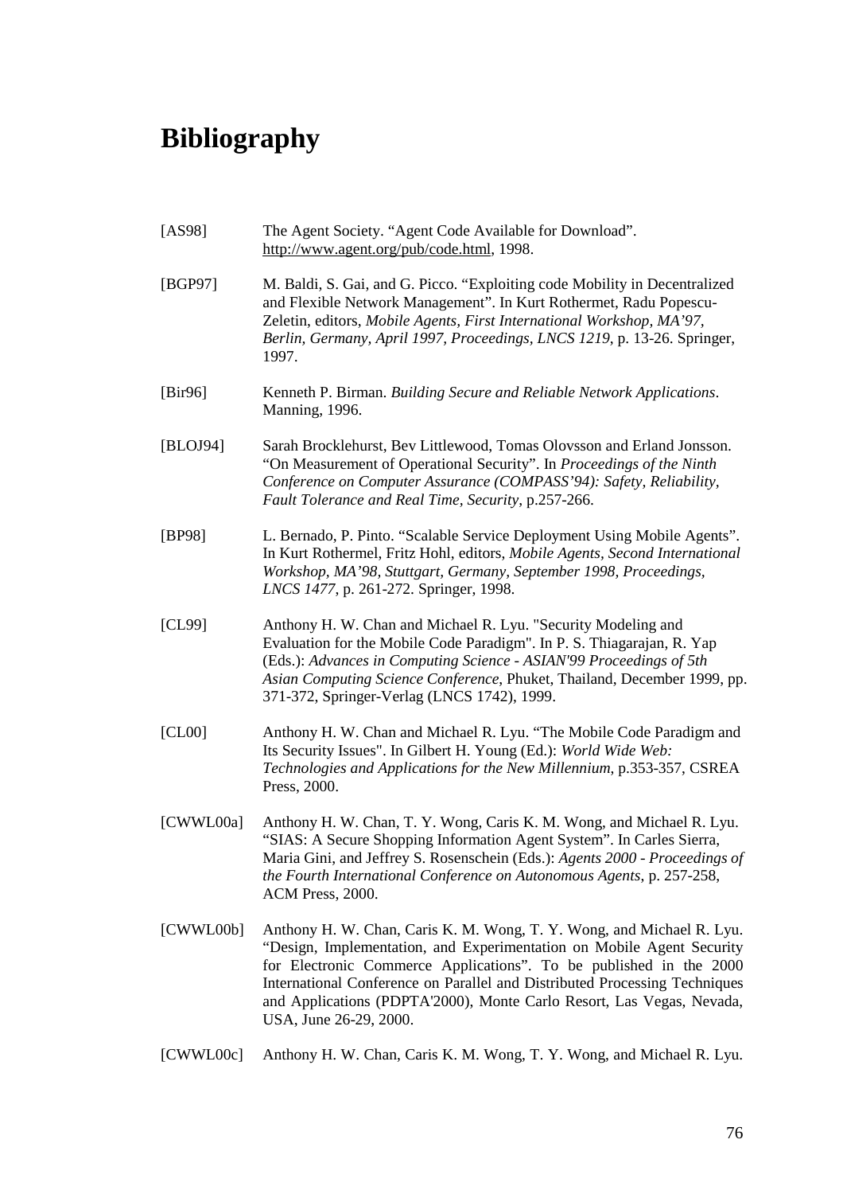# Bibliography

[AS98] The Agent Society. "Agent Code Available for Download". http://www.agent.org/pub/code.html, 1998.

[BGP97] M. Baldi, S. Gai, and G. Picco. "Exploiting code Mobility in Decentralized and Flexible Network Management". In Kurt Rothermet, Radu Popescu-Zeletin, editors, *Mobile Agents, First International Workshop, MA'97, Berlin, Germany, April 1997, Proceedings, LNCS 1219*, p. 13-26. Springer, 1997.

[Bir96] Kenneth P. Birman. *Building Secure and Reliable Network Applications*. Manning, 1996.

[BLOJ94] Sarah Brocklehurst, Bev Littlewood, Tomas Olovsson and Erland Jonsson. "On Measurement of Operational Security". In *Proceedings of the Ninth Conference on Computer Assurance (COMPASS'94): Safety, Reliability, Fault Tolerance and Real Time, Security*, p.257-266.

[BP98] L. Bernado, P. Pinto. "Scalable Service Deployment Using Mobile Agents". In Kurt Rothermel, Fritz Hohl, editors, *Mobile Agents, Second International Workshop, MA'98, Stuttgart, Germany, September 1998, Proceedings, LNCS 1477*, p. 261-272. Springer, 1998.

[CL99] Anthony H. W. Chan and Michael R. Lyu. "Security Modeling and Evaluation for the Mobile Code Paradigm". In P. S. Thiagarajan, R. Yap (Eds.): *Advances in Computing Science - ASIAN'99 Proceedings of 5th Asian Computing Science Conference*, Phuket, Thailand, December 1999, pp. 371-372, Springer-Verlag (LNCS 1742), 1999.

[CL00] Anthony H. W. Chan and Michael R. Lyu. "The Mobile Code Paradigm and Its Security Issues". In Gilbert H. Young (Ed.): *World Wide Web: Technologies and Applications for the New Millennium*, p.353-357, CSREA Press, 2000.

[CWWL00a] Anthony H. W. Chan, T. Y. Wong, Caris K. M. Wong, and Michael R. Lyu. "SIAS: A Secure Shopping Information Agent System". In Carles Sierra, Maria Gini, and Jeffrey S. Rosenschein (Eds.): *Agents 2000 - Proceedings of the Fourth International Conference on Autonomous Agents*, p. 257-258, ACM Press, 2000.

[CWWL00b] Anthony H. W. Chan, Caris K. M. Wong, T. Y. Wong, and Michael R. Lyu. "Design, Implementation, and Experimentation on Mobile Agent Security for Electronic Commerce Applications". To be published in the 2000 International Conference on Parallel and Distributed Processing Techniques and Applications (PDPTA'2000), Monte Carlo Resort, Las Vegas, Nevada, USA, June 26-29, 2000.

[CWWL00c] Anthony H. W. Chan, Caris K. M. Wong, T. Y. Wong, and Michael R. Lyu.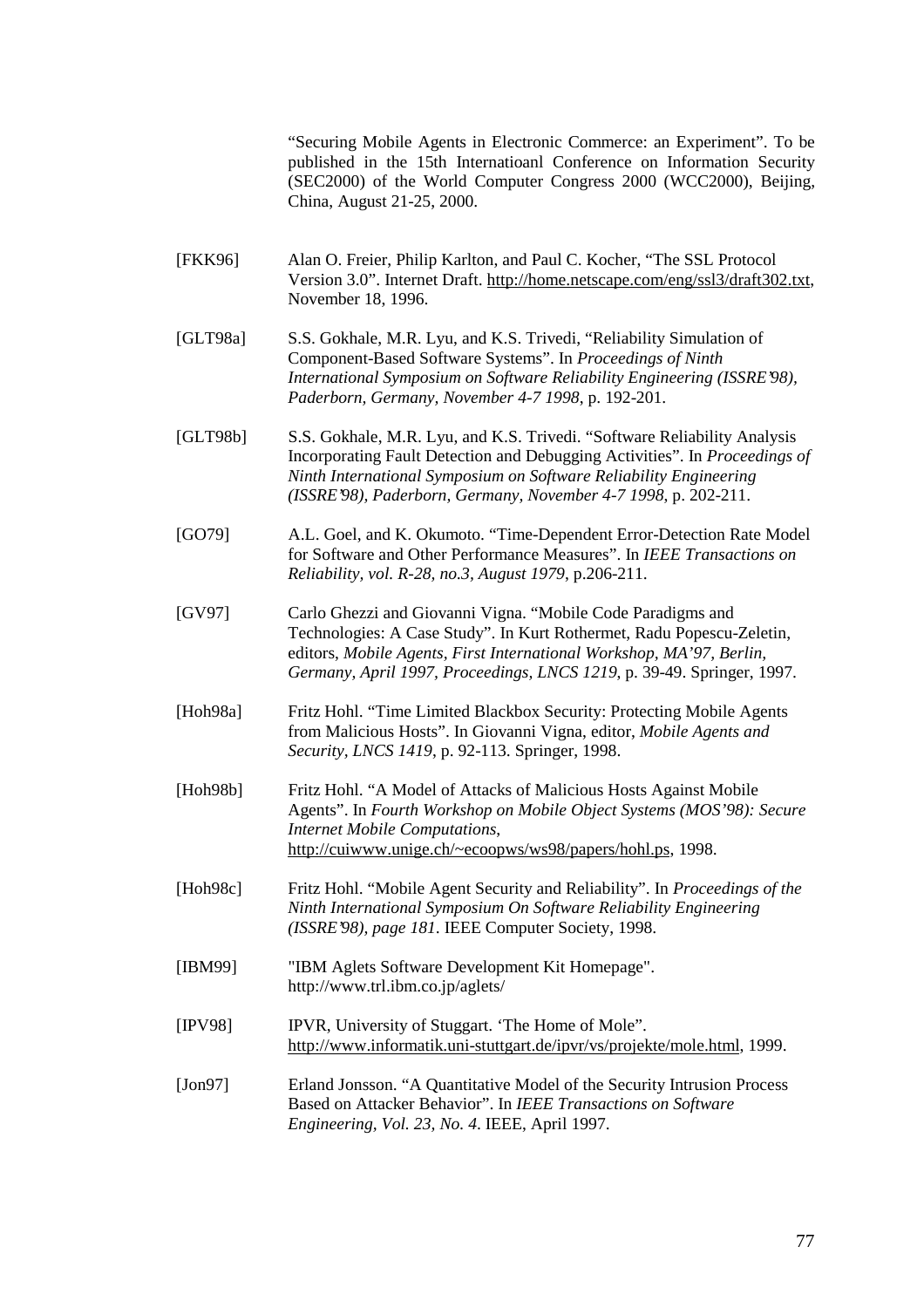"Securing Mobile Agents in Electronic Commerce: an Experiment". To be published in the 15th Internatioanl Conference on Information Security (SEC2000) of the World Computer Congress 2000 (WCC2000), Beijing, China, August 21-25, 2000.

[FKK96] Alan O. Freier, Philip Karlton, and Paul C. Kocher, "The SSL Protocol Version 3.0". Internet Draft. http://home.netscape.com/eng/ssl3/draft302.txt, November 18, 1996.

[GLT98a] S.S. Gokhale, M.R. Lyu, and K.S. Trivedi, "Reliability Simulation of Component-Based Software Systems". In *Proceedings of Ninth International Symposium on Software Reliability Engineering (ISSRE'98), Paderborn, Germany, November 4-7 1998*, p. 192-201.

[GLT98b] S.S. Gokhale, M.R. Lyu, and K.S. Trivedi. "Software Reliability Analysis Incorporating Fault Detection and Debugging Activities". In *Proceedings of Ninth International Symposium on Software Reliability Engineering (ISSRE'98), Paderborn, Germany, November 4-7 1998*, p. 202-211.

[GO79] A.L. Goel, and K. Okumoto. "Time-Dependent Error-Detection Rate Model for Software and Other Performance Measures". In *IEEE Transactions on Reliability, vol. R-28, no.3, August 1979*, p.206-211.

[GV97] Carlo Ghezzi and Giovanni Vigna. "Mobile Code Paradigms and Technologies: A Case Study". In Kurt Rothermet, Radu Popescu-Zeletin, editors, *Mobile Agents, First International Workshop, MA'97, Berlin, Germany, April 1997, Proceedings, LNCS 1219*, p. 39-49. Springer, 1997.

[Hoh98a] Fritz Hohl. "Time Limited Blackbox Security: Protecting Mobile Agents from Malicious Hosts". In Giovanni Vigna, editor, *Mobile Agents and Security, LNCS 1419*, p. 92-113. Springer, 1998.

[Hoh98b] Fritz Hohl. "A Model of Attacks of Malicious Hosts Against Mobile Agents". In *Fourth Workshop on Mobile Object Systems (MOS'98): Secure Internet Mobile Computations*, http://cuiwww.unige.ch/~ecoopws/ws98/papers/hohl.ps, 1998.

[Hoh98c] Fritz Hohl. "Mobile Agent Security and Reliability". In *Proceedings of the Ninth International Symposium On Software Reliability Engineering (ISSRE'98), page 181*. IEEE Computer Society, 1998.

[IBM99] "IBM Aglets Software Development Kit Homepage". http://www.trl.ibm.co.jp/aglets/

[IPV98] IPVR, University of Stuggart. 'The Home of Mole". http://www.informatik.uni-stuttgart.de/ipvr/vs/projekte/mole.html, 1999.

[Jon97] Erland Jonsson. "A Quantitative Model of the Security Intrusion Process Based on Attacker Behavior". In *IEEE Transactions on Software Engineering, Vol. 23, No. 4*. IEEE, April 1997.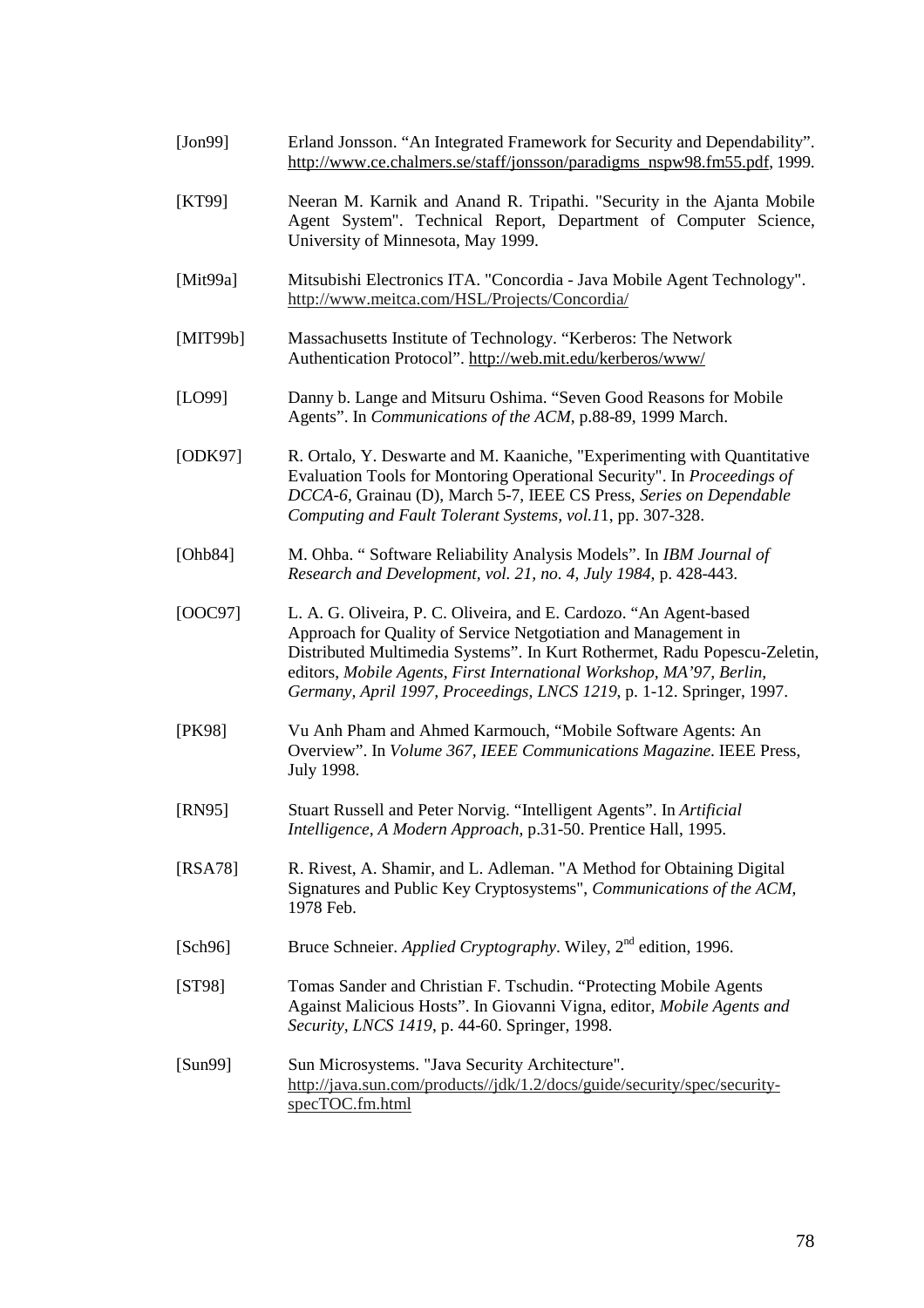[Jon99] Erland Jonsson. "An Integrated Framework for Security and Dependability". http://www.ce.chalmers.se/staff/jonsson/paradigms_nspw98.fm55.pdf, 1999.

[KT99] Neeran M. Karnik and Anand R. Tripathi. "Security in the Ajanta Mobile Agent System". Technical Report, Department of Computer Science, University of Minnesota, May 1999.

[Mit99a] Mitsubishi Electronics ITA. "Concordia - Java Mobile Agent Technology". http://www.meitca.com/HSL/Projects/Concordia/

[MIT99b] Massachusetts Institute of Technology. "Kerberos: The Network Authentication Protocol". http://web.mit.edu/kerberos/www/

[LO99] Danny b. Lange and Mitsuru Oshima. "Seven Good Reasons for Mobile Agents". In *Communications of the ACM*, p.88-89, 1999 March.

[ODK97] R. Ortalo, Y. Deswarte and M. Kaaniche, "Experimenting with Quantitative Evaluation Tools for Montoring Operational Security". In *Proceedings of DCCA-6*, Grainau (D), March 5-7, IEEE CS Press, *Series on Dependable Computing and Fault Tolerant Systems, vol.1*1, pp. 307-328.

[Ohb84] M. Ohba. " Software Reliability Analysis Models". In *IBM Journal of Research and Development, vol. 21, no. 4, July 1984*, p. 428-443.

[OOC97] L. A. G. Oliveira, P. C. Oliveira, and E. Cardozo. "An Agent-based Approach for Quality of Service Netgotiation and Management in Distributed Multimedia Systems". In Kurt Rothermet, Radu Popescu-Zeletin, editors, *Mobile Agents, First International Workshop, MA'97, Berlin, Germany, April 1997, Proceedings, LNCS 1219*, p. 1-12. Springer, 1997.

[PK98] Vu Anh Pham and Ahmed Karmouch, "Mobile Software Agents: An Overview". In *Volume 367, IEEE Communications Magazine*. IEEE Press, July 1998.

[RN95] Stuart Russell and Peter Norvig. "Intelligent Agents". In *Artificial Intelligence, A Modern Approach*, p.31-50. Prentice Hall, 1995.

[RSA78] R. Rivest, A. Shamir, and L. Adleman. "A Method for Obtaining Digital Signatures and Public Key Cryptosystems", *Communications of the ACM*, 1978 Feb.

[Sch96] Bruce Schneier. *Applied Cryptography*. Wiley, 2nd edition, 1996.

[ST98] Tomas Sander and Christian F. Tschudin. "Protecting Mobile Agents Against Malicious Hosts". In Giovanni Vigna, editor, *Mobile Agents and Security, LNCS 1419*, p. 44-60. Springer, 1998.

[Sun99] Sun Microsystems. "Java Security Architecture". http://java.sun.com/products//jdk/1.2/docs/guide/security/spec/security-specTOC.fm.html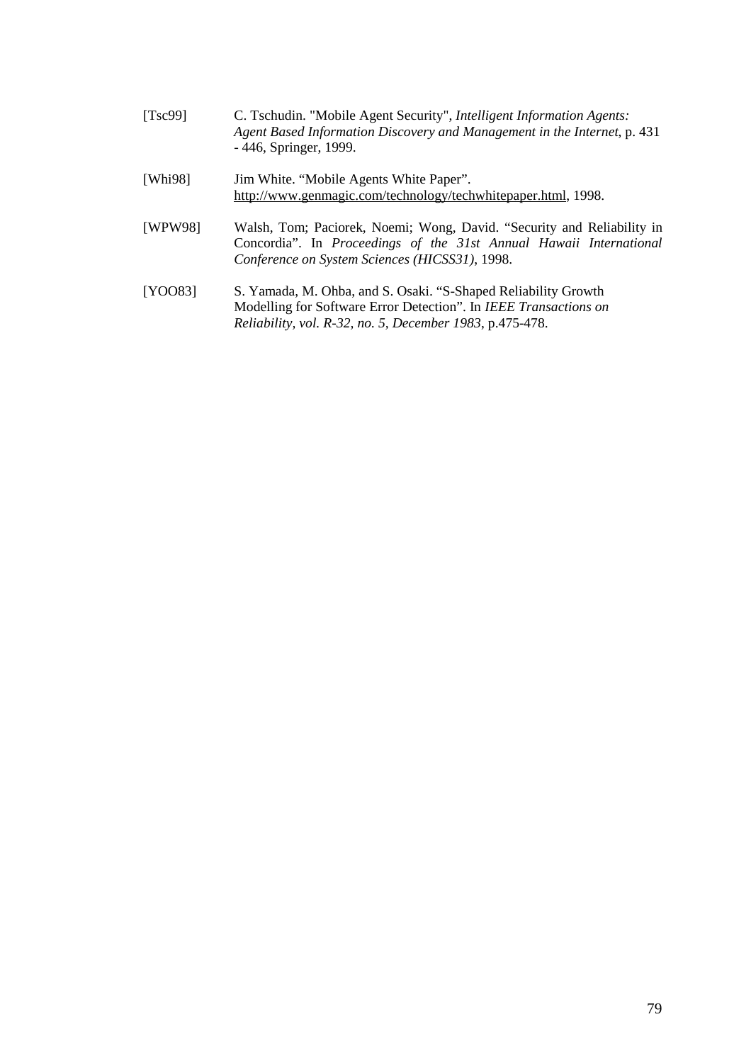[Tsc99] C. Tschudin. "Mobile Agent Security", *Intelligent Information Agents: Agent Based Information Discovery and Management in the Internet*, p. 431 - 446, Springer, 1999.

[Whi98] Jim White. "Mobile Agents White Paper". http://www.genmagic.com/technology/techwhitepaper.html, 1998.

[WPW98] Walsh, Tom; Paciorek, Noemi; Wong, David. "Security and Reliability in Concordia". In *Proceedings of the 31st Annual Hawaii International Conference on System Sciences (HICSS31)*, 1998.

[YOO83] S. Yamada, M. Ohba, and S. Osaki. "S-Shaped Reliability Growth Modelling for Software Error Detection". In *IEEE Transactions on Reliability, vol. R-32, no. 5, December 1983*, p.475-478.